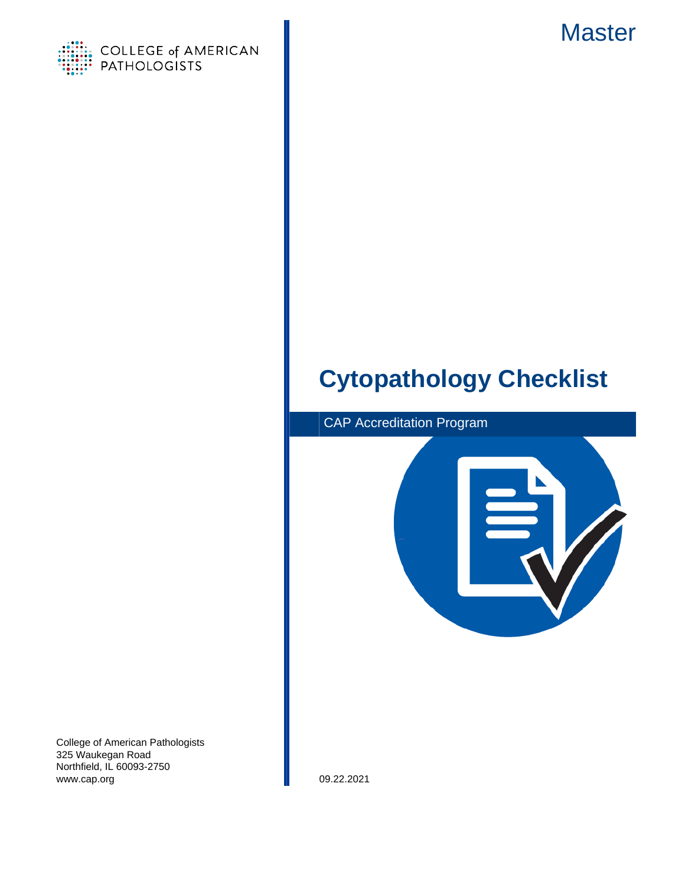COLLEGE of AMERICAN PATHOLOGISTS

Master

# Cytopathology Checklist

CAP Accreditation Program

College of American Pathologists
325 Waukegan Road
Northfield, IL 60093-2750
www.cap.org

09.22.2021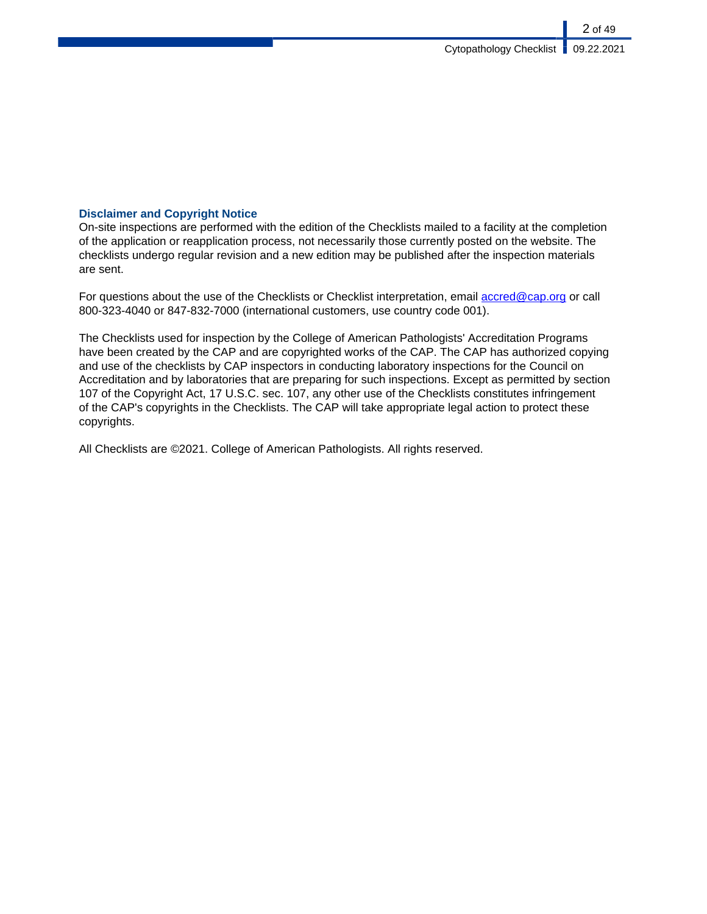## Disclaimer and Copyright Notice

On-site inspections are performed with the edition of the Checklists mailed to a facility at the completion of the application or reapplication process, not necessarily those currently posted on the website. The checklists undergo regular revision and a new edition may be published after the inspection materials are sent.

For questions about the use of the Checklists or Checklist interpretation, email accred@cap.org or call 800-323-4040 or 847-832-7000 (international customers, use country code 001).

The Checklists used for inspection by the College of American Pathologists' Accreditation Programs have been created by the CAP and are copyrighted works of the CAP. The CAP has authorized copying and use of the checklists by CAP inspectors in conducting laboratory inspections for the Council on Accreditation and by laboratories that are preparing for such inspections. Except as permitted by section 107 of the Copyright Act, 17 U.S.C. sec. 107, any other use of the Checklists constitutes infringement of the CAP's copyrights in the Checklists. The CAP will take appropriate legal action to protect these copyrights.

All Checklists are ©2021. College of American Pathologists. All rights reserved.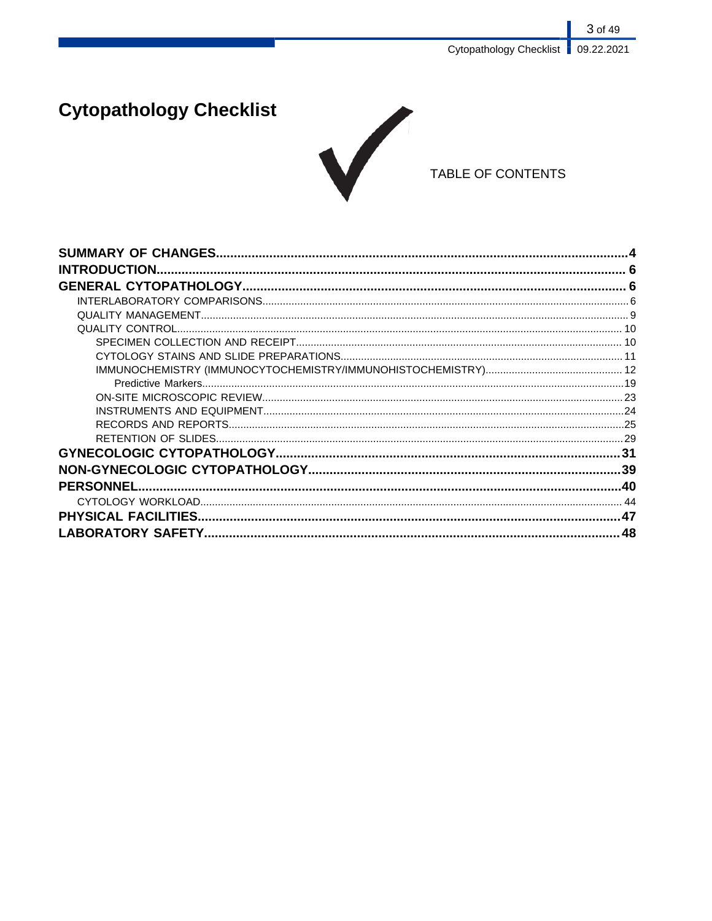# Cytopathology Checklist

TABLE OF CONTENTS

- **SUMMARY OF CHANGES** ....... 4
- **INTRODUCTION** ....... 6
- **GENERAL CYTOPATHOLOGY** ....... 6
  - INTERLABORATORY COMPARISONS ....... 6
  - QUALITY MANAGEMENT ....... 9
  - QUALITY CONTROL ....... 10
    - SPECIMEN COLLECTION AND RECEIPT ....... 10
    - CYTOLOGY STAINS AND SLIDE PREPARATIONS ....... 11
    - IMMUNOCHEMISTRY (IMMUNOCYTOCHEMISTRY/IMMUNOHISTOCHEMISTRY) ....... 12
      - Predictive Markers ....... 19
    - ON-SITE MICROSCOPIC REVIEW ....... 23
    - INSTRUMENTS AND EQUIPMENT ....... 24
    - RECORDS AND REPORTS ....... 25
    - RETENTION OF SLIDES ....... 29
- **GYNECOLOGIC CYTOPATHOLOGY** ....... 31
- **NON-GYNECOLOGIC CYTOPATHOLOGY** ....... 39
- **PERSONNEL** ....... 40
  - CYTOLOGY WORKLOAD ....... 44
- **PHYSICAL FACILITIES** ....... 47
- **LABORATORY SAFETY** ....... 48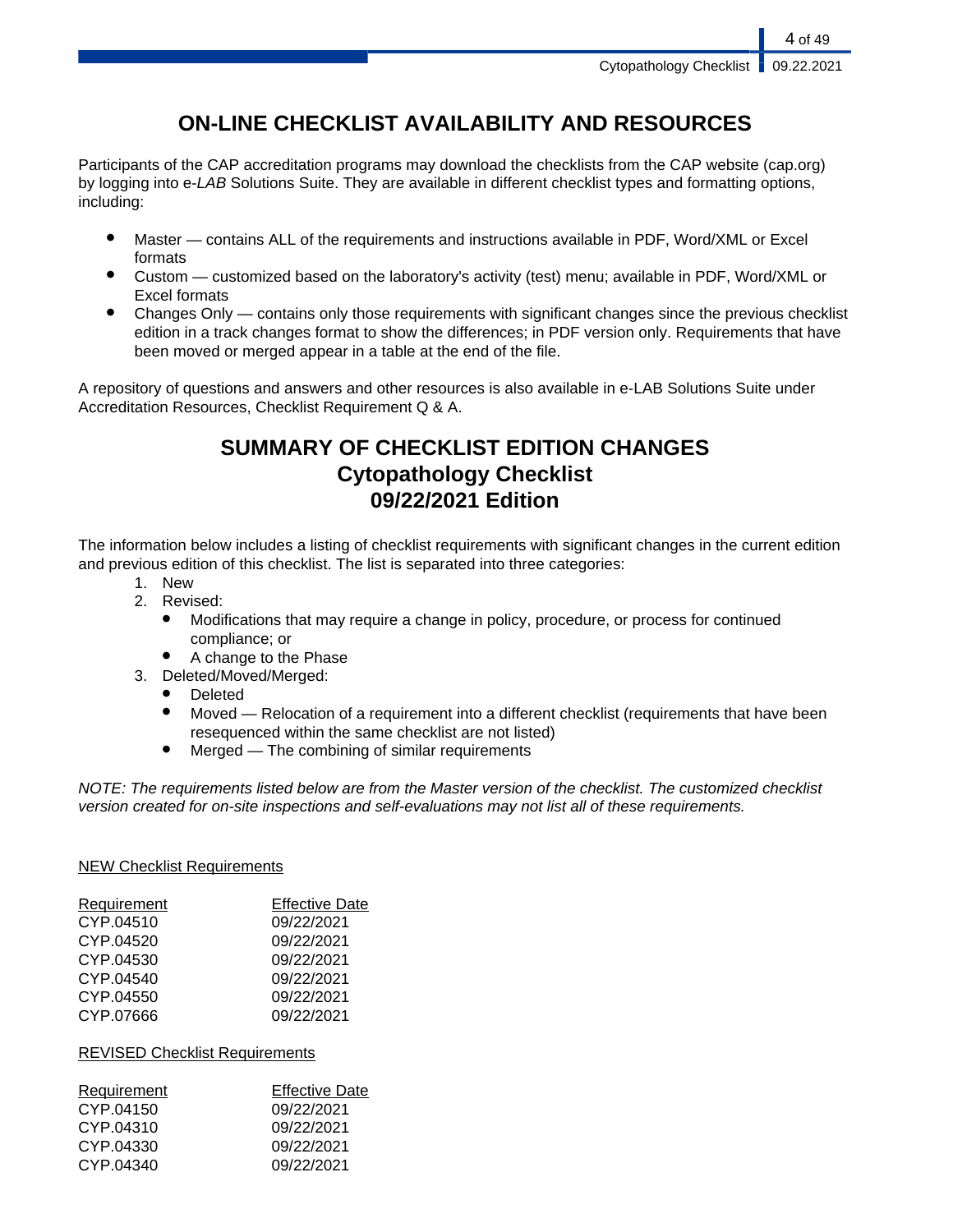# ON-LINE CHECKLIST AVAILABILITY AND RESOURCES

Participants of the CAP accreditation programs may download the checklists from the CAP website (cap.org) by logging into e-*LAB* Solutions Suite. They are available in different checklist types and formatting options, including:

- Master — contains ALL of the requirements and instructions available in PDF, Word/XML or Excel formats
- Custom — customized based on the laboratory's activity (test) menu; available in PDF, Word/XML or Excel formats
- Changes Only — contains only those requirements with significant changes since the previous checklist edition in a track changes format to show the differences; in PDF version only. Requirements that have been moved or merged appear in a table at the end of the file.

A repository of questions and answers and other resources is also available in e-LAB Solutions Suite under Accreditation Resources, Checklist Requirement Q & A.

# SUMMARY OF CHECKLIST EDITION CHANGES
# Cytopathology Checklist
# 09/22/2021 Edition

The information below includes a listing of checklist requirements with significant changes in the current edition and previous edition of this checklist. The list is separated into three categories:

1. New
2. Revised:
   - Modifications that may require a change in policy, procedure, or process for continued compliance; or
   - A change to the Phase
3. Deleted/Moved/Merged:
   - Deleted
   - Moved — Relocation of a requirement into a different checklist (requirements that have been resequenced within the same checklist are not listed)
   - Merged — The combining of similar requirements

*NOTE: The requirements listed below are from the Master version of the checklist. The customized checklist version created for on-site inspections and self-evaluations may not list all of these requirements.*

NEW Checklist Requirements

| Requirement | Effective Date |
|---|---|
| CYP.04510 | 09/22/2021 |
| CYP.04520 | 09/22/2021 |
| CYP.04530 | 09/22/2021 |
| CYP.04540 | 09/22/2021 |
| CYP.04550 | 09/22/2021 |
| CYP.07666 | 09/22/2021 |

REVISED Checklist Requirements

| Requirement | Effective Date |
|---|---|
| CYP.04150 | 09/22/2021 |
| CYP.04310 | 09/22/2021 |
| CYP.04330 | 09/22/2021 |
| CYP.04340 | 09/22/2021 |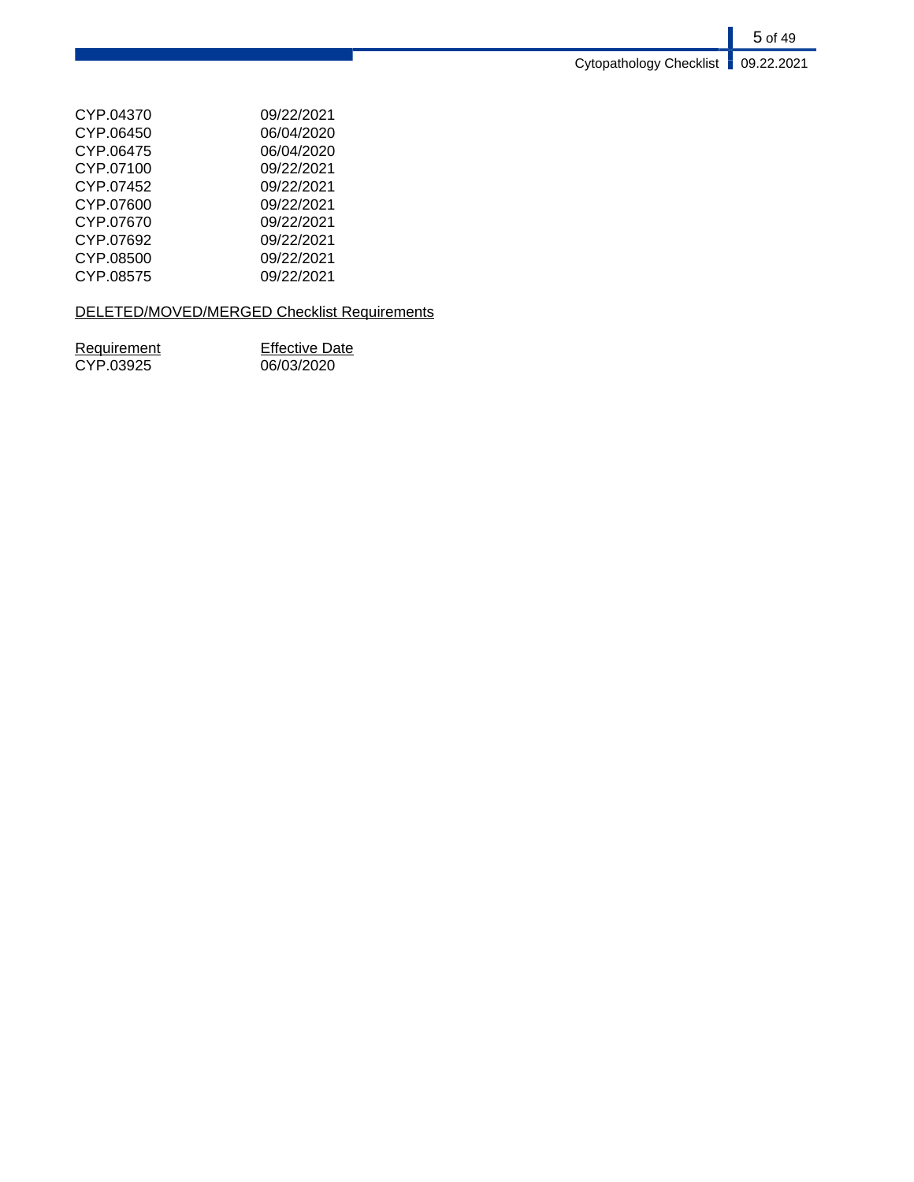| | |
|---|---|
| CYP.04370 | 09/22/2021 |
| CYP.06450 | 06/04/2020 |
| CYP.06475 | 06/04/2020 |
| CYP.07100 | 09/22/2021 |
| CYP.07452 | 09/22/2021 |
| CYP.07600 | 09/22/2021 |
| CYP.07670 | 09/22/2021 |
| CYP.07692 | 09/22/2021 |
| CYP.08500 | 09/22/2021 |
| CYP.08575 | 09/22/2021 |

DELETED/MOVED/MERGED Checklist Requirements

| Requirement | Effective Date |
|---|---|
| CYP.03925 | 06/03/2020 |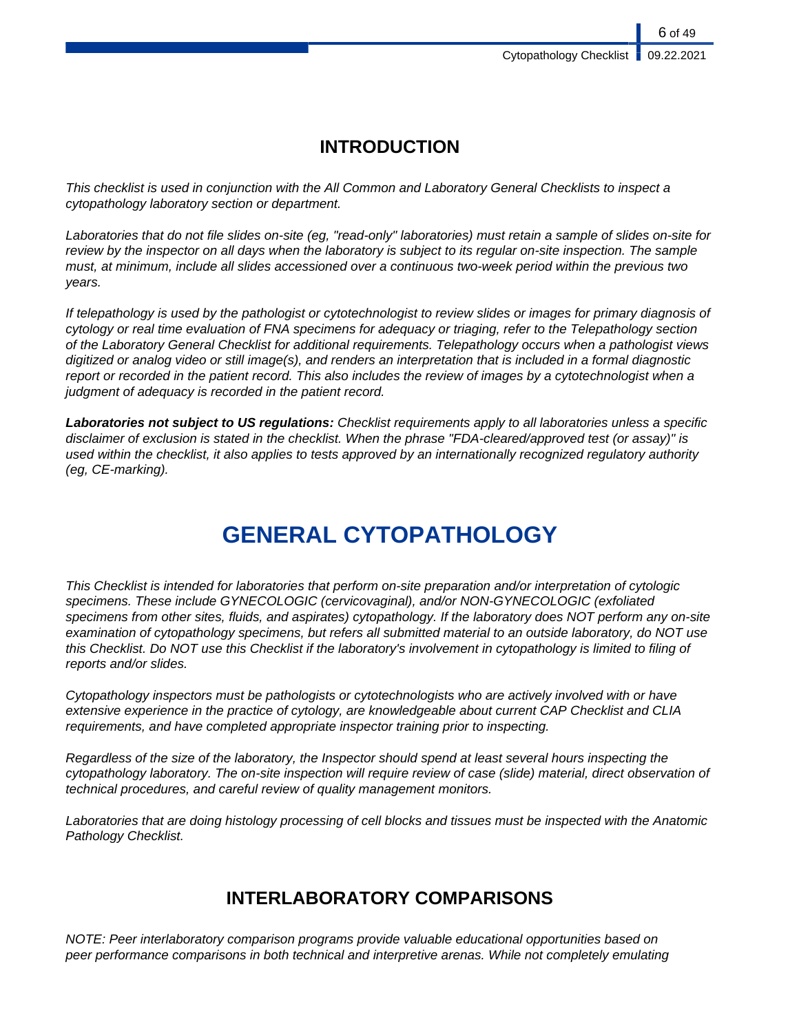## INTRODUCTION

*This checklist is used in conjunction with the All Common and Laboratory General Checklists to inspect a cytopathology laboratory section or department.*

*Laboratories that do not file slides on-site (eg, "read-only" laboratories) must retain a sample of slides on-site for review by the inspector on all days when the laboratory is subject to its regular on-site inspection. The sample must, at minimum, include all slides accessioned over a continuous two-week period within the previous two years.*

*If telepathology is used by the pathologist or cytotechnologist to review slides or images for primary diagnosis of cytology or real time evaluation of FNA specimens for adequacy or triaging, refer to the Telepathology section of the Laboratory General Checklist for additional requirements. Telepathology occurs when a pathologist views digitized or analog video or still image(s), and renders an interpretation that is included in a formal diagnostic report or recorded in the patient record. This also includes the review of images by a cytotechnologist when a judgment of adequacy is recorded in the patient record.*

***Laboratories not subject to US regulations:*** *Checklist requirements apply to all laboratories unless a specific disclaimer of exclusion is stated in the checklist. When the phrase "FDA-cleared/approved test (or assay)" is used within the checklist, it also applies to tests approved by an internationally recognized regulatory authority (eg, CE-marking).*

# GENERAL CYTOPATHOLOGY

*This Checklist is intended for laboratories that perform on-site preparation and/or interpretation of cytologic specimens. These include GYNECOLOGIC (cervicovaginal), and/or NON-GYNECOLOGIC (exfoliated specimens from other sites, fluids, and aspirates) cytopathology. If the laboratory does NOT perform any on-site examination of cytopathology specimens, but refers all submitted material to an outside laboratory, do NOT use this Checklist. Do NOT use this Checklist if the laboratory's involvement in cytopathology is limited to filing of reports and/or slides.*

*Cytopathology inspectors must be pathologists or cytotechnologists who are actively involved with or have extensive experience in the practice of cytology, are knowledgeable about current CAP Checklist and CLIA requirements, and have completed appropriate inspector training prior to inspecting.*

*Regardless of the size of the laboratory, the Inspector should spend at least several hours inspecting the cytopathology laboratory. The on-site inspection will require review of case (slide) material, direct observation of technical procedures, and careful review of quality management monitors.*

*Laboratories that are doing histology processing of cell blocks and tissues must be inspected with the Anatomic Pathology Checklist.*

## INTERLABORATORY COMPARISONS

*NOTE: Peer interlaboratory comparison programs provide valuable educational opportunities based on peer performance comparisons in both technical and interpretive arenas. While not completely emulating*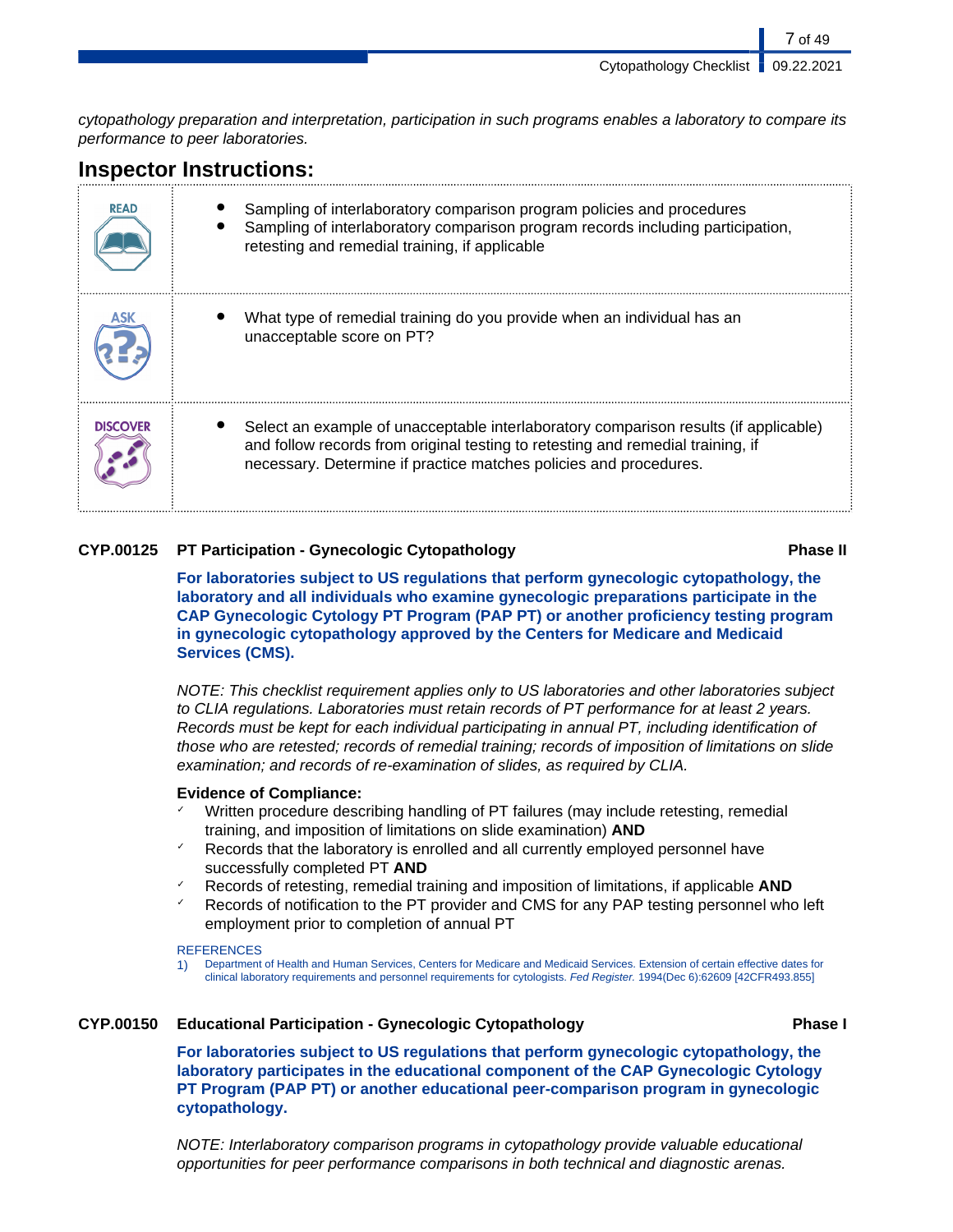*cytopathology preparation and interpretation, participation in such programs enables a laboratory to compare its performance to peer laboratories.*

## Inspector Instructions:

| | |
|---|---|
| READ | • Sampling of interlaboratory comparison program policies and procedures<br>• Sampling of interlaboratory comparison program records including participation, retesting and remedial training, if applicable |
| ASK | • What type of remedial training do you provide when an individual has an unacceptable score on PT? |
| DISCOVER | • Select an example of unacceptable interlaboratory comparison results (if applicable) and follow records from original testing to retesting and remedial training, if necessary. Determine if practice matches policies and procedures. |

### CYP.00125 PT Participation - Gynecologic Cytopathology — Phase II

**For laboratories subject to US regulations that perform gynecologic cytopathology, the laboratory and all individuals who examine gynecologic preparations participate in the CAP Gynecologic Cytology PT Program (PAP PT) or another proficiency testing program in gynecologic cytopathology approved by the Centers for Medicare and Medicaid Services (CMS).**

*NOTE: This checklist requirement applies only to US laboratories and other laboratories subject to CLIA regulations. Laboratories must retain records of PT performance for at least 2 years. Records must be kept for each individual participating in annual PT, including identification of those who are retested; records of remedial training; records of imposition of limitations on slide examination; and records of re-examination of slides, as required by CLIA.*

**Evidence of Compliance:**

- ✓ Written procedure describing handling of PT failures (may include retesting, remedial training, and imposition of limitations on slide examination) **AND**
- ✓ Records that the laboratory is enrolled and all currently employed personnel have successfully completed PT **AND**
- ✓ Records of retesting, remedial training and imposition of limitations, if applicable **AND**
- ✓ Records of notification to the PT provider and CMS for any PAP testing personnel who left employment prior to completion of annual PT

REFERENCES

1) Department of Health and Human Services, Centers for Medicare and Medicaid Services. Extension of certain effective dates for clinical laboratory requirements and personnel requirements for cytologists. *Fed Register.* 1994(Dec 6):62609 [42CFR493.855]

### CYP.00150 Educational Participation - Gynecologic Cytopathology — Phase I

**For laboratories subject to US regulations that perform gynecologic cytopathology, the laboratory participates in the educational component of the CAP Gynecologic Cytology PT Program (PAP PT) or another educational peer-comparison program in gynecologic cytopathology.**

*NOTE: Interlaboratory comparison programs in cytopathology provide valuable educational opportunities for peer performance comparisons in both technical and diagnostic arenas.*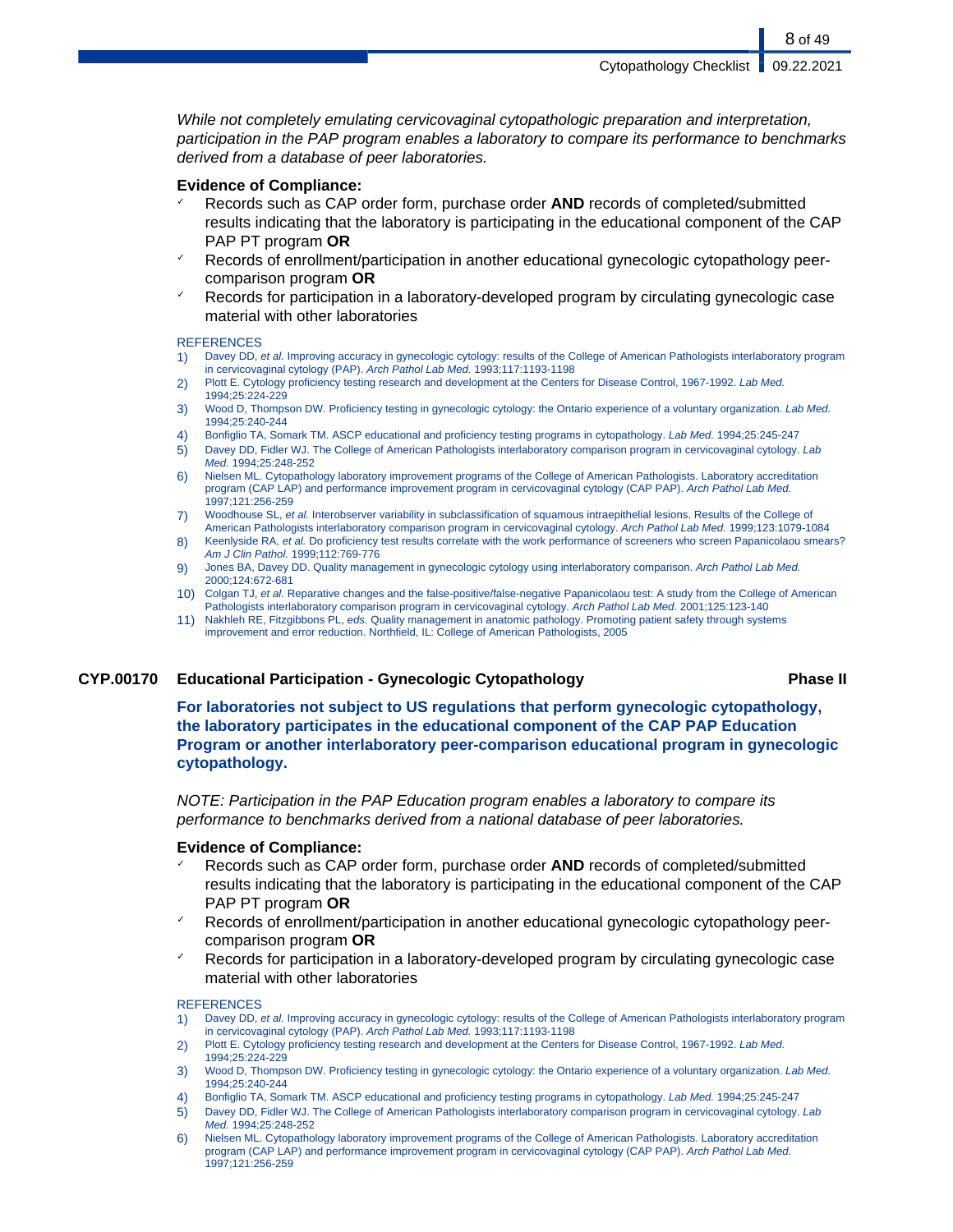*While not completely emulating cervicovaginal cytopathologic preparation and interpretation, participation in the PAP program enables a laboratory to compare its performance to benchmarks derived from a database of peer laboratories.*

**Evidence of Compliance:**

- ✓ Records such as CAP order form, purchase order **AND** records of completed/submitted results indicating that the laboratory is participating in the educational component of the CAP PAP PT program **OR**
- ✓ Records of enrollment/participation in another educational gynecologic cytopathology peer-comparison program **OR**
- ✓ Records for participation in a laboratory-developed program by circulating gynecologic case material with other laboratories

REFERENCES

1) Davey DD, *et al.* Improving accuracy in gynecologic cytology: results of the College of American Pathologists interlaboratory program in cervicovaginal cytology (PAP). *Arch Pathol Lab Med.* 1993;117:1193-1198
2) Plott E. Cytology proficiency testing research and development at the Centers for Disease Control, 1967-1992. *Lab Med.* 1994;25:224-229
3) Wood D, Thompson DW. Proficiency testing in gynecologic cytology: the Ontario experience of a voluntary organization. *Lab Med.* 1994;25:240-244
4) Bonfiglio TA, Somark TM. ASCP educational and proficiency testing programs in cytopathology. *Lab Med.* 1994;25:245-247
5) Davey DD, Fidler WJ. The College of American Pathologists interlaboratory comparison program in cervicovaginal cytology. *Lab Med.* 1994;25:248-252
6) Nielsen ML. Cytopathology laboratory improvement programs of the College of American Pathologists. Laboratory accreditation program (CAP LAP) and performance improvement program in cervicovaginal cytology (CAP PAP). *Arch Pathol Lab Med.* 1997;121:256-259
7) Woodhouse SL, *et al.* Interobserver variability in subclassification of squamous intraepithelial lesions. Results of the College of American Pathologists interlaboratory comparison program in cervicovaginal cytology. *Arch Pathol Lab Med.* 1999;123:1079-1084
8) Keenlyside RA, *et al.* Do proficiency test results correlate with the work performance of screeners who screen Papanicolaou smears? *Am J Clin Pathol.* 1999;112:769-776
9) Jones BA, Davey DD. Quality management in gynecologic cytology using interlaboratory comparison. *Arch Pathol Lab Med.* 2000;124:672-681
10) Colgan TJ, *et al*. Reparative changes and the false-positive/false-negative Papanicolaou test: A study from the College of American Pathologists interlaboratory comparison program in cervicovaginal cytology. *Arch Pathol Lab Med*. 2001;125:123-140
11) Nakhleh RE, Fitzgibbons PL, *eds.* Quality management in anatomic pathology. Promoting patient safety through systems improvement and error reduction. Northfield, IL: College of American Pathologists, 2005

### CYP.00170 Educational Participation - Gynecologic Cytopathology — Phase II

**For laboratories not subject to US regulations that perform gynecologic cytopathology, the laboratory participates in the educational component of the CAP PAP Education Program or another interlaboratory peer-comparison educational program in gynecologic cytopathology.**

*NOTE: Participation in the PAP Education program enables a laboratory to compare its performance to benchmarks derived from a national database of peer laboratories.*

**Evidence of Compliance:**

- ✓ Records such as CAP order form, purchase order **AND** records of completed/submitted results indicating that the laboratory is participating in the educational component of the CAP PAP PT program **OR**
- ✓ Records of enrollment/participation in another educational gynecologic cytopathology peer-comparison program **OR**
- ✓ Records for participation in a laboratory-developed program by circulating gynecologic case material with other laboratories

REFERENCES

1) Davey DD, *et al.* Improving accuracy in gynecologic cytology: results of the College of American Pathologists interlaboratory program in cervicovaginal cytology (PAP). *Arch Pathol Lab Med.* 1993;117:1193-1198
2) Plott E. Cytology proficiency testing research and development at the Centers for Disease Control, 1967-1992. *Lab Med.* 1994;25:224-229
3) Wood D, Thompson DW. Proficiency testing in gynecologic cytology: the Ontario experience of a voluntary organization. *Lab Med.* 1994;25:240-244
4) Bonfiglio TA, Somark TM. ASCP educational and proficiency testing programs in cytopathology. *Lab Med.* 1994;25:245-247
5) Davey DD, Fidler WJ. The College of American Pathologists interlaboratory comparison program in cervicovaginal cytology. *Lab Med.* 1994;25:248-252
6) Nielsen ML. Cytopathology laboratory improvement programs of the College of American Pathologists. Laboratory accreditation program (CAP LAP) and performance improvement program in cervicovaginal cytology (CAP PAP). *Arch Pathol Lab Med.* 1997;121:256-259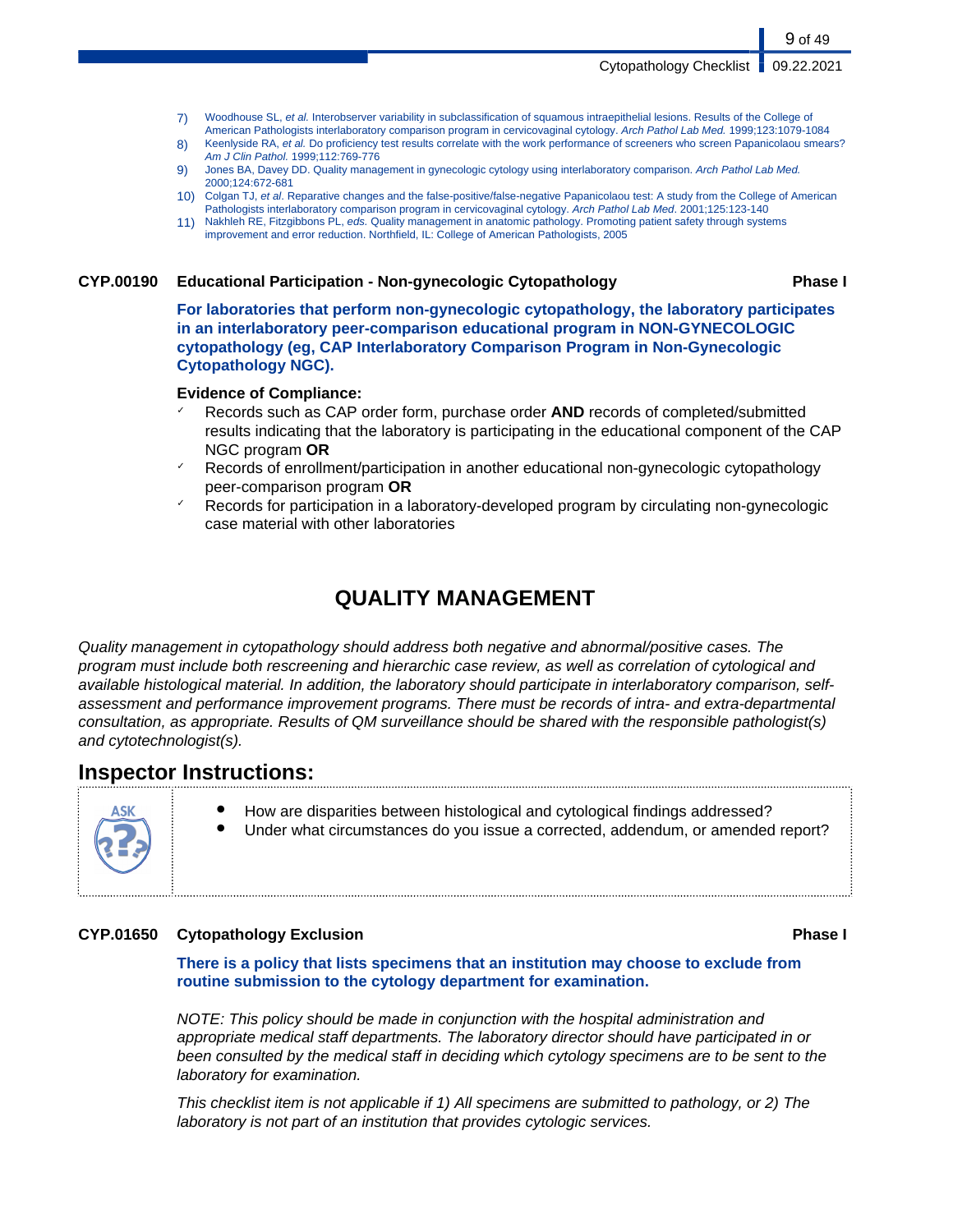7) Woodhouse SL, *et al.* Interobserver variability in subclassification of squamous intraepithelial lesions. Results of the College of American Pathologists interlaboratory comparison program in cervicovaginal cytology. *Arch Pathol Lab Med.* 1999;123:1079-1084
8) Keenlyside RA, *et al.* Do proficiency test results correlate with the work performance of screeners who screen Papanicolaou smears? *Am J Clin Pathol.* 1999;112:769-776
9) Jones BA, Davey DD. Quality management in gynecologic cytology using interlaboratory comparison. *Arch Pathol Lab Med.* 2000;124:672-681
10) Colgan TJ, *et al*. Reparative changes and the false-positive/false-negative Papanicolaou test: A study from the College of American Pathologists interlaboratory comparison program in cervicovaginal cytology. *Arch Pathol Lab Med*. 2001;125:123-140
11) Nakhleh RE, Fitzgibbons PL, *eds.* Quality management in anatomic pathology. Promoting patient safety through systems improvement and error reduction. Northfield, IL: College of American Pathologists, 2005

**CYP.00190 Educational Participation - Non-gynecologic Cytopathology** — **Phase I**

**For laboratories that perform non-gynecologic cytopathology, the laboratory participates in an interlaboratory peer-comparison educational program in NON-GYNECOLOGIC cytopathology (eg, CAP Interlaboratory Comparison Program in Non-Gynecologic Cytopathology NGC).**

**Evidence of Compliance:**

- ✓ Records such as CAP order form, purchase order **AND** records of completed/submitted results indicating that the laboratory is participating in the educational component of the CAP NGC program **OR**
- ✓ Records of enrollment/participation in another educational non-gynecologic cytopathology peer-comparison program **OR**
- ✓ Records for participation in a laboratory-developed program by circulating non-gynecologic case material with other laboratories

# QUALITY MANAGEMENT

*Quality management in cytopathology should address both negative and abnormal/positive cases. The program must include both rescreening and hierarchic case review, as well as correlation of cytological and available histological material. In addition, the laboratory should participate in interlaboratory comparison, self-assessment and performance improvement programs. There must be records of intra- and extra-departmental consultation, as appropriate. Results of QM surveillance should be shared with the responsible pathologist(s) and cytotechnologist(s).*

## Inspector Instructions:

ASK

- How are disparities between histological and cytological findings addressed?
- Under what circumstances do you issue a corrected, addendum, or amended report?

**CYP.01650 Cytopathology Exclusion** — **Phase I**

**There is a policy that lists specimens that an institution may choose to exclude from routine submission to the cytology department for examination.**

*NOTE: This policy should be made in conjunction with the hospital administration and appropriate medical staff departments. The laboratory director should have participated in or been consulted by the medical staff in deciding which cytology specimens are to be sent to the laboratory for examination.*

*This checklist item is not applicable if 1) All specimens are submitted to pathology, or 2) The laboratory is not part of an institution that provides cytologic services.*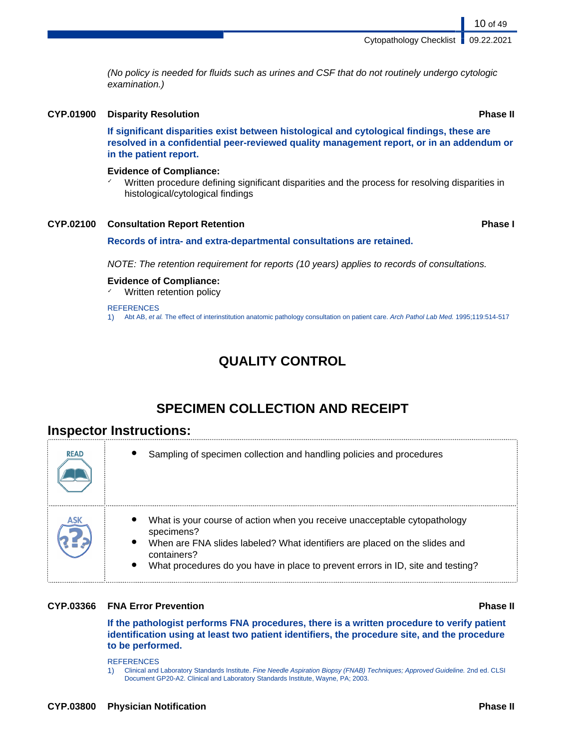*(No policy is needed for fluids such as urines and CSF that do not routinely undergo cytologic examination.)*

**CYP.01900 Disparity Resolution** **Phase II**

**If significant disparities exist between histological and cytological findings, these are resolved in a confidential peer-reviewed quality management report, or in an addendum or in the patient report.**

**Evidence of Compliance:**

- Written procedure defining significant disparities and the process for resolving disparities in histological/cytological findings

**CYP.02100 Consultation Report Retention** **Phase I**

**Records of intra- and extra-departmental consultations are retained.**

*NOTE: The retention requirement for reports (10 years) applies to records of consultations.*

**Evidence of Compliance:**

- Written retention policy

REFERENCES

1) Abt AB, *et al.* The effect of interinstitution anatomic pathology consultation on patient care. *Arch Pathol Lab Med.* 1995;119:514-517

# QUALITY CONTROL

## SPECIMEN COLLECTION AND RECEIPT

### Inspector Instructions:

| | |
|---|---|
| READ | • Sampling of specimen collection and handling policies and procedures |
| ASK | • What is your course of action when you receive unacceptable cytopathology specimens?<br>• When are FNA slides labeled? What identifiers are placed on the slides and containers?<br>• What procedures do you have in place to prevent errors in ID, site and testing? |

**CYP.03366 FNA Error Prevention** **Phase II**

**If the pathologist performs FNA procedures, there is a written procedure to verify patient identification using at least two patient identifiers, the procedure site, and the procedure to be performed.**

REFERENCES

1) Clinical and Laboratory Standards Institute. *Fine Needle Aspiration Biopsy (FNAB) Techniques; Approved Guideline.* 2nd ed. CLSI Document GP20-A2. Clinical and Laboratory Standards Institute, Wayne, PA; 2003.

**CYP.03800 Physician Notification** **Phase II**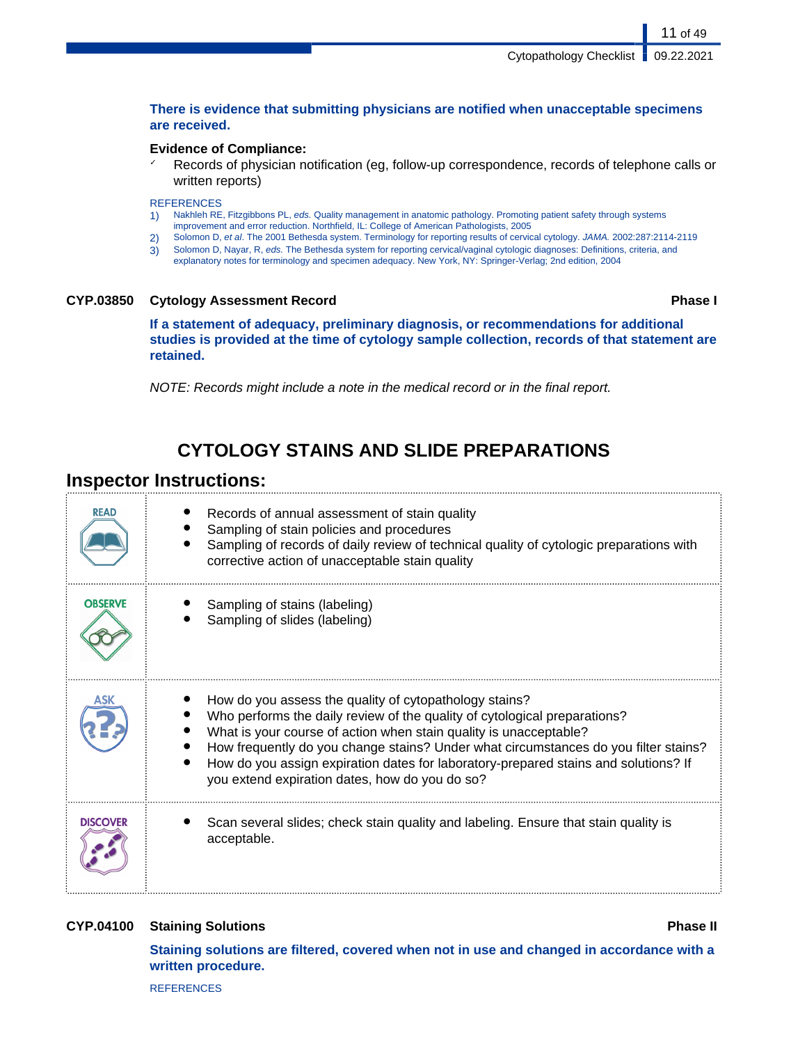**There is evidence that submitting physicians are notified when unacceptable specimens are received.**

**Evidence of Compliance:**

- ✓ Records of physician notification (eg, follow-up correspondence, records of telephone calls or written reports)

REFERENCES

1) Nakhleh RE, Fitzgibbons PL, *eds.* Quality management in anatomic pathology. Promoting patient safety through systems improvement and error reduction. Northfield, IL: College of American Pathologists, 2005
2) Solomon D, *et al*. The 2001 Bethesda system. Terminology for reporting results of cervical cytology. *JAMA.* 2002:287:2114-2119
3) Solomon D, Nayar, R, *eds.* The Bethesda system for reporting cervical/vaginal cytologic diagnoses: Definitions, criteria, and explanatory notes for terminology and specimen adequacy. New York, NY: Springer-Verlag; 2nd edition, 2004

**CYP.03850 Cytology Assessment Record** **Phase I**

**If a statement of adequacy, preliminary diagnosis, or recommendations for additional studies is provided at the time of cytology sample collection, records of that statement are retained.**

*NOTE: Records might include a note in the medical record or in the final report.*

## CYTOLOGY STAINS AND SLIDE PREPARATIONS

### Inspector Instructions:

| | |
|---|---|
| READ | • Records of annual assessment of stain quality<br>• Sampling of stain policies and procedures<br>• Sampling of records of daily review of technical quality of cytologic preparations with corrective action of unacceptable stain quality |
| OBSERVE | • Sampling of stains (labeling)<br>• Sampling of slides (labeling) |
| ASK | • How do you assess the quality of cytopathology stains?<br>• Who performs the daily review of the quality of cytological preparations?<br>• What is your course of action when stain quality is unacceptable?<br>• How frequently do you change stains? Under what circumstances do you filter stains?<br>• How do you assign expiration dates for laboratory-prepared stains and solutions? If you extend expiration dates, how do you do so? |
| DISCOVER | • Scan several slides; check stain quality and labeling. Ensure that stain quality is acceptable. |

**CYP.04100 Staining Solutions** **Phase II**

**Staining solutions are filtered, covered when not in use and changed in accordance with a written procedure.**

REFERENCES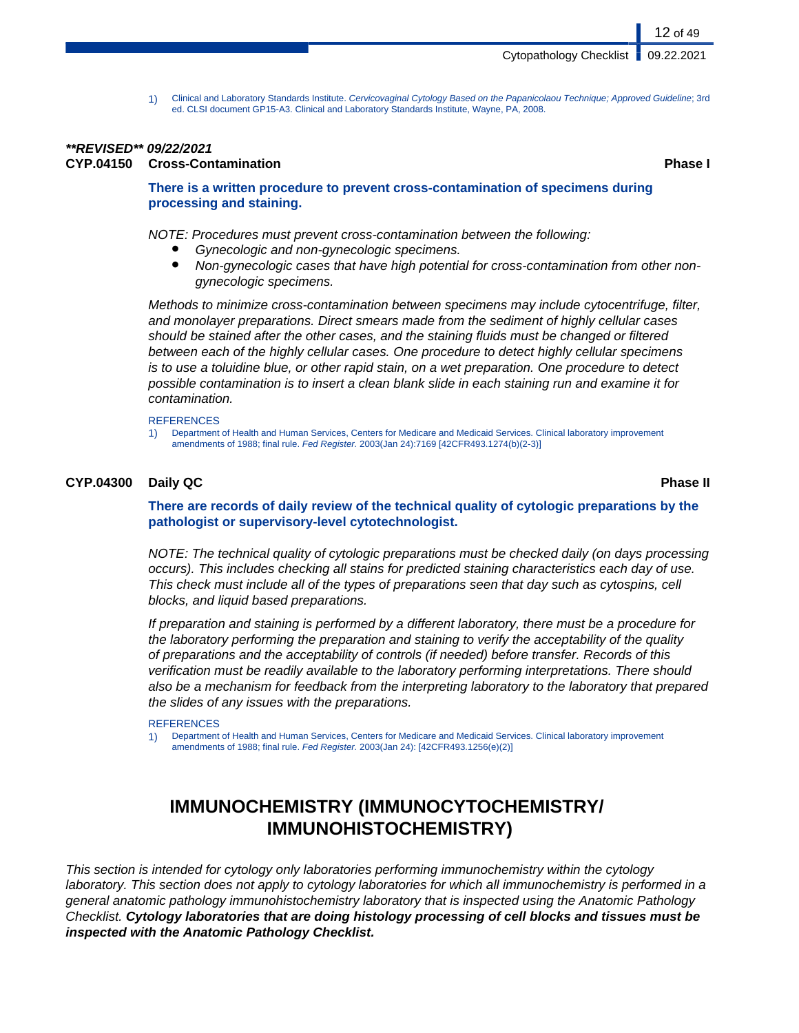1) Clinical and Laboratory Standards Institute. *Cervicovaginal Cytology Based on the Papanicolaou Technique; Approved Guideline*; 3rd ed. CLSI document GP15-A3. Clinical and Laboratory Standards Institute, Wayne, PA, 2008.

***\*\*REVISED\*\* 09/22/2021***

**CYP.04150 Cross-Contamination** **Phase I**

**There is a written procedure to prevent cross-contamination of specimens during processing and staining.**

*NOTE: Procedures must prevent cross-contamination between the following:*

- *Gynecologic and non-gynecologic specimens.*
- *Non-gynecologic cases that have high potential for cross-contamination from other non-gynecologic specimens.*

*Methods to minimize cross-contamination between specimens may include cytocentrifuge, filter, and monolayer preparations. Direct smears made from the sediment of highly cellular cases should be stained after the other cases, and the staining fluids must be changed or filtered between each of the highly cellular cases. One procedure to detect highly cellular specimens is to use a toluidine blue, or other rapid stain, on a wet preparation. One procedure to detect possible contamination is to insert a clean blank slide in each staining run and examine it for contamination.*

REFERENCES

1) Department of Health and Human Services, Centers for Medicare and Medicaid Services. Clinical laboratory improvement amendments of 1988; final rule. *Fed Register.* 2003(Jan 24):7169 [42CFR493.1274(b)(2-3)]

**CYP.04300 Daily QC** **Phase II**

**There are records of daily review of the technical quality of cytologic preparations by the pathologist or supervisory-level cytotechnologist.**

*NOTE: The technical quality of cytologic preparations must be checked daily (on days processing occurs). This includes checking all stains for predicted staining characteristics each day of use. This check must include all of the types of preparations seen that day such as cytospins, cell blocks, and liquid based preparations.*

*If preparation and staining is performed by a different laboratory, there must be a procedure for the laboratory performing the preparation and staining to verify the acceptability of the quality of preparations and the acceptability of controls (if needed) before transfer. Records of this verification must be readily available to the laboratory performing interpretations. There should also be a mechanism for feedback from the interpreting laboratory to the laboratory that prepared the slides of any issues with the preparations.*

REFERENCES

1) Department of Health and Human Services, Centers for Medicare and Medicaid Services. Clinical laboratory improvement amendments of 1988; final rule. *Fed Register.* 2003(Jan 24): [42CFR493.1256(e)(2)]

# IMMUNOCHEMISTRY (IMMUNOCYTOCHEMISTRY/ IMMUNOHISTOCHEMISTRY)

*This section is intended for cytology only laboratories performing immunochemistry within the cytology laboratory. This section does not apply to cytology laboratories for which all immunochemistry is performed in a general anatomic pathology immunohistochemistry laboratory that is inspected using the Anatomic Pathology Checklist.* ***Cytology laboratories that are doing histology processing of cell blocks and tissues must be inspected with the Anatomic Pathology Checklist.***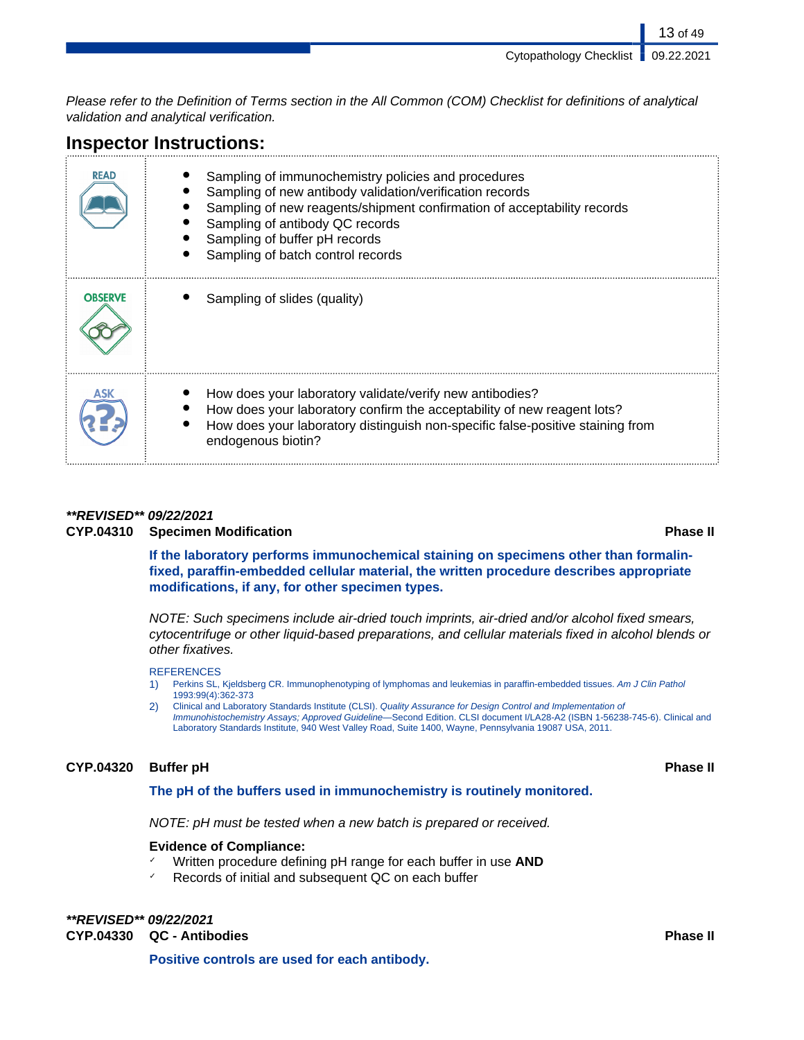*Please refer to the Definition of Terms section in the All Common (COM) Checklist for definitions of analytical validation and analytical verification.*

## Inspector Instructions:

| | |
|---|---|
| READ | • Sampling of immunochemistry policies and procedures<br>• Sampling of new antibody validation/verification records<br>• Sampling of new reagents/shipment confirmation of acceptability records<br>• Sampling of antibody QC records<br>• Sampling of buffer pH records<br>• Sampling of batch control records |
| OBSERVE | • Sampling of slides (quality) |
| ASK | • How does your laboratory validate/verify new antibodies?<br>• How does your laboratory confirm the acceptability of new reagent lots?<br>• How does your laboratory distinguish non-specific false-positive staining from endogenous biotin? |

***\*\*REVISED\*\* 09/22/2021***

**CYP.04310 Specimen Modification** **Phase II**

**If the laboratory performs immunochemical staining on specimens other than formalin-fixed, paraffin-embedded cellular material, the written procedure describes appropriate modifications, if any, for other specimen types.**

*NOTE: Such specimens include air-dried touch imprints, air-dried and/or alcohol fixed smears, cytocentrifuge or other liquid-based preparations, and cellular materials fixed in alcohol blends or other fixatives.*

REFERENCES

1) Perkins SL, Kjeldsberg CR. Immunophenotyping of lymphomas and leukemias in paraffin-embedded tissues. *Am J Clin Pathol* 1993:99(4):362-373
2) Clinical and Laboratory Standards Institute (CLSI). *Quality Assurance for Design Control and Implementation of Immunohistochemistry Assays; Approved Guideline*—Second Edition. CLSI document I/LA28-A2 (ISBN 1-56238-745-6). Clinical and Laboratory Standards Institute, 940 West Valley Road, Suite 1400, Wayne, Pennsylvania 19087 USA, 2011.

**CYP.04320 Buffer pH** **Phase II**

**The pH of the buffers used in immunochemistry is routinely monitored.**

*NOTE: pH must be tested when a new batch is prepared or received.*

**Evidence of Compliance:**

- ✓ Written procedure defining pH range for each buffer in use **AND**
- ✓ Records of initial and subsequent QC on each buffer

***\*\*REVISED\*\* 09/22/2021***

**CYP.04330 QC - Antibodies** **Phase II**

**Positive controls are used for each antibody.**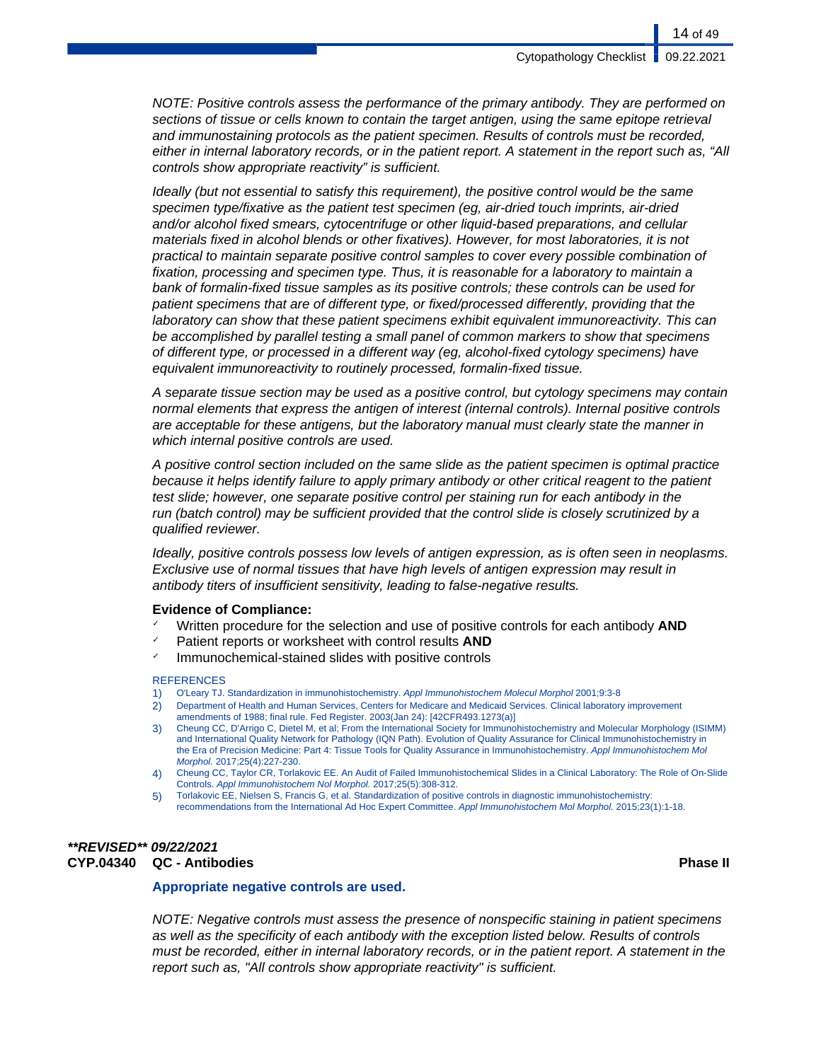*NOTE: Positive controls assess the performance of the primary antibody. They are performed on sections of tissue or cells known to contain the target antigen, using the same epitope retrieval and immunostaining protocols as the patient specimen. Results of controls must be recorded, either in internal laboratory records, or in the patient report. A statement in the report such as, "All controls show appropriate reactivity" is sufficient.*

*Ideally (but not essential to satisfy this requirement), the positive control would be the same specimen type/fixative as the patient test specimen (eg, air-dried touch imprints, air-dried and/or alcohol fixed smears, cytocentrifuge or other liquid-based preparations, and cellular materials fixed in alcohol blends or other fixatives). However, for most laboratories, it is not practical to maintain separate positive control samples to cover every possible combination of fixation, processing and specimen type. Thus, it is reasonable for a laboratory to maintain a bank of formalin-fixed tissue samples as its positive controls; these controls can be used for patient specimens that are of different type, or fixed/processed differently, providing that the laboratory can show that these patient specimens exhibit equivalent immunoreactivity. This can be accomplished by parallel testing a small panel of common markers to show that specimens of different type, or processed in a different way (eg, alcohol-fixed cytology specimens) have equivalent immunoreactivity to routinely processed, formalin-fixed tissue.*

*A separate tissue section may be used as a positive control, but cytology specimens may contain normal elements that express the antigen of interest (internal controls). Internal positive controls are acceptable for these antigens, but the laboratory manual must clearly state the manner in which internal positive controls are used.*

*A positive control section included on the same slide as the patient specimen is optimal practice because it helps identify failure to apply primary antibody or other critical reagent to the patient test slide; however, one separate positive control per staining run for each antibody in the run (batch control) may be sufficient provided that the control slide is closely scrutinized by a qualified reviewer.*

*Ideally, positive controls possess low levels of antigen expression, as is often seen in neoplasms. Exclusive use of normal tissues that have high levels of antigen expression may result in antibody titers of insufficient sensitivity, leading to false-negative results.*

**Evidence of Compliance:**

- ✓ Written procedure for the selection and use of positive controls for each antibody **AND**
- ✓ Patient reports or worksheet with control results **AND**
- ✓ Immunochemical-stained slides with positive controls

REFERENCES

1) O'Leary TJ. Standardization in immunohistochemistry. *Appl Immunohistochem Molecul Morphol* 2001;9:3-8
2) Department of Health and Human Services, Centers for Medicare and Medicaid Services. Clinical laboratory improvement amendments of 1988; final rule. Fed Register. 2003(Jan 24): [42CFR493.1273(a)]
3) Cheung CC, D'Arrigo C, Dietel M, et al; From the International Society for Immunohistochemistry and Molecular Morphology (ISIMM) and International Quality Network for Pathology (IQN Path). Evolution of Quality Assurance for Clinical Immunohistochemistry in the Era of Precision Medicine: Part 4: Tissue Tools for Quality Assurance in Immunohistochemistry. *Appl Immunohistochem Mol Morphol.* 2017;25(4):227-230.
4) Cheung CC, Taylor CR, Torlakovic EE. An Audit of Failed Immunohistochemical Slides in a Clinical Laboratory: The Role of On-Slide Controls. *Appl Immunohistochem Nol Morphol.* 2017;25(5):308-312.
5) Torlakovic EE, Nielsen S, Francis G, et al. Standardization of positive controls in diagnostic immunohistochemistry: recommendations from the International Ad Hoc Expert Committee. *Appl Immunohistochem Mol Morphol.* 2015;23(1):1-18.

***\*\*REVISED\*\* 09/22/2021***

**CYP.04340 QC - Antibodies** **Phase II**

**Appropriate negative controls are used.**

*NOTE: Negative controls must assess the presence of nonspecific staining in patient specimens as well as the specificity of each antibody with the exception listed below. Results of controls must be recorded, either in internal laboratory records, or in the patient report. A statement in the report such as, "All controls show appropriate reactivity" is sufficient.*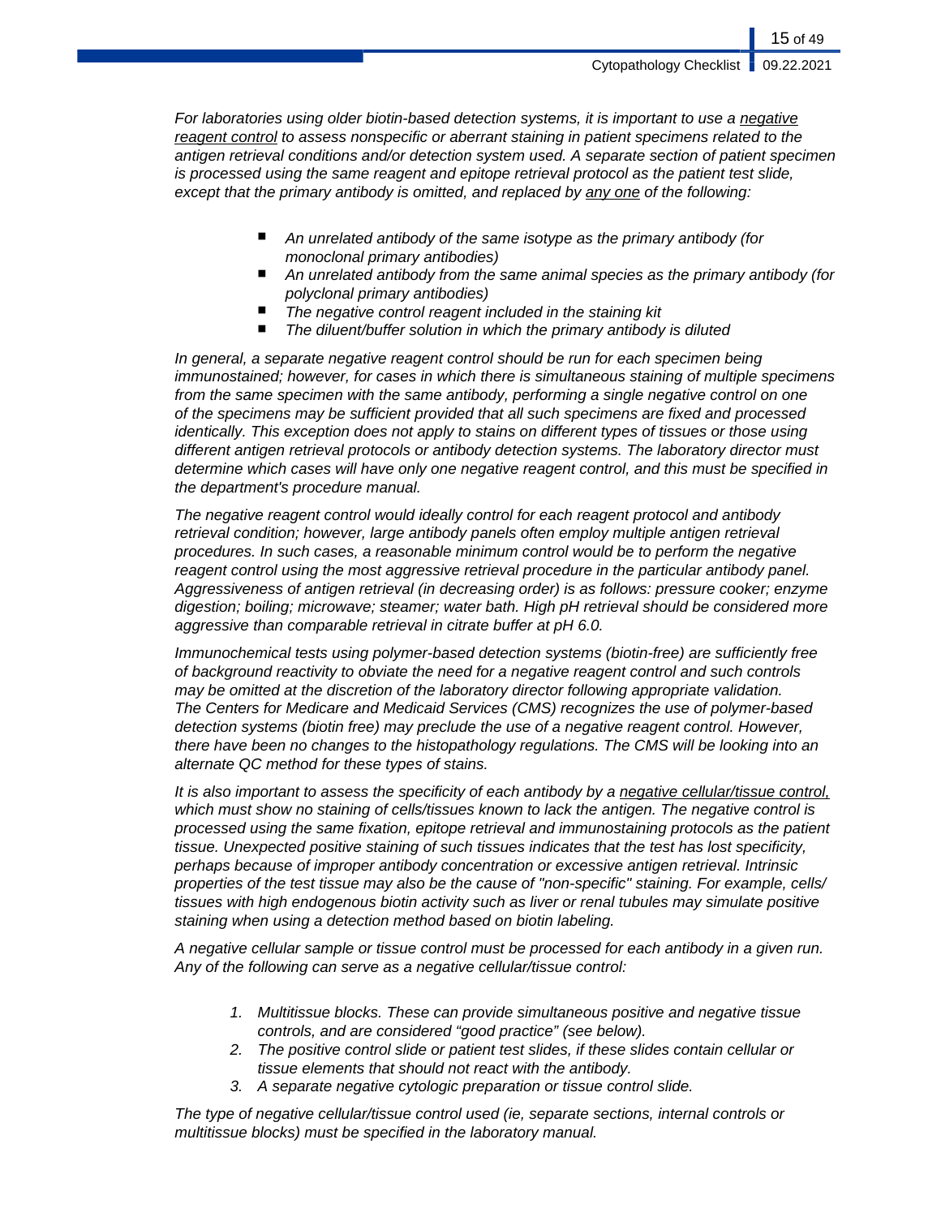*For laboratories using older biotin-based detection systems, it is important to use a negative reagent control to assess nonspecific or aberrant staining in patient specimens related to the antigen retrieval conditions and/or detection system used. A separate section of patient specimen is processed using the same reagent and epitope retrieval protocol as the patient test slide, except that the primary antibody is omitted, and replaced by any one of the following:*

- *An unrelated antibody of the same isotype as the primary antibody (for monoclonal primary antibodies)*
- *An unrelated antibody from the same animal species as the primary antibody (for polyclonal primary antibodies)*
- *The negative control reagent included in the staining kit*
- *The diluent/buffer solution in which the primary antibody is diluted*

*In general, a separate negative reagent control should be run for each specimen being immunostained; however, for cases in which there is simultaneous staining of multiple specimens from the same specimen with the same antibody, performing a single negative control on one of the specimens may be sufficient provided that all such specimens are fixed and processed identically. This exception does not apply to stains on different types of tissues or those using different antigen retrieval protocols or antibody detection systems. The laboratory director must determine which cases will have only one negative reagent control, and this must be specified in the department's procedure manual.*

*The negative reagent control would ideally control for each reagent protocol and antibody retrieval condition; however, large antibody panels often employ multiple antigen retrieval procedures. In such cases, a reasonable minimum control would be to perform the negative reagent control using the most aggressive retrieval procedure in the particular antibody panel. Aggressiveness of antigen retrieval (in decreasing order) is as follows: pressure cooker; enzyme digestion; boiling; microwave; steamer; water bath. High pH retrieval should be considered more aggressive than comparable retrieval in citrate buffer at pH 6.0.*

*Immunochemical tests using polymer-based detection systems (biotin-free) are sufficiently free of background reactivity to obviate the need for a negative reagent control and such controls may be omitted at the discretion of the laboratory director following appropriate validation. The Centers for Medicare and Medicaid Services (CMS) recognizes the use of polymer-based detection systems (biotin free) may preclude the use of a negative reagent control. However, there have been no changes to the histopathology regulations. The CMS will be looking into an alternate QC method for these types of stains.*

*It is also important to assess the specificity of each antibody by a negative cellular/tissue control, which must show no staining of cells/tissues known to lack the antigen. The negative control is processed using the same fixation, epitope retrieval and immunostaining protocols as the patient tissue. Unexpected positive staining of such tissues indicates that the test has lost specificity, perhaps because of improper antibody concentration or excessive antigen retrieval. Intrinsic properties of the test tissue may also be the cause of "non-specific" staining. For example, cells/ tissues with high endogenous biotin activity such as liver or renal tubules may simulate positive staining when using a detection method based on biotin labeling.*

*A negative cellular sample or tissue control must be processed for each antibody in a given run. Any of the following can serve as a negative cellular/tissue control:*

1. *Multitissue blocks. These can provide simultaneous positive and negative tissue controls, and are considered "good practice" (see below).*
2. *The positive control slide or patient test slides, if these slides contain cellular or tissue elements that should not react with the antibody.*
3. *A separate negative cytologic preparation or tissue control slide.*

*The type of negative cellular/tissue control used (ie, separate sections, internal controls or multitissue blocks) must be specified in the laboratory manual.*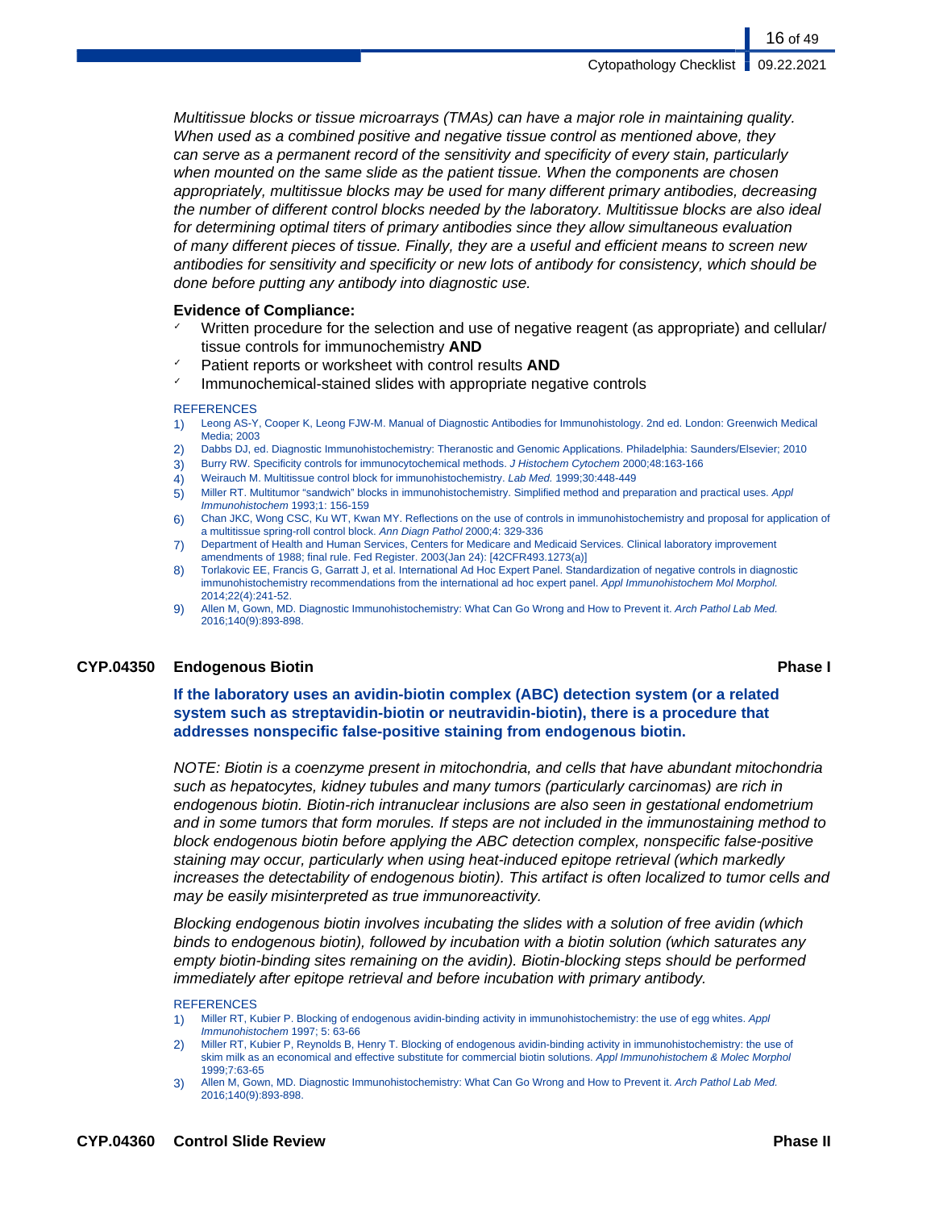*Multitissue blocks or tissue microarrays (TMAs) can have a major role in maintaining quality. When used as a combined positive and negative tissue control as mentioned above, they can serve as a permanent record of the sensitivity and specificity of every stain, particularly when mounted on the same slide as the patient tissue. When the components are chosen appropriately, multitissue blocks may be used for many different primary antibodies, decreasing the number of different control blocks needed by the laboratory. Multitissue blocks are also ideal for determining optimal titers of primary antibodies since they allow simultaneous evaluation of many different pieces of tissue. Finally, they are a useful and efficient means to screen new antibodies for sensitivity and specificity or new lots of antibody for consistency, which should be done before putting any antibody into diagnostic use.*

**Evidence of Compliance:**

- ✓ Written procedure for the selection and use of negative reagent (as appropriate) and cellular/ tissue controls for immunochemistry **AND**
- ✓ Patient reports or worksheet with control results **AND**
- ✓ Immunochemical-stained slides with appropriate negative controls

REFERENCES

1) Leong AS-Y, Cooper K, Leong FJW-M. Manual of Diagnostic Antibodies for Immunohistology. 2nd ed. London: Greenwich Medical Media; 2003
2) Dabbs DJ, ed. Diagnostic Immunohistochemistry: Theranostic and Genomic Applications. Philadelphia: Saunders/Elsevier; 2010
3) Burry RW. Specificity controls for immunocytochemical methods. *J Histochem Cytochem* 2000;48:163-166
4) Weirauch M. Multitissue control block for immunohistochemistry. *Lab Med.* 1999;30:448-449
5) Miller RT. Multitumor "sandwich" blocks in immunohistochemistry. Simplified method and preparation and practical uses. *Appl Immunohistochem* 1993;1: 156-159
6) Chan JKC, Wong CSC, Ku WT, Kwan MY. Reflections on the use of controls in immunohistochemistry and proposal for application of a multitissue spring-roll control block. *Ann Diagn Pathol* 2000;4: 329-336
7) Department of Health and Human Services, Centers for Medicare and Medicaid Services. Clinical laboratory improvement amendments of 1988; final rule. Fed Register. 2003(Jan 24): [42CFR493.1273(a)]
8) Torlakovic EE, Francis G, Garratt J, et al. International Ad Hoc Expert Panel. Standardization of negative controls in diagnostic immunohistochemistry recommendations from the international ad hoc expert panel. *Appl Immunohistochem Mol Morphol.* 2014;22(4):241-52.
9) Allen M, Gown, MD. Diagnostic Immunohistochemistry: What Can Go Wrong and How to Prevent it. *Arch Pathol Lab Med.* 2016;140(9):893-898.

## CYP.04350 Endogenous Biotin — Phase I

**If the laboratory uses an avidin-biotin complex (ABC) detection system (or a related system such as streptavidin-biotin or neutravidin-biotin), there is a procedure that addresses nonspecific false-positive staining from endogenous biotin.**

*NOTE: Biotin is a coenzyme present in mitochondria, and cells that have abundant mitochondria such as hepatocytes, kidney tubules and many tumors (particularly carcinomas) are rich in endogenous biotin. Biotin-rich intranuclear inclusions are also seen in gestational endometrium and in some tumors that form morules. If steps are not included in the immunostaining method to block endogenous biotin before applying the ABC detection complex, nonspecific false-positive staining may occur, particularly when using heat-induced epitope retrieval (which markedly increases the detectability of endogenous biotin). This artifact is often localized to tumor cells and may be easily misinterpreted as true immunoreactivity.*

*Blocking endogenous biotin involves incubating the slides with a solution of free avidin (which binds to endogenous biotin), followed by incubation with a biotin solution (which saturates any empty biotin-binding sites remaining on the avidin). Biotin-blocking steps should be performed immediately after epitope retrieval and before incubation with primary antibody.*

REFERENCES

1) Miller RT, Kubier P. Blocking of endogenous avidin-binding activity in immunohistochemistry: the use of egg whites. *Appl Immunohistochem* 1997; 5: 63-66
2) Miller RT, Kubier P, Reynolds B, Henry T. Blocking of endogenous avidin-binding activity in immunohistochemistry: the use of skim milk as an economical and effective substitute for commercial biotin solutions. *Appl Immunohistochem & Molec Morphol* 1999;7:63-65
3) Allen M, Gown, MD. Diagnostic Immunohistochemistry: What Can Go Wrong and How to Prevent it. *Arch Pathol Lab Med.* 2016;140(9):893-898.

## CYP.04360 Control Slide Review — Phase II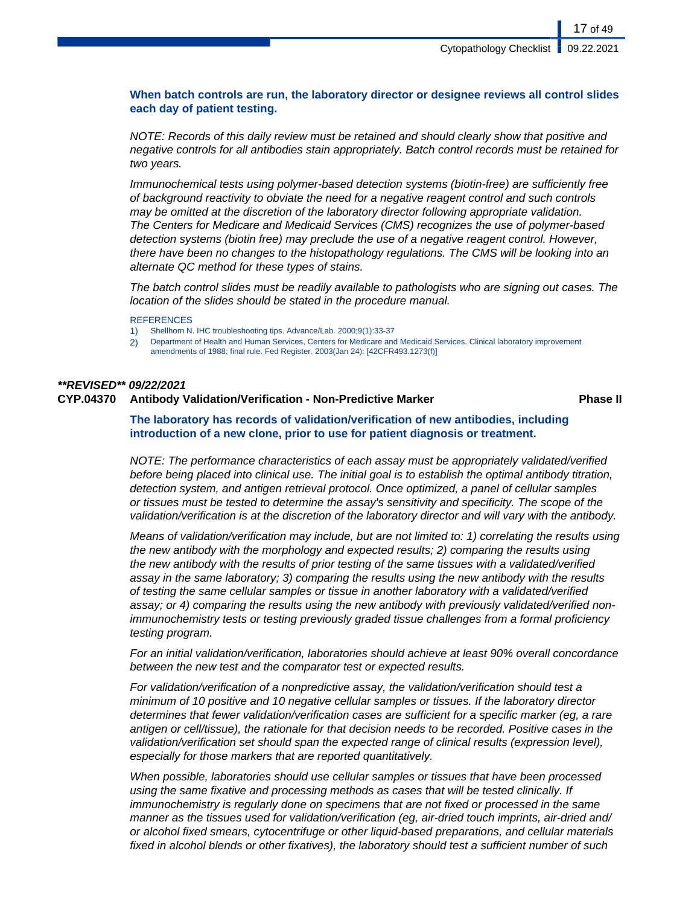**When batch controls are run, the laboratory director or designee reviews all control slides each day of patient testing.**

*NOTE: Records of this daily review must be retained and should clearly show that positive and negative controls for all antibodies stain appropriately. Batch control records must be retained for two years.*

*Immunochemical tests using polymer-based detection systems (biotin-free) are sufficiently free of background reactivity to obviate the need for a negative reagent control and such controls may be omitted at the discretion of the laboratory director following appropriate validation. The Centers for Medicare and Medicaid Services (CMS) recognizes the use of polymer-based detection systems (biotin free) may preclude the use of a negative reagent control. However, there have been no changes to the histopathology regulations. The CMS will be looking into an alternate QC method for these types of stains.*

*The batch control slides must be readily available to pathologists who are signing out cases. The location of the slides should be stated in the procedure manual.*

REFERENCES

1) Shellhorn N. IHC troubleshooting tips. Advance/Lab. 2000;9(1):33-37
2) Department of Health and Human Services, Centers for Medicare and Medicaid Services. Clinical laboratory improvement amendments of 1988; final rule. Fed Register. 2003(Jan 24): [42CFR493.1273(f)]

***\*\*REVISED\*\* 09/22/2021***

**CYP.04370 Antibody Validation/Verification - Non-Predictive Marker Phase II**

**The laboratory has records of validation/verification of new antibodies, including introduction of a new clone, prior to use for patient diagnosis or treatment.**

*NOTE: The performance characteristics of each assay must be appropriately validated/verified before being placed into clinical use. The initial goal is to establish the optimal antibody titration, detection system, and antigen retrieval protocol. Once optimized, a panel of cellular samples or tissues must be tested to determine the assay's sensitivity and specificity. The scope of the validation/verification is at the discretion of the laboratory director and will vary with the antibody.*

*Means of validation/verification may include, but are not limited to: 1) correlating the results using the new antibody with the morphology and expected results; 2) comparing the results using the new antibody with the results of prior testing of the same tissues with a validated/verified assay in the same laboratory; 3) comparing the results using the new antibody with the results of testing the same cellular samples or tissue in another laboratory with a validated/verified assay; or 4) comparing the results using the new antibody with previously validated/verified non-immunochemistry tests or testing previously graded tissue challenges from a formal proficiency testing program.*

*For an initial validation/verification, laboratories should achieve at least 90% overall concordance between the new test and the comparator test or expected results.*

*For validation/verification of a nonpredictive assay, the validation/verification should test a minimum of 10 positive and 10 negative cellular samples or tissues. If the laboratory director determines that fewer validation/verification cases are sufficient for a specific marker (eg, a rare antigen or cell/tissue), the rationale for that decision needs to be recorded. Positive cases in the validation/verification set should span the expected range of clinical results (expression level), especially for those markers that are reported quantitatively.*

*When possible, laboratories should use cellular samples or tissues that have been processed using the same fixative and processing methods as cases that will be tested clinically. If immunochemistry is regularly done on specimens that are not fixed or processed in the same manner as the tissues used for validation/verification (eg, air-dried touch imprints, air-dried and/or alcohol fixed smears, cytocentrifuge or other liquid-based preparations, and cellular materials fixed in alcohol blends or other fixatives), the laboratory should test a sufficient number of such*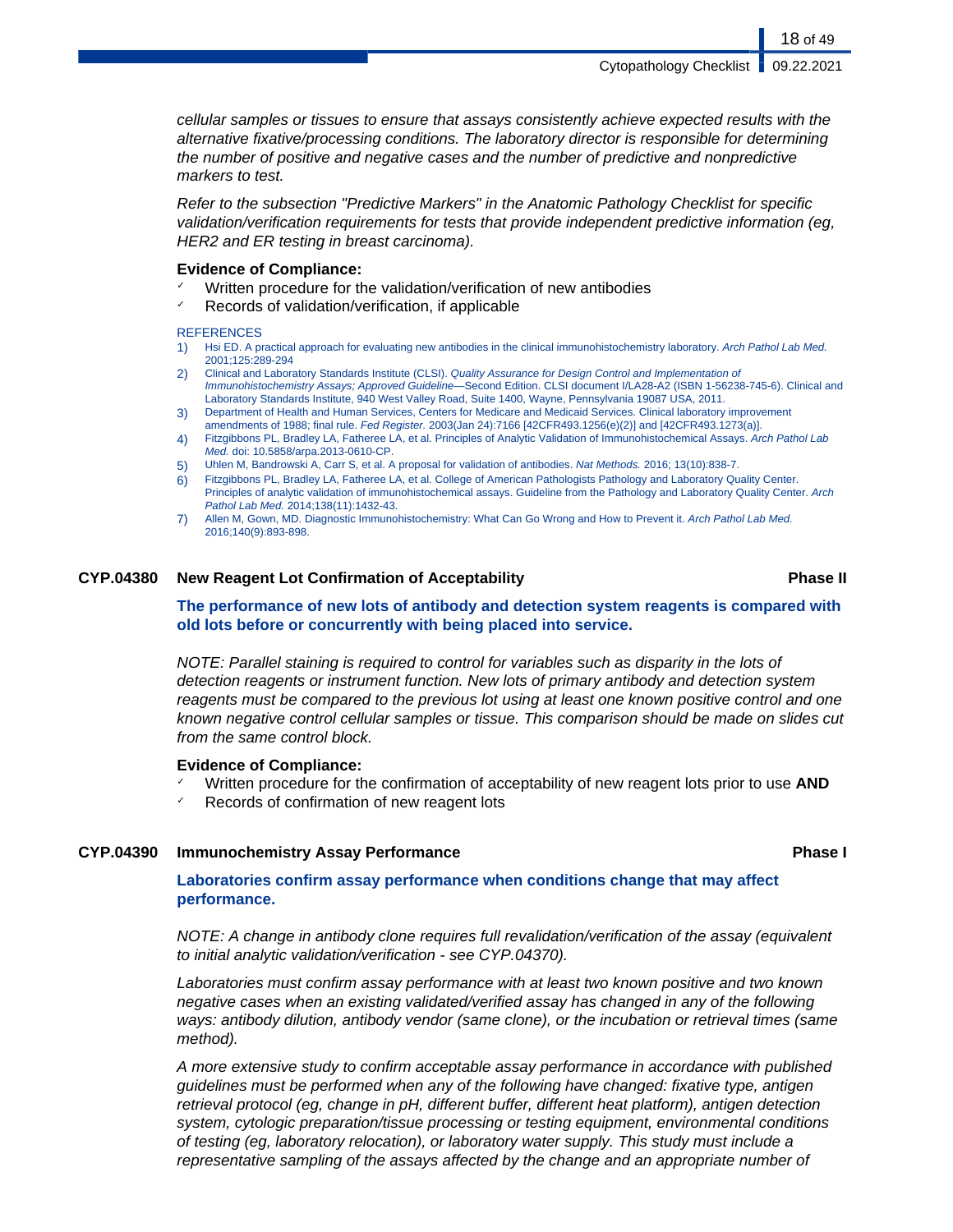*cellular samples or tissues to ensure that assays consistently achieve expected results with the alternative fixative/processing conditions. The laboratory director is responsible for determining the number of positive and negative cases and the number of predictive and nonpredictive markers to test.*

*Refer to the subsection "Predictive Markers" in the Anatomic Pathology Checklist for specific validation/verification requirements for tests that provide independent predictive information (eg, HER2 and ER testing in breast carcinoma).*

**Evidence of Compliance:**

- ✓ Written procedure for the validation/verification of new antibodies
- ✓ Records of validation/verification, if applicable

REFERENCES

1) Hsi ED. A practical approach for evaluating new antibodies in the clinical immunohistochemistry laboratory. *Arch Pathol Lab Med.* 2001;125:289-294
2) Clinical and Laboratory Standards Institute (CLSI). *Quality Assurance for Design Control and Implementation of Immunohistochemistry Assays; Approved Guideline*—Second Edition. CLSI document I/LA28-A2 (ISBN 1-56238-745-6). Clinical and Laboratory Standards Institute, 940 West Valley Road, Suite 1400, Wayne, Pennsylvania 19087 USA, 2011.
3) Department of Health and Human Services, Centers for Medicare and Medicaid Services. Clinical laboratory improvement amendments of 1988; final rule. *Fed Register.* 2003(Jan 24):7166 [42CFR493.1256(e)(2)] and [42CFR493.1273(a)].
4) Fitzgibbons PL, Bradley LA, Fatheree LA, et al. Principles of Analytic Validation of Immunohistochemical Assays. *Arch Pathol Lab Med.* doi: 10.5858/arpa.2013-0610-CP.
5) Uhlen M, Bandrowski A, Carr S, et al. A proposal for validation of antibodies. *Nat Methods.* 2016; 13(10):838-7.
6) Fitzgibbons PL, Bradley LA, Fatheree LA, et al. College of American Pathologists Pathology and Laboratory Quality Center. Principles of analytic validation of immunohistochemical assays. Guideline from the Pathology and Laboratory Quality Center. *Arch Pathol Lab Med.* 2014;138(11):1432-43.
7) Allen M, Gown, MD. Diagnostic Immunohistochemistry: What Can Go Wrong and How to Prevent it. *Arch Pathol Lab Med.* 2016;140(9):893-898.

### CYP.04380 New Reagent Lot Confirmation of Acceptability — Phase II

**The performance of new lots of antibody and detection system reagents is compared with old lots before or concurrently with being placed into service.**

*NOTE: Parallel staining is required to control for variables such as disparity in the lots of detection reagents or instrument function. New lots of primary antibody and detection system reagents must be compared to the previous lot using at least one known positive control and one known negative control cellular samples or tissue. This comparison should be made on slides cut from the same control block.*

**Evidence of Compliance:**

- ✓ Written procedure for the confirmation of acceptability of new reagent lots prior to use **AND**
- ✓ Records of confirmation of new reagent lots

### CYP.04390 Immunochemistry Assay Performance — Phase I

**Laboratories confirm assay performance when conditions change that may affect performance.**

*NOTE: A change in antibody clone requires full revalidation/verification of the assay (equivalent to initial analytic validation/verification - see CYP.04370).*

*Laboratories must confirm assay performance with at least two known positive and two known negative cases when an existing validated/verified assay has changed in any of the following ways: antibody dilution, antibody vendor (same clone), or the incubation or retrieval times (same method).*

*A more extensive study to confirm acceptable assay performance in accordance with published guidelines must be performed when any of the following have changed: fixative type, antigen retrieval protocol (eg, change in pH, different buffer, different heat platform), antigen detection system, cytologic preparation/tissue processing or testing equipment, environmental conditions of testing (eg, laboratory relocation), or laboratory water supply. This study must include a representative sampling of the assays affected by the change and an appropriate number of*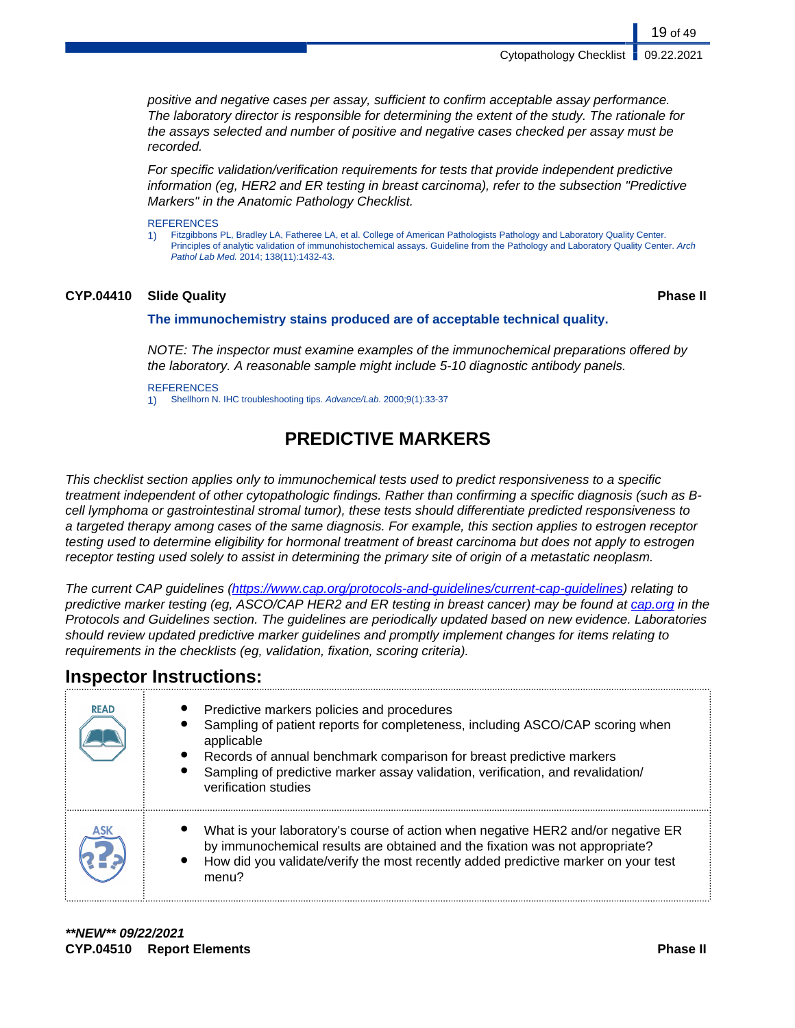*positive and negative cases per assay, sufficient to confirm acceptable assay performance. The laboratory director is responsible for determining the extent of the study. The rationale for the assays selected and number of positive and negative cases checked per assay must be recorded.*

*For specific validation/verification requirements for tests that provide independent predictive information (eg, HER2 and ER testing in breast carcinoma), refer to the subsection "Predictive Markers" in the Anatomic Pathology Checklist.*

REFERENCES

1) Fitzgibbons PL, Bradley LA, Fatheree LA, et al. College of American Pathologists Pathology and Laboratory Quality Center. Principles of analytic validation of immunohistochemical assays. Guideline from the Pathology and Laboratory Quality Center. *Arch Pathol Lab Med.* 2014; 138(11):1432-43.

**CYP.04410 Slide Quality** **Phase II**

**The immunochemistry stains produced are of acceptable technical quality.**

*NOTE: The inspector must examine examples of the immunochemical preparations offered by the laboratory. A reasonable sample might include 5-10 diagnostic antibody panels.*

REFERENCES

1) Shellhorn N. IHC troubleshooting tips. *Advance/Lab.* 2000;9(1):33-37

# PREDICTIVE MARKERS

*This checklist section applies only to immunochemical tests used to predict responsiveness to a specific treatment independent of other cytopathologic findings. Rather than confirming a specific diagnosis (such as B-cell lymphoma or gastrointestinal stromal tumor), these tests should differentiate predicted responsiveness to a targeted therapy among cases of the same diagnosis. For example, this section applies to estrogen receptor testing used to determine eligibility for hormonal treatment of breast carcinoma but does not apply to estrogen receptor testing used solely to assist in determining the primary site of origin of a metastatic neoplasm.*

*The current CAP guidelines (https://www.cap.org/protocols-and-guidelines/current-cap-guidelines) relating to predictive marker testing (eg, ASCO/CAP HER2 and ER testing in breast cancer) may be found at cap.org in the Protocols and Guidelines section. The guidelines are periodically updated based on new evidence. Laboratories should review updated predictive marker guidelines and promptly implement changes for items relating to requirements in the checklists (eg, validation, fixation, scoring criteria).*

## Inspector Instructions:

| | |
|---|---|
| READ | • Predictive markers policies and procedures<br>• Sampling of patient reports for completeness, including ASCO/CAP scoring when applicable<br>• Records of annual benchmark comparison for breast predictive markers<br>• Sampling of predictive marker assay validation, verification, and revalidation/verification studies |
| ASK | • What is your laboratory's course of action when negative HER2 and/or negative ER by immunochemical results are obtained and the fixation was not appropriate?<br>• How did you validate/verify the most recently added predictive marker on your test menu? |

***\*\*NEW\*\* 09/22/2021***

**CYP.04510 Report Elements** **Phase II**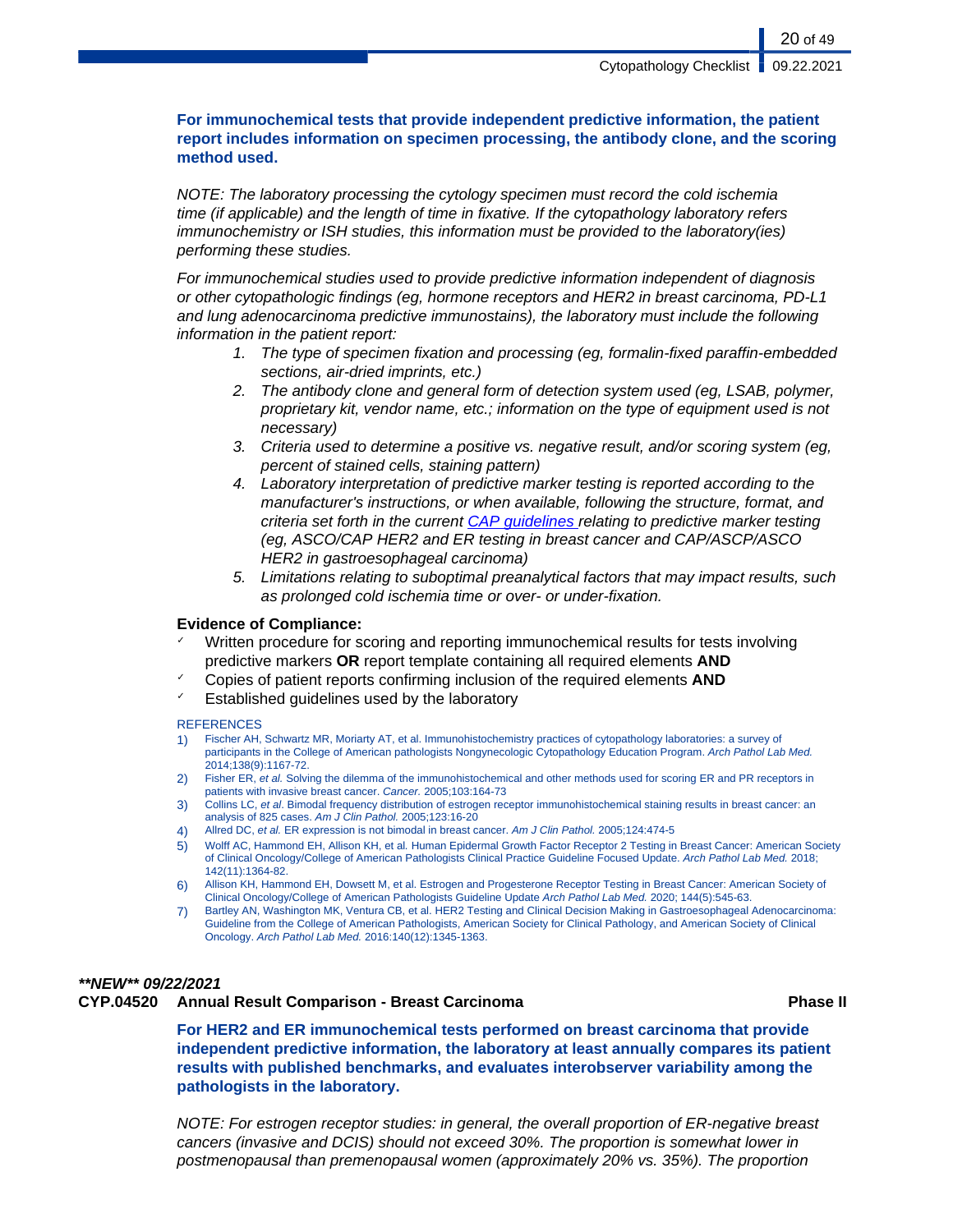**For immunochemical tests that provide independent predictive information, the patient report includes information on specimen processing, the antibody clone, and the scoring method used.**

*NOTE: The laboratory processing the cytology specimen must record the cold ischemia time (if applicable) and the length of time in fixative. If the cytopathology laboratory refers immunochemistry or ISH studies, this information must be provided to the laboratory(ies) performing these studies.*

*For immunochemical studies used to provide predictive information independent of diagnosis or other cytopathologic findings (eg, hormone receptors and HER2 in breast carcinoma, PD-L1 and lung adenocarcinoma predictive immunostains), the laboratory must include the following information in the patient report:*

1. *The type of specimen fixation and processing (eg, formalin-fixed paraffin-embedded sections, air-dried imprints, etc.)*
2. *The antibody clone and general form of detection system used (eg, LSAB, polymer, proprietary kit, vendor name, etc.; information on the type of equipment used is not necessary)*
3. *Criteria used to determine a positive vs. negative result, and/or scoring system (eg, percent of stained cells, staining pattern)*
4. *Laboratory interpretation of predictive marker testing is reported according to the manufacturer's instructions, or when available, following the structure, format, and criteria set forth in the current [CAP guidelines](#) relating to predictive marker testing (eg, ASCO/CAP HER2 and ER testing in breast cancer and CAP/ASCP/ASCO HER2 in gastroesophageal carcinoma)*
5. *Limitations relating to suboptimal preanalytical factors that may impact results, such as prolonged cold ischemia time or over- or under-fixation.*

**Evidence of Compliance:**

- ✓ Written procedure for scoring and reporting immunochemical results for tests involving predictive markers **OR** report template containing all required elements **AND**
- ✓ Copies of patient reports confirming inclusion of the required elements **AND**
- ✓ Established guidelines used by the laboratory

REFERENCES

1) Fischer AH, Schwartz MR, Moriarty AT, et al. Immunohistochemistry practices of cytopathology laboratories: a survey of participants in the College of American pathologists Nongynecologic Cytopathology Education Program. *Arch Pathol Lab Med.* 2014;138(9):1167-72.
2) Fisher ER, *et al.* Solving the dilemma of the immunohistochemical and other methods used for scoring ER and PR receptors in patients with invasive breast cancer. *Cancer.* 2005;103:164-73
3) Collins LC, *et al*. Bimodal frequency distribution of estrogen receptor immunohistochemical staining results in breast cancer: an analysis of 825 cases. *Am J Clin Pathol.* 2005;123:16-20
4) Allred DC, *et al.* ER expression is not bimodal in breast cancer. *Am J Clin Pathol.* 2005;124:474-5
5) Wolff AC, Hammond EH, Allison KH, et al. Human Epidermal Growth Factor Receptor 2 Testing in Breast Cancer: American Society of Clinical Oncology/College of American Pathologists Clinical Practice Guideline Focused Update. *Arch Pathol Lab Med.* 2018; 142(11):1364-82.
6) Allison KH, Hammond EH, Dowsett M, et al. Estrogen and Progesterone Receptor Testing in Breast Cancer: American Society of Clinical Oncology/College of American Pathologists Guideline Update *Arch Pathol Lab Med.* 2020; 144(5):545-63.
7) Bartley AN, Washington MK, Ventura CB, et al. HER2 Testing and Clinical Decision Making in Gastroesophageal Adenocarcinoma: Guideline from the College of American Pathologists, American Society for Clinical Pathology, and American Society of Clinical Oncology. *Arch Pathol Lab Med.* 2016:140(12):1345-1363.

***\*\*NEW\*\* 09/22/2021***

**CYP.04520 Annual Result Comparison - Breast Carcinoma** **Phase II**

**For HER2 and ER immunochemical tests performed on breast carcinoma that provide independent predictive information, the laboratory at least annually compares its patient results with published benchmarks, and evaluates interobserver variability among the pathologists in the laboratory.**

*NOTE: For estrogen receptor studies: in general, the overall proportion of ER-negative breast cancers (invasive and DCIS) should not exceed 30%. The proportion is somewhat lower in postmenopausal than premenopausal women (approximately 20% vs. 35%). The proportion*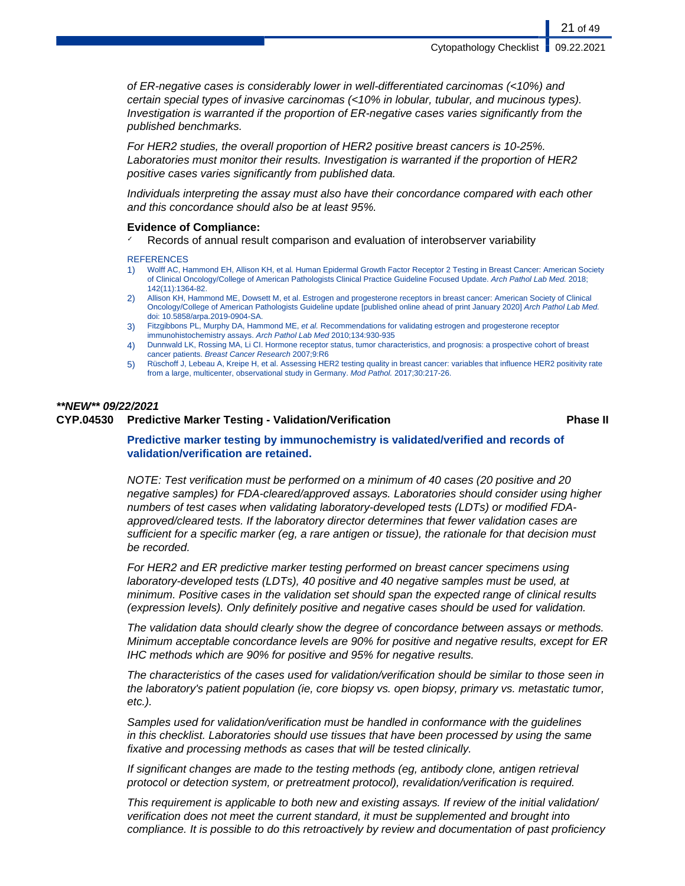*of ER-negative cases is considerably lower in well-differentiated carcinomas (<10%) and certain special types of invasive carcinomas (<10% in lobular, tubular, and mucinous types). Investigation is warranted if the proportion of ER-negative cases varies significantly from the published benchmarks.*

*For HER2 studies, the overall proportion of HER2 positive breast cancers is 10-25%. Laboratories must monitor their results. Investigation is warranted if the proportion of HER2 positive cases varies significantly from published data.*

*Individuals interpreting the assay must also have their concordance compared with each other and this concordance should also be at least 95%.*

**Evidence of Compliance:**

- ✓ Records of annual result comparison and evaluation of interobserver variability

REFERENCES

1) Wolff AC, Hammond EH, Allison KH, et al. Human Epidermal Growth Factor Receptor 2 Testing in Breast Cancer: American Society of Clinical Oncology/College of American Pathologists Clinical Practice Guideline Focused Update. *Arch Pathol Lab Med.* 2018; 142(11):1364-82.
2) Allison KH, Hammond ME, Dowsett M, et al. Estrogen and progesterone receptors in breast cancer: American Society of Clinical Oncology/College of American Pathologists Guideline update [published online ahead of print January 2020] *Arch Pathol Lab Med.* doi: 10.5858/arpa.2019-0904-SA.
3) Fitzgibbons PL, Murphy DA, Hammond ME, *et al.* Recommendations for validating estrogen and progesterone receptor immunohistochemistry assays. *Arch Pathol Lab Med* 2010;134:930-935
4) Dunnwald LK, Rossing MA, Li CI. Hormone receptor status, tumor characteristics, and prognosis: a prospective cohort of breast cancer patients. *Breast Cancer Research* 2007;9:R6
5) Rüschoff J, Lebeau A, Kreipe H, et al. Assessing HER2 testing quality in breast cancer: variables that influence HER2 positivity rate from a large, multicenter, observational study in Germany. *Mod Pathol.* 2017;30:217-26.

***\*\*NEW\*\* 09/22/2021***

### CYP.04530 Predictive Marker Testing - Validation/Verification — Phase II

**Predictive marker testing by immunochemistry is validated/verified and records of validation/verification are retained.**

*NOTE: Test verification must be performed on a minimum of 40 cases (20 positive and 20 negative samples) for FDA-cleared/approved assays. Laboratories should consider using higher numbers of test cases when validating laboratory-developed tests (LDTs) or modified FDA-approved/cleared tests. If the laboratory director determines that fewer validation cases are sufficient for a specific marker (eg, a rare antigen or tissue), the rationale for that decision must be recorded.*

*For HER2 and ER predictive marker testing performed on breast cancer specimens using laboratory-developed tests (LDTs), 40 positive and 40 negative samples must be used, at minimum. Positive cases in the validation set should span the expected range of clinical results (expression levels). Only definitely positive and negative cases should be used for validation.*

*The validation data should clearly show the degree of concordance between assays or methods. Minimum acceptable concordance levels are 90% for positive and negative results, except for ER IHC methods which are 90% for positive and 95% for negative results.*

*The characteristics of the cases used for validation/verification should be similar to those seen in the laboratory's patient population (ie, core biopsy vs. open biopsy, primary vs. metastatic tumor, etc.).*

*Samples used for validation/verification must be handled in conformance with the guidelines in this checklist. Laboratories should use tissues that have been processed by using the same fixative and processing methods as cases that will be tested clinically.*

*If significant changes are made to the testing methods (eg, antibody clone, antigen retrieval protocol or detection system, or pretreatment protocol), revalidation/verification is required.*

*This requirement is applicable to both new and existing assays. If review of the initial validation/verification does not meet the current standard, it must be supplemented and brought into compliance. It is possible to do this retroactively by review and documentation of past proficiency*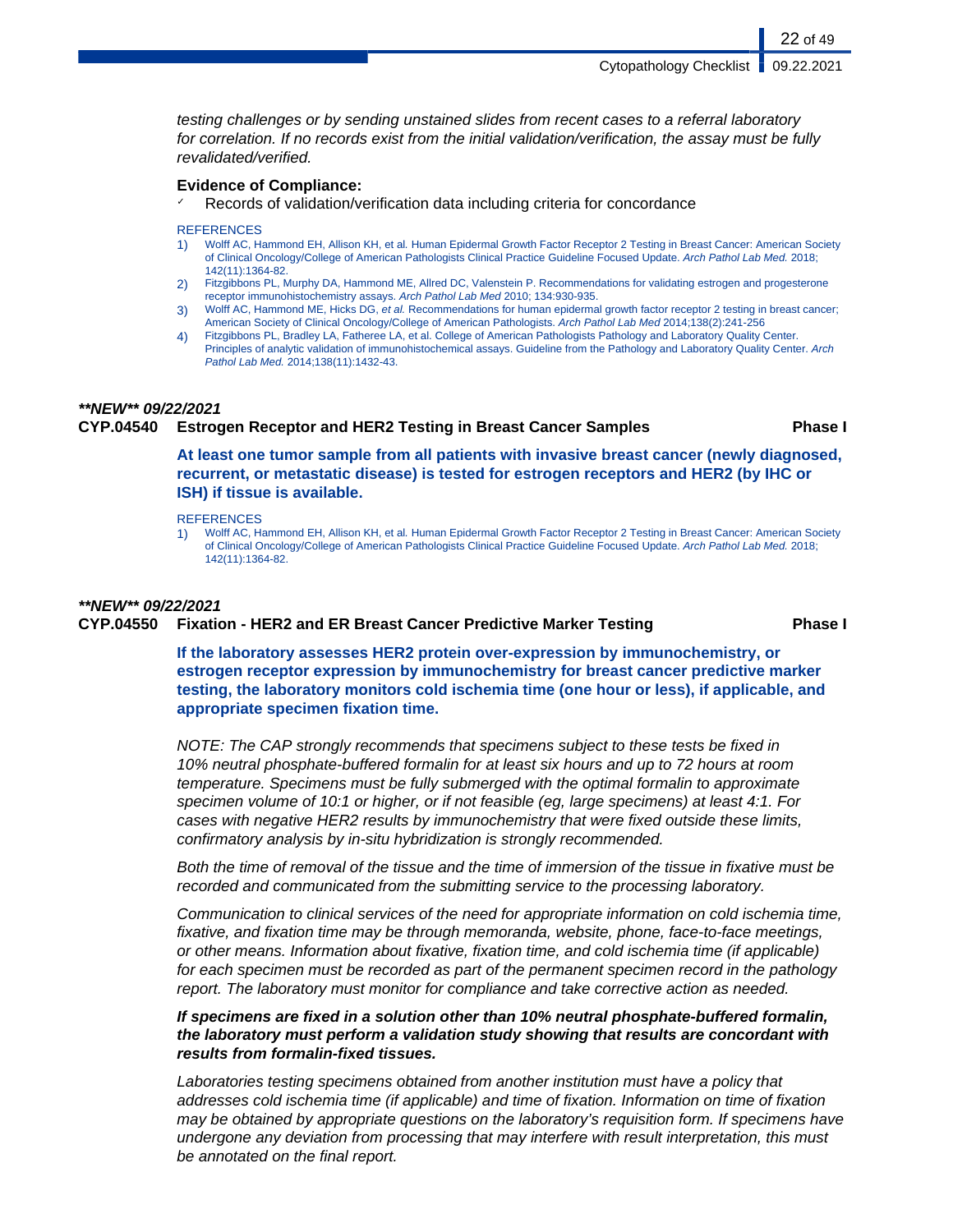*testing challenges or by sending unstained slides from recent cases to a referral laboratory for correlation. If no records exist from the initial validation/verification, the assay must be fully revalidated/verified.*

**Evidence of Compliance:**

- ✓ Records of validation/verification data including criteria for concordance

REFERENCES

1) Wolff AC, Hammond EH, Allison KH, et al. Human Epidermal Growth Factor Receptor 2 Testing in Breast Cancer: American Society of Clinical Oncology/College of American Pathologists Clinical Practice Guideline Focused Update. *Arch Pathol Lab Med.* 2018; 142(11):1364-82.
2) Fitzgibbons PL, Murphy DA, Hammond ME, Allred DC, Valenstein P. Recommendations for validating estrogen and progesterone receptor immunohistochemistry assays. *Arch Pathol Lab Med* 2010; 134:930-935.
3) Wolff AC, Hammond ME, Hicks DG, *et al.* Recommendations for human epidermal growth factor receptor 2 testing in breast cancer; American Society of Clinical Oncology/College of American Pathologists. *Arch Pathol Lab Med* 2014;138(2):241-256
4) Fitzgibbons PL, Bradley LA, Fatheree LA, et al. College of American Pathologists Pathology and Laboratory Quality Center. Principles of analytic validation of immunohistochemical assays. Guideline from the Pathology and Laboratory Quality Center. *Arch Pathol Lab Med.* 2014;138(11):1432-43.

***\*\*NEW\*\* 09/22/2021***

### CYP.04540 Estrogen Receptor and HER2 Testing in Breast Cancer Samples — Phase I

**At least one tumor sample from all patients with invasive breast cancer (newly diagnosed, recurrent, or metastatic disease) is tested for estrogen receptors and HER2 (by IHC or ISH) if tissue is available.**

REFERENCES

1) Wolff AC, Hammond EH, Allison KH, et al. Human Epidermal Growth Factor Receptor 2 Testing in Breast Cancer: American Society of Clinical Oncology/College of American Pathologists Clinical Practice Guideline Focused Update. *Arch Pathol Lab Med.* 2018; 142(11):1364-82.

***\*\*NEW\*\* 09/22/2021***

### CYP.04550 Fixation - HER2 and ER Breast Cancer Predictive Marker Testing — Phase I

**If the laboratory assesses HER2 protein over-expression by immunochemistry, or estrogen receptor expression by immunochemistry for breast cancer predictive marker testing, the laboratory monitors cold ischemia time (one hour or less), if applicable, and appropriate specimen fixation time.**

*NOTE: The CAP strongly recommends that specimens subject to these tests be fixed in 10% neutral phosphate-buffered formalin for at least six hours and up to 72 hours at room temperature. Specimens must be fully submerged with the optimal formalin to approximate specimen volume of 10:1 or higher, or if not feasible (eg, large specimens) at least 4:1. For cases with negative HER2 results by immunochemistry that were fixed outside these limits, confirmatory analysis by in-situ hybridization is strongly recommended.*

*Both the time of removal of the tissue and the time of immersion of the tissue in fixative must be recorded and communicated from the submitting service to the processing laboratory.*

*Communication to clinical services of the need for appropriate information on cold ischemia time, fixative, and fixation time may be through memoranda, website, phone, face-to-face meetings, or other means. Information about fixative, fixation time, and cold ischemia time (if applicable) for each specimen must be recorded as part of the permanent specimen record in the pathology report. The laboratory must monitor for compliance and take corrective action as needed.*

***If specimens are fixed in a solution other than 10% neutral phosphate-buffered formalin, the laboratory must perform a validation study showing that results are concordant with results from formalin-fixed tissues.***

*Laboratories testing specimens obtained from another institution must have a policy that addresses cold ischemia time (if applicable) and time of fixation. Information on time of fixation may be obtained by appropriate questions on the laboratory's requisition form. If specimens have undergone any deviation from processing that may interfere with result interpretation, this must be annotated on the final report.*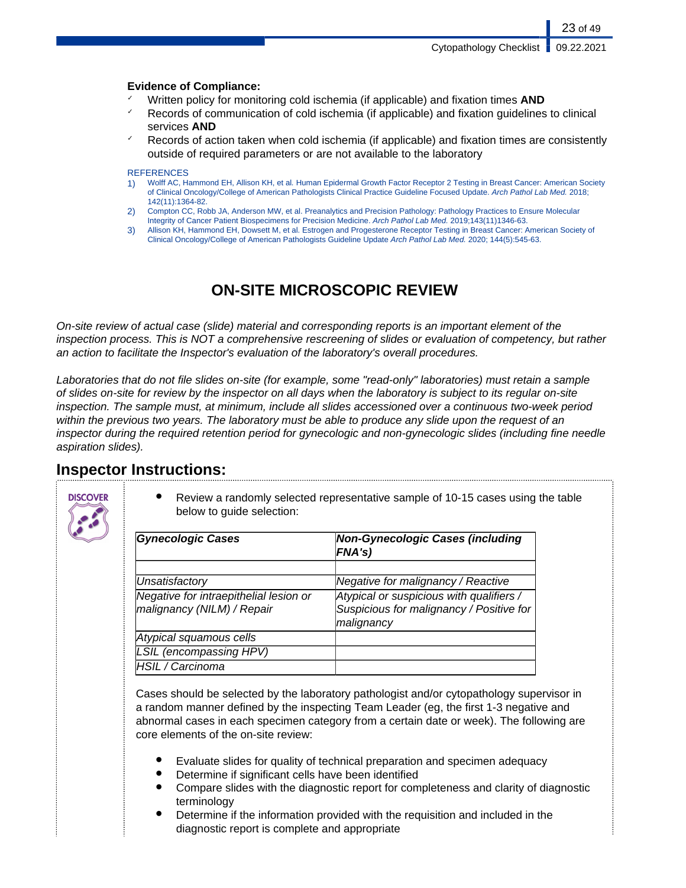**Evidence of Compliance:**

- Written policy for monitoring cold ischemia (if applicable) and fixation times **AND**
- Records of communication of cold ischemia (if applicable) and fixation guidelines to clinical services **AND**
- Records of action taken when cold ischemia (if applicable) and fixation times are consistently outside of required parameters or are not available to the laboratory

REFERENCES

1) Wolff AC, Hammond EH, Allison KH, et al. Human Epidermal Growth Factor Receptor 2 Testing in Breast Cancer: American Society of Clinical Oncology/College of American Pathologists Clinical Practice Guideline Focused Update. *Arch Pathol Lab Med.* 2018; 142(11):1364-82.
2) Compton CC, Robb JA, Anderson MW, et al. Preanalytics and Precision Pathology: Pathology Practices to Ensure Molecular Integrity of Cancer Patient Biospecimens for Precision Medicine. *Arch Pathol Lab Med.* 2019;143(11)1346-63.
3) Allison KH, Hammond EH, Dowsett M, et al. Estrogen and Progesterone Receptor Testing in Breast Cancer: American Society of Clinical Oncology/College of American Pathologists Guideline Update *Arch Pathol Lab Med.* 2020; 144(5):545-63.

# ON-SITE MICROSCOPIC REVIEW

*On-site review of actual case (slide) material and corresponding reports is an important element of the inspection process. This is NOT a comprehensive rescreening of slides or evaluation of competency, but rather an action to facilitate the Inspector's evaluation of the laboratory's overall procedures.*

*Laboratories that do not file slides on-site (for example, some "read-only" laboratories) must retain a sample of slides on-site for review by the inspector on all days when the laboratory is subject to its regular on-site inspection. The sample must, at minimum, include all slides accessioned over a continuous two-week period within the previous two years. The laboratory must be able to produce any slide upon the request of an inspector during the required retention period for gynecologic and non-gynecologic slides (including fine needle aspiration slides).*

## Inspector Instructions:

DISCOVER

- Review a randomly selected representative sample of 10-15 cases using the table below to guide selection:

| ***Gynecologic Cases*** | ***Non-Gynecologic Cases (including FNA's)*** |
|---|---|
| | |
| *Unsatisfactory* | *Negative for malignancy / Reactive* |
| *Negative for intraepithelial lesion or malignancy (NILM) / Repair* | *Atypical or suspicious with qualifiers / Suspicious for malignancy / Positive for malignancy* |
| *Atypical squamous cells* | |
| *LSIL (encompassing HPV)* | |
| *HSIL / Carcinoma* | |

Cases should be selected by the laboratory pathologist and/or cytopathology supervisor in a random manner defined by the inspecting Team Leader (eg, the first 1-3 negative and abnormal cases in each specimen category from a certain date or week). The following are core elements of the on-site review:

- Evaluate slides for quality of technical preparation and specimen adequacy
- Determine if significant cells have been identified
- Compare slides with the diagnostic report for completeness and clarity of diagnostic terminology
- Determine if the information provided with the requisition and included in the diagnostic report is complete and appropriate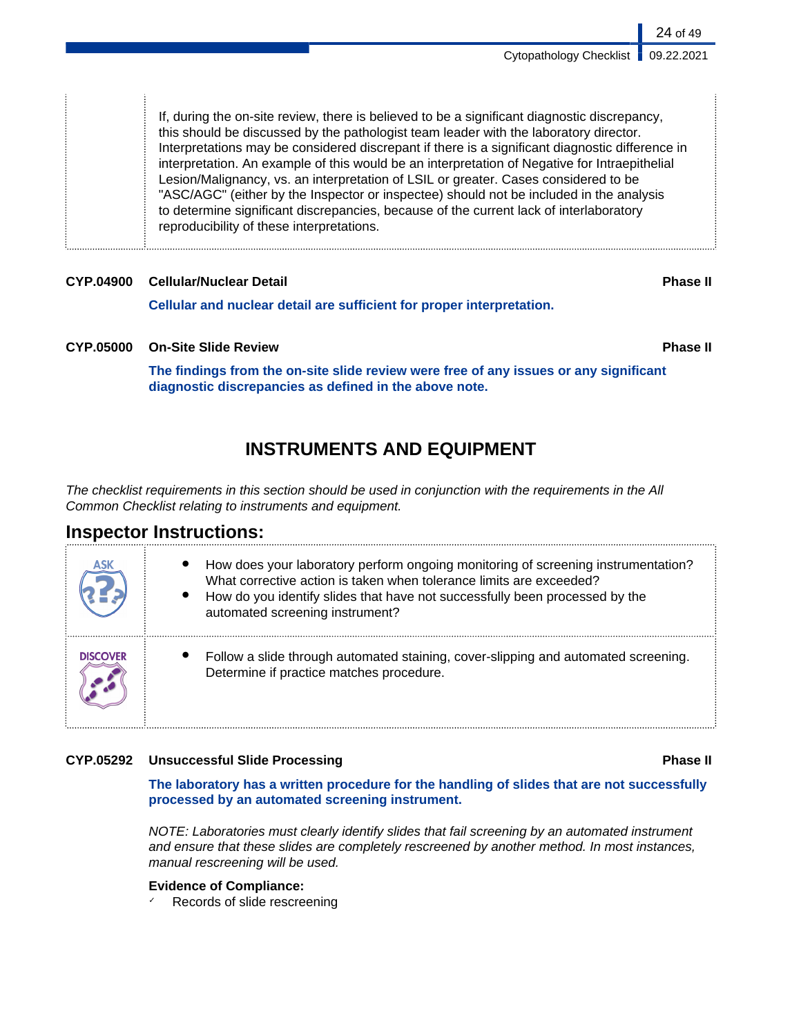If, during the on-site review, there is believed to be a significant diagnostic discrepancy, this should be discussed by the pathologist team leader with the laboratory director. Interpretations may be considered discrepant if there is a significant diagnostic difference in interpretation. An example of this would be an interpretation of Negative for Intraepithelial Lesion/Malignancy, vs. an interpretation of LSIL or greater. Cases considered to be "ASC/AGC" (either by the Inspector or inspectee) should not be included in the analysis to determine significant discrepancies, because of the current lack of interlaboratory reproducibility of these interpretations.

**CYP.04900 Cellular/Nuclear Detail** **Phase II**

**Cellular and nuclear detail are sufficient for proper interpretation.**

**CYP.05000 On-Site Slide Review** **Phase II**

**The findings from the on-site slide review were free of any issues or any significant diagnostic discrepancies as defined in the above note.**

# INSTRUMENTS AND EQUIPMENT

*The checklist requirements in this section should be used in conjunction with the requirements in the All Common Checklist relating to instruments and equipment.*

## Inspector Instructions:

| | |
|---|---|
| ASK | • How does your laboratory perform ongoing monitoring of screening instrumentation? What corrective action is taken when tolerance limits are exceeded?<br>• How do you identify slides that have not successfully been processed by the automated screening instrument? |
| DISCOVER | • Follow a slide through automated staining, cover-slipping and automated screening. Determine if practice matches procedure. |

**CYP.05292 Unsuccessful Slide Processing** **Phase II**

**The laboratory has a written procedure for the handling of slides that are not successfully processed by an automated screening instrument.**

*NOTE: Laboratories must clearly identify slides that fail screening by an automated instrument and ensure that these slides are completely rescreened by another method. In most instances, manual rescreening will be used.*

**Evidence of Compliance:**

- ✓ Records of slide rescreening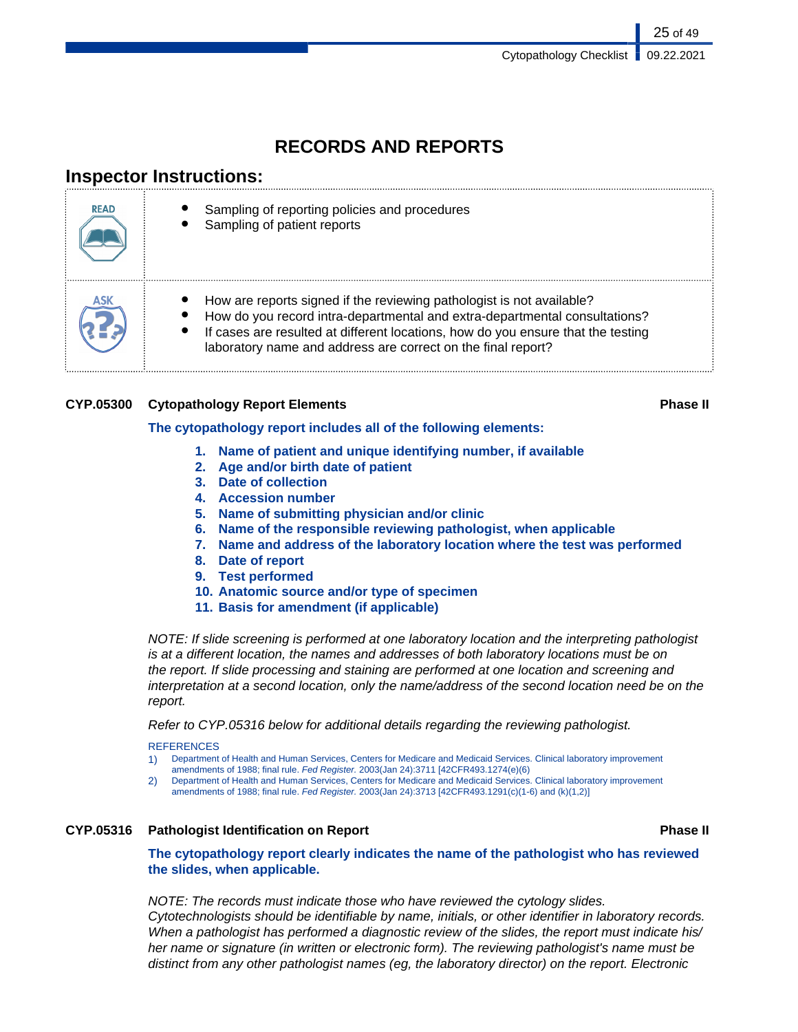# RECORDS AND REPORTS

## Inspector Instructions:

| | |
|---|---|
| READ | • Sampling of reporting policies and procedures<br>• Sampling of patient reports |
| ASK | • How are reports signed if the reviewing pathologist is not available?<br>• How do you record intra-departmental and extra-departmental consultations?<br>• If cases are resulted at different locations, how do you ensure that the testing laboratory name and address are correct on the final report? |

**CYP.05300 Cytopathology Report Elements** **Phase II**

**The cytopathology report includes all of the following elements:**

1. **Name of patient and unique identifying number, if available**
2. **Age and/or birth date of patient**
3. **Date of collection**
4. **Accession number**
5. **Name of submitting physician and/or clinic**
6. **Name of the responsible reviewing pathologist, when applicable**
7. **Name and address of the laboratory location where the test was performed**
8. **Date of report**
9. **Test performed**
10. **Anatomic source and/or type of specimen**
11. **Basis for amendment (if applicable)**

*NOTE: If slide screening is performed at one laboratory location and the interpreting pathologist is at a different location, the names and addresses of both laboratory locations must be on the report. If slide processing and staining are performed at one location and screening and interpretation at a second location, only the name/address of the second location need be on the report.*

*Refer to CYP.05316 below for additional details regarding the reviewing pathologist.*

REFERENCES

1) Department of Health and Human Services, Centers for Medicare and Medicaid Services. Clinical laboratory improvement amendments of 1988; final rule. *Fed Register.* 2003(Jan 24):3711 [42CFR493.1274(e)(6)
2) Department of Health and Human Services, Centers for Medicare and Medicaid Services. Clinical laboratory improvement amendments of 1988; final rule. *Fed Register.* 2003(Jan 24):3713 [42CFR493.1291(c)(1-6) and (k)(1,2)]

**CYP.05316 Pathologist Identification on Report** **Phase II**

**The cytopathology report clearly indicates the name of the pathologist who has reviewed the slides, when applicable.**

*NOTE: The records must indicate those who have reviewed the cytology slides. Cytotechnologists should be identifiable by name, initials, or other identifier in laboratory records. When a pathologist has performed a diagnostic review of the slides, the report must indicate his/her name or signature (in written or electronic form). The reviewing pathologist's name must be distinct from any other pathologist names (eg, the laboratory director) on the report. Electronic*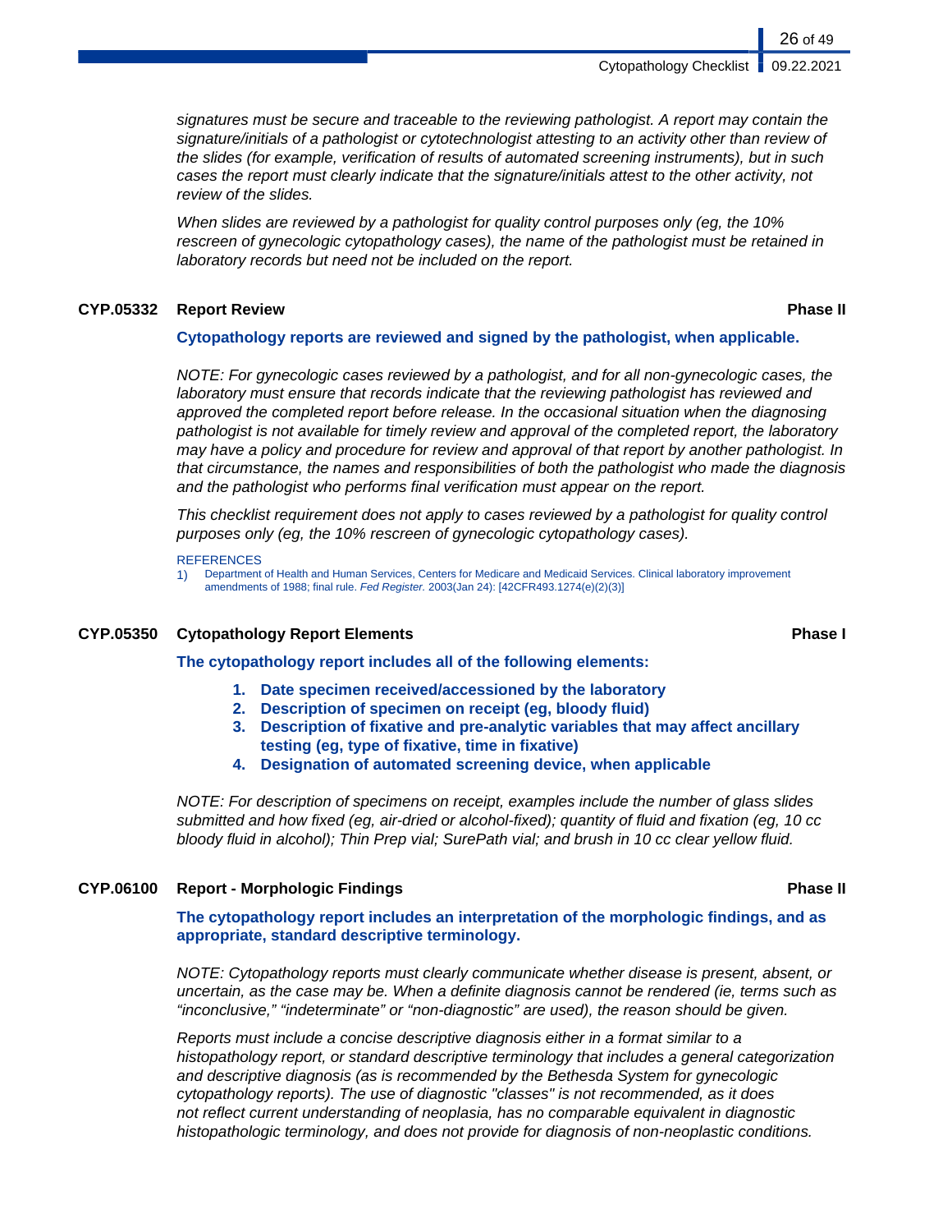*signatures must be secure and traceable to the reviewing pathologist. A report may contain the signature/initials of a pathologist or cytotechnologist attesting to an activity other than review of the slides (for example, verification of results of automated screening instruments), but in such cases the report must clearly indicate that the signature/initials attest to the other activity, not review of the slides.*

*When slides are reviewed by a pathologist for quality control purposes only (eg, the 10% rescreen of gynecologic cytopathology cases), the name of the pathologist must be retained in laboratory records but need not be included on the report.*

### CYP.05332 Report Review — Phase II

**Cytopathology reports are reviewed and signed by the pathologist, when applicable.**

*NOTE: For gynecologic cases reviewed by a pathologist, and for all non-gynecologic cases, the laboratory must ensure that records indicate that the reviewing pathologist has reviewed and approved the completed report before release. In the occasional situation when the diagnosing pathologist is not available for timely review and approval of the completed report, the laboratory may have a policy and procedure for review and approval of that report by another pathologist. In that circumstance, the names and responsibilities of both the pathologist who made the diagnosis and the pathologist who performs final verification must appear on the report.*

*This checklist requirement does not apply to cases reviewed by a pathologist for quality control purposes only (eg, the 10% rescreen of gynecologic cytopathology cases).*

REFERENCES

1) Department of Health and Human Services, Centers for Medicare and Medicaid Services. Clinical laboratory improvement amendments of 1988; final rule. *Fed Register.* 2003(Jan 24): [42CFR493.1274(e)(2)(3)]

### CYP.05350 Cytopathology Report Elements — Phase I

**The cytopathology report includes all of the following elements:**

1. **Date specimen received/accessioned by the laboratory**
2. **Description of specimen on receipt (eg, bloody fluid)**
3. **Description of fixative and pre-analytic variables that may affect ancillary testing (eg, type of fixative, time in fixative)**
4. **Designation of automated screening device, when applicable**

*NOTE: For description of specimens on receipt, examples include the number of glass slides submitted and how fixed (eg, air-dried or alcohol-fixed); quantity of fluid and fixation (eg, 10 cc bloody fluid in alcohol); Thin Prep vial; SurePath vial; and brush in 10 cc clear yellow fluid.*

### CYP.06100 Report - Morphologic Findings — Phase II

**The cytopathology report includes an interpretation of the morphologic findings, and as appropriate, standard descriptive terminology.**

*NOTE: Cytopathology reports must clearly communicate whether disease is present, absent, or uncertain, as the case may be. When a definite diagnosis cannot be rendered (ie, terms such as "inconclusive," "indeterminate" or "non-diagnostic" are used), the reason should be given.*

*Reports must include a concise descriptive diagnosis either in a format similar to a histopathology report, or standard descriptive terminology that includes a general categorization and descriptive diagnosis (as is recommended by the Bethesda System for gynecologic cytopathology reports). The use of diagnostic "classes" is not recommended, as it does not reflect current understanding of neoplasia, has no comparable equivalent in diagnostic histopathologic terminology, and does not provide for diagnosis of non-neoplastic conditions.*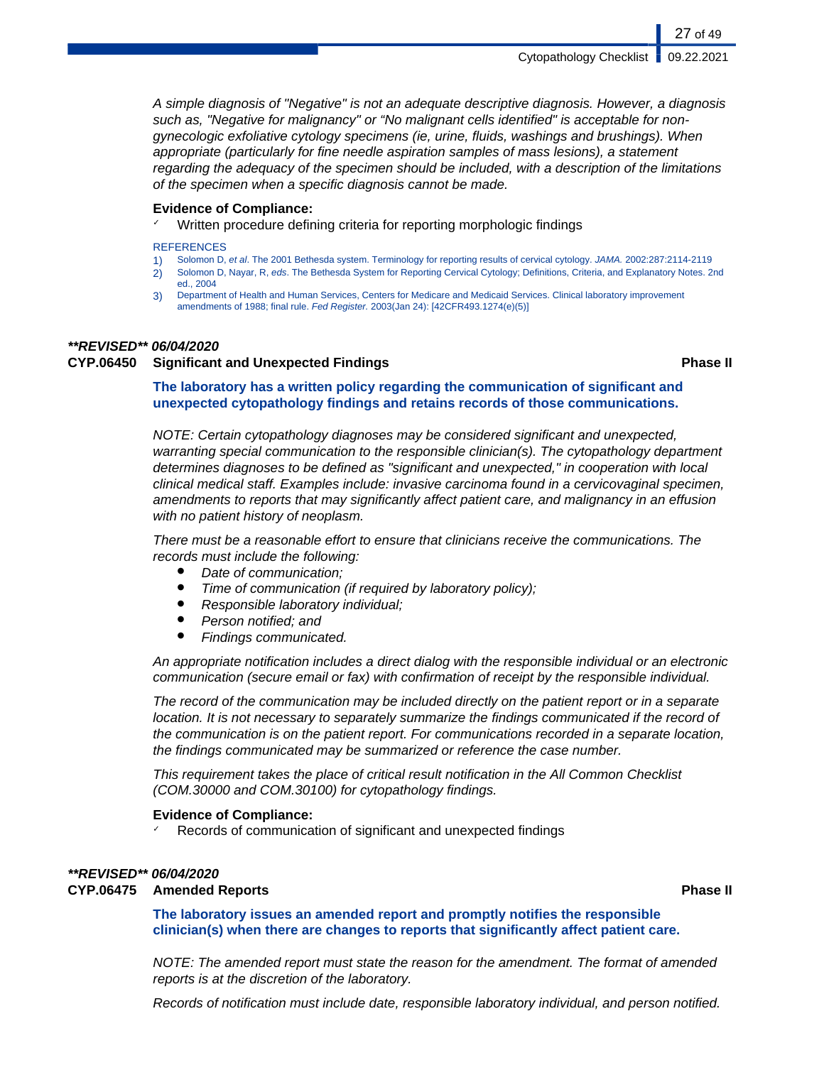*A simple diagnosis of "Negative" is not an adequate descriptive diagnosis. However, a diagnosis such as, "Negative for malignancy" or "No malignant cells identified" is acceptable for non-gynecologic exfoliative cytology specimens (ie, urine, fluids, washings and brushings). When appropriate (particularly for fine needle aspiration samples of mass lesions), a statement regarding the adequacy of the specimen should be included, with a description of the limitations of the specimen when a specific diagnosis cannot be made.*

**Evidence of Compliance:**

- ✓ Written procedure defining criteria for reporting morphologic findings

REFERENCES

1) Solomon D, *et al*. The 2001 Bethesda system. Terminology for reporting results of cervical cytology. *JAMA.* 2002:287:2114-2119
2) Solomon D, Nayar, R, *eds*. The Bethesda System for Reporting Cervical Cytology; Definitions, Criteria, and Explanatory Notes. 2nd ed., 2004
3) Department of Health and Human Services, Centers for Medicare and Medicaid Services. Clinical laboratory improvement amendments of 1988; final rule. *Fed Register.* 2003(Jan 24): [42CFR493.1274(e)(5)]

***\*\*REVISED\*\* 06/04/2020***

**CYP.06450 Significant and Unexpected Findings — Phase II**

**The laboratory has a written policy regarding the communication of significant and unexpected cytopathology findings and retains records of those communications.**

*NOTE: Certain cytopathology diagnoses may be considered significant and unexpected, warranting special communication to the responsible clinician(s). The cytopathology department determines diagnoses to be defined as "significant and unexpected," in cooperation with local clinical medical staff. Examples include: invasive carcinoma found in a cervicovaginal specimen, amendments to reports that may significantly affect patient care, and malignancy in an effusion with no patient history of neoplasm.*

*There must be a reasonable effort to ensure that clinicians receive the communications. The records must include the following:*

- *Date of communication;*
- *Time of communication (if required by laboratory policy);*
- *Responsible laboratory individual;*
- *Person notified; and*
- *Findings communicated.*

*An appropriate notification includes a direct dialog with the responsible individual or an electronic communication (secure email or fax) with confirmation of receipt by the responsible individual.*

*The record of the communication may be included directly on the patient report or in a separate location. It is not necessary to separately summarize the findings communicated if the record of the communication is on the patient report. For communications recorded in a separate location, the findings communicated may be summarized or reference the case number.*

*This requirement takes the place of critical result notification in the All Common Checklist (COM.30000 and COM.30100) for cytopathology findings.*

**Evidence of Compliance:**

- ✓ Records of communication of significant and unexpected findings

***\*\*REVISED\*\* 06/04/2020***

**CYP.06475 Amended Reports — Phase II**

**The laboratory issues an amended report and promptly notifies the responsible clinician(s) when there are changes to reports that significantly affect patient care.**

*NOTE: The amended report must state the reason for the amendment. The format of amended reports is at the discretion of the laboratory.*

*Records of notification must include date, responsible laboratory individual, and person notified.*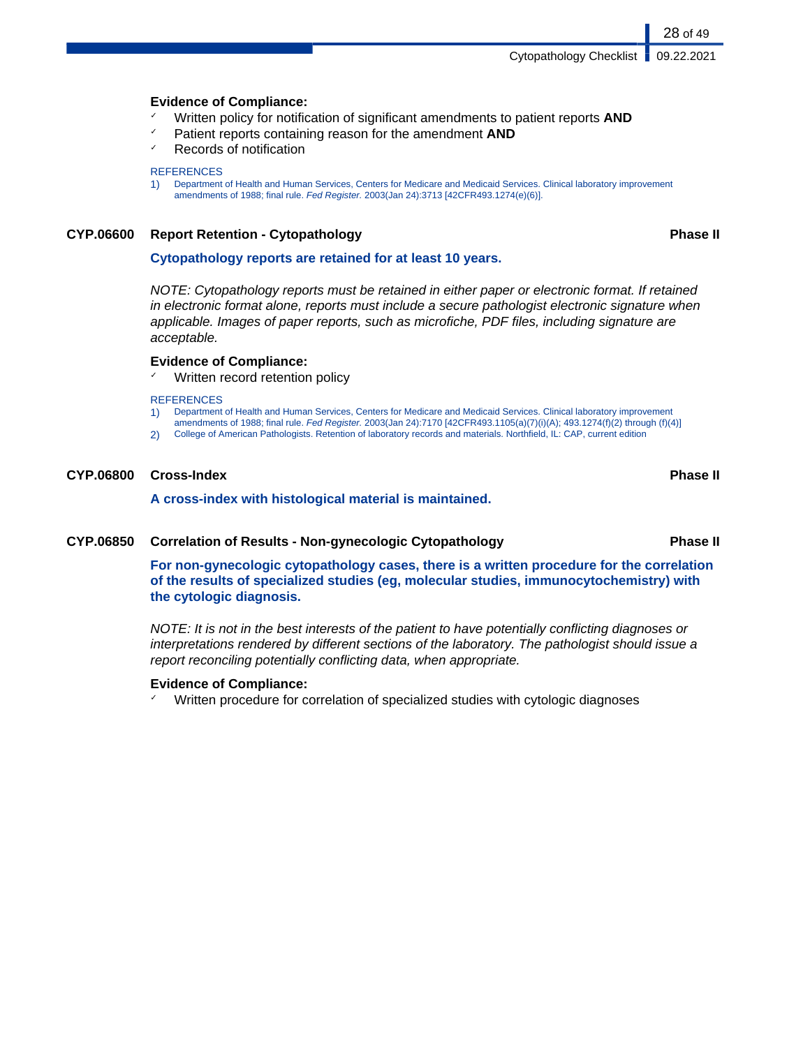**Evidence of Compliance:**

- ✓ Written policy for notification of significant amendments to patient reports **AND**
- ✓ Patient reports containing reason for the amendment **AND**
- ✓ Records of notification

REFERENCES

1) Department of Health and Human Services, Centers for Medicare and Medicaid Services. Clinical laboratory improvement amendments of 1988; final rule. *Fed Register.* 2003(Jan 24):3713 [42CFR493.1274(e)(6)].

## CYP.06600 Report Retention - Cytopathology — Phase II

**Cytopathology reports are retained for at least 10 years.**

*NOTE: Cytopathology reports must be retained in either paper or electronic format. If retained in electronic format alone, reports must include a secure pathologist electronic signature when applicable. Images of paper reports, such as microfiche, PDF files, including signature are acceptable.*

**Evidence of Compliance:**

- ✓ Written record retention policy

REFERENCES

1) Department of Health and Human Services, Centers for Medicare and Medicaid Services. Clinical laboratory improvement amendments of 1988; final rule. *Fed Register.* 2003(Jan 24):7170 [42CFR493.1105(a)(7)(i)(A); 493.1274(f)(2) through (f)(4)]
2) College of American Pathologists. Retention of laboratory records and materials. Northfield, IL: CAP, current edition

## CYP.06800 Cross-Index — Phase II

**A cross-index with histological material is maintained.**

## CYP.06850 Correlation of Results - Non-gynecologic Cytopathology — Phase II

**For non-gynecologic cytopathology cases, there is a written procedure for the correlation of the results of specialized studies (eg, molecular studies, immunocytochemistry) with the cytologic diagnosis.**

*NOTE: It is not in the best interests of the patient to have potentially conflicting diagnoses or interpretations rendered by different sections of the laboratory. The pathologist should issue a report reconciling potentially conflicting data, when appropriate.*

**Evidence of Compliance:**

- ✓ Written procedure for correlation of specialized studies with cytologic diagnoses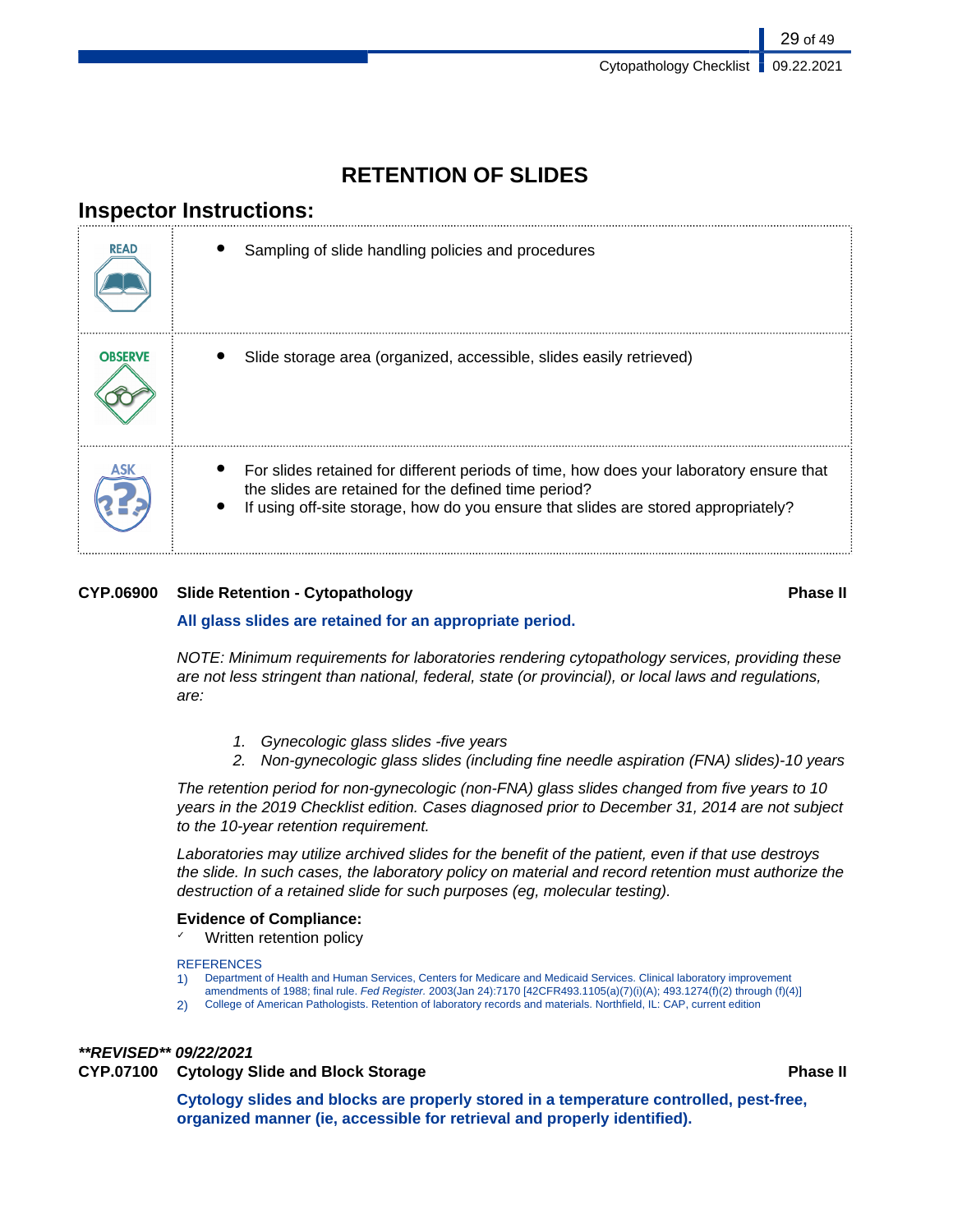# RETENTION OF SLIDES

## Inspector Instructions:

| | |
|---|---|
| READ | • Sampling of slide handling policies and procedures |
| OBSERVE | • Slide storage area (organized, accessible, slides easily retrieved) |
| ASK | • For slides retained for different periods of time, how does your laboratory ensure that the slides are retained for the defined time period?<br>• If using off-site storage, how do you ensure that slides are stored appropriately? |

**CYP.06900 Slide Retention - Cytopathology** **Phase II**

**All glass slides are retained for an appropriate period.**

*NOTE: Minimum requirements for laboratories rendering cytopathology services, providing these are not less stringent than national, federal, state (or provincial), or local laws and regulations, are:*

1. *Gynecologic glass slides -five years*
2. *Non-gynecologic glass slides (including fine needle aspiration (FNA) slides)-10 years*

*The retention period for non-gynecologic (non-FNA) glass slides changed from five years to 10 years in the 2019 Checklist edition. Cases diagnosed prior to December 31, 2014 are not subject to the 10-year retention requirement.*

*Laboratories may utilize archived slides for the benefit of the patient, even if that use destroys the slide. In such cases, the laboratory policy on material and record retention must authorize the destruction of a retained slide for such purposes (eg, molecular testing).*

**Evidence of Compliance:**

✓ Written retention policy

REFERENCES

1) Department of Health and Human Services, Centers for Medicare and Medicaid Services. Clinical laboratory improvement amendments of 1988; final rule. *Fed Register.* 2003(Jan 24):7170 [42CFR493.1105(a)(7)(i)(A); 493.1274(f)(2) through (f)(4)]
2) College of American Pathologists. Retention of laboratory records and materials. Northfield, IL: CAP, current edition

***\*\*REVISED\*\* 09/22/2021***

**CYP.07100 Cytology Slide and Block Storage** **Phase II**

**Cytology slides and blocks are properly stored in a temperature controlled, pest-free, organized manner (ie, accessible for retrieval and properly identified).**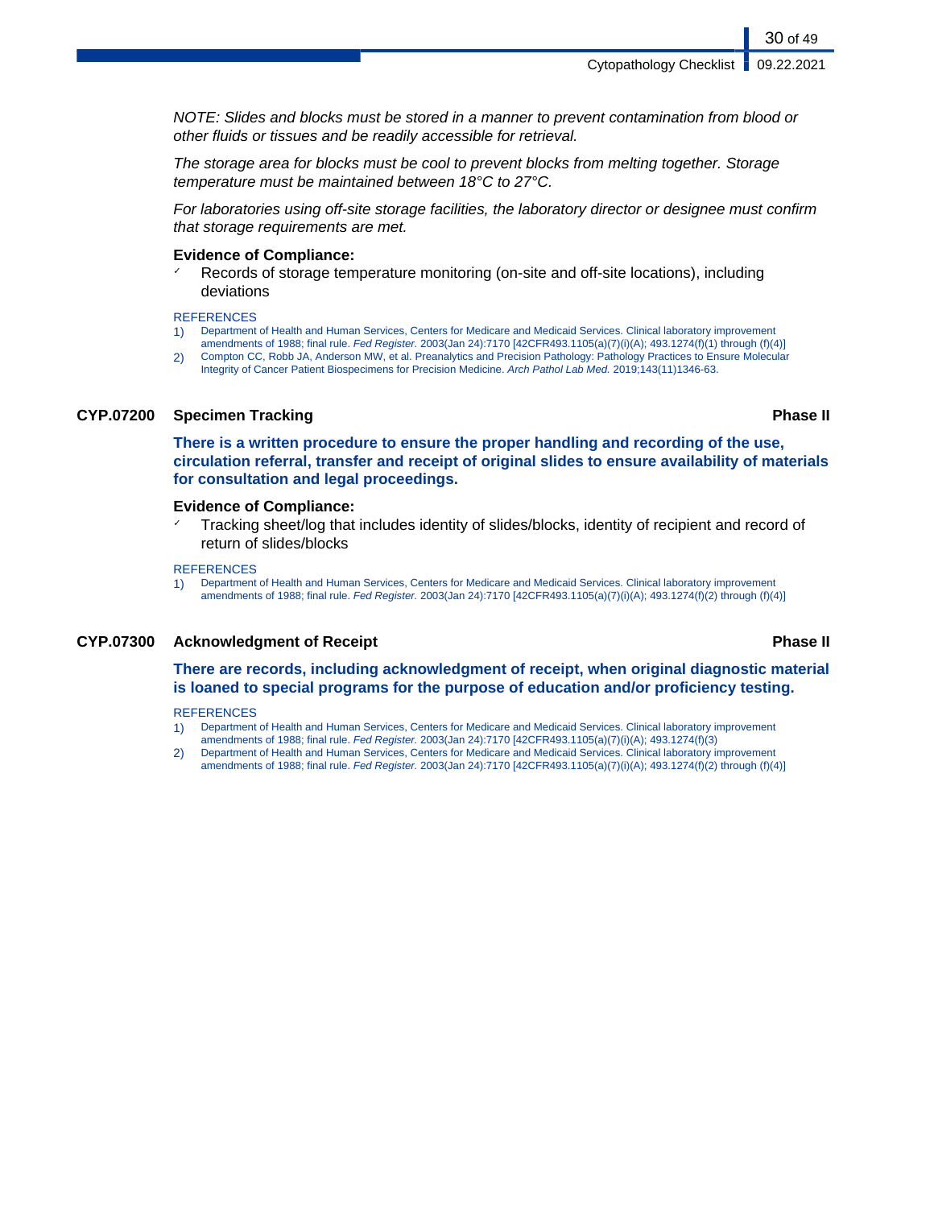*NOTE: Slides and blocks must be stored in a manner to prevent contamination from blood or other fluids or tissues and be readily accessible for retrieval.*

*The storage area for blocks must be cool to prevent blocks from melting together. Storage temperature must be maintained between 18°C to 27°C.*

*For laboratories using off-site storage facilities, the laboratory director or designee must confirm that storage requirements are met.*

**Evidence of Compliance:**

- ✓ Records of storage temperature monitoring (on-site and off-site locations), including deviations

REFERENCES

1) Department of Health and Human Services, Centers for Medicare and Medicaid Services. Clinical laboratory improvement amendments of 1988; final rule. *Fed Register.* 2003(Jan 24):7170 [42CFR493.1105(a)(7)(i)(A); 493.1274(f)(1) through (f)(4)]
2) Compton CC, Robb JA, Anderson MW, et al. Preanalytics and Precision Pathology: Pathology Practices to Ensure Molecular Integrity of Cancer Patient Biospecimens for Precision Medicine. *Arch Pathol Lab Med.* 2019;143(11)1346-63.

## CYP.07200 Specimen Tracking — Phase II

**There is a written procedure to ensure the proper handling and recording of the use, circulation referral, transfer and receipt of original slides to ensure availability of materials for consultation and legal proceedings.**

**Evidence of Compliance:**

- ✓ Tracking sheet/log that includes identity of slides/blocks, identity of recipient and record of return of slides/blocks

REFERENCES

1) Department of Health and Human Services, Centers for Medicare and Medicaid Services. Clinical laboratory improvement amendments of 1988; final rule. *Fed Register.* 2003(Jan 24):7170 [42CFR493.1105(a)(7)(i)(A); 493.1274(f)(2) through (f)(4)]

## CYP.07300 Acknowledgment of Receipt — Phase II

**There are records, including acknowledgment of receipt, when original diagnostic material is loaned to special programs for the purpose of education and/or proficiency testing.**

REFERENCES

1) Department of Health and Human Services, Centers for Medicare and Medicaid Services. Clinical laboratory improvement amendments of 1988; final rule. *Fed Register.* 2003(Jan 24):7170 [42CFR493.1105(a)(7)(i)(A); 493.1274(f)(3)
2) Department of Health and Human Services, Centers for Medicare and Medicaid Services. Clinical laboratory improvement amendments of 1988; final rule. *Fed Register.* 2003(Jan 24):7170 [42CFR493.1105(a)(7)(i)(A); 493.1274(f)(2) through (f)(4)]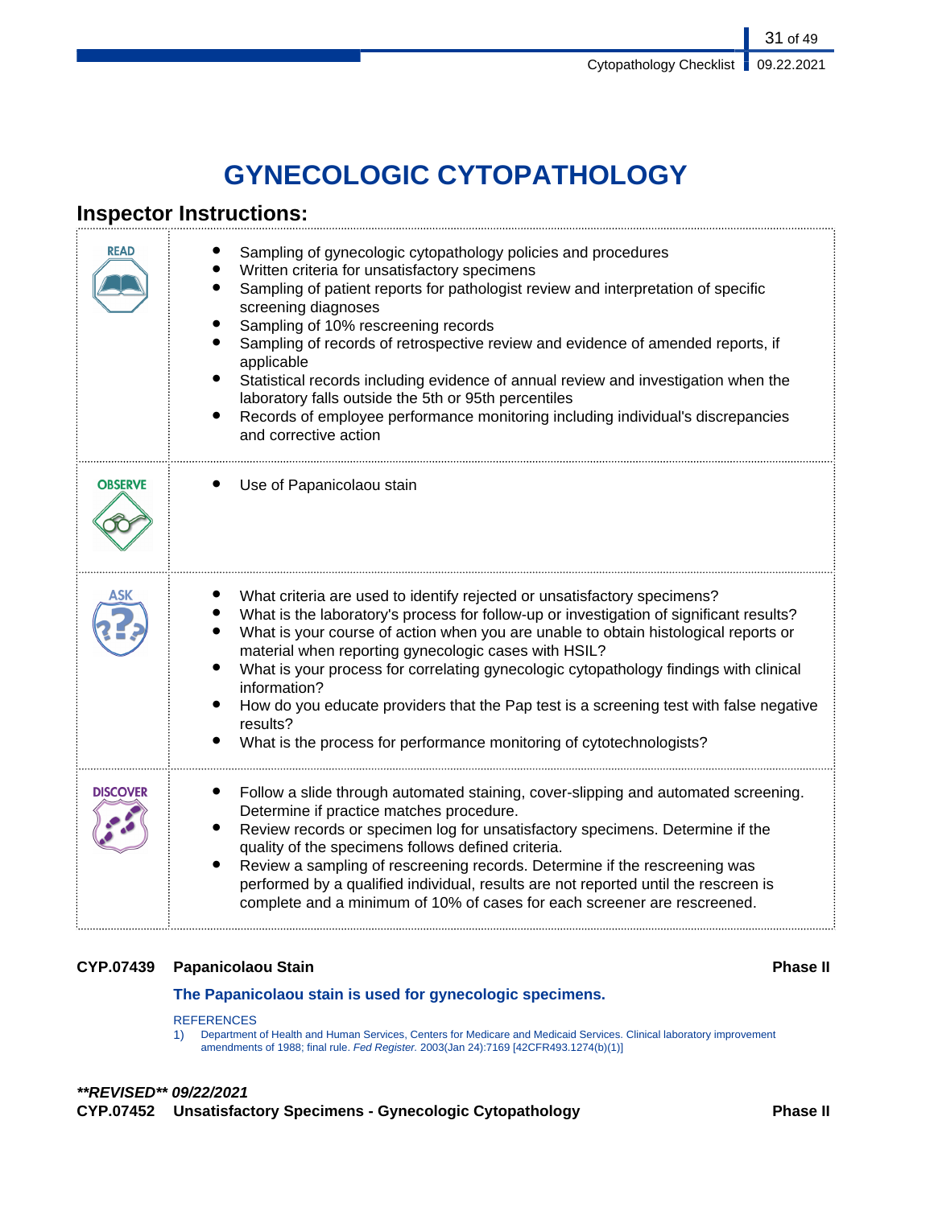# GYNECOLOGIC CYTOPATHOLOGY

## Inspector Instructions:

| | |
|---|---|
| **READ** | <ul><li>Sampling of gynecologic cytopathology policies and procedures</li><li>Written criteria for unsatisfactory specimens</li><li>Sampling of patient reports for pathologist review and interpretation of specific screening diagnoses</li><li>Sampling of 10% rescreening records</li><li>Sampling of records of retrospective review and evidence of amended reports, if applicable</li><li>Statistical records including evidence of annual review and investigation when the laboratory falls outside the 5th or 95th percentiles</li><li>Records of employee performance monitoring including individual's discrepancies and corrective action</li></ul> |
| **OBSERVE** | <ul><li>Use of Papanicolaou stain</li></ul> |
| **ASK** | <ul><li>What criteria are used to identify rejected or unsatisfactory specimens?</li><li>What is the laboratory's process for follow-up or investigation of significant results?</li><li>What is your course of action when you are unable to obtain histological reports or material when reporting gynecologic cases with HSIL?</li><li>What is your process for correlating gynecologic cytopathology findings with clinical information?</li><li>How do you educate providers that the Pap test is a screening test with false negative results?</li><li>What is the process for performance monitoring of cytotechnologists?</li></ul> |
| **DISCOVER** | <ul><li>Follow a slide through automated staining, cover-slipping and automated screening. Determine if practice matches procedure.</li><li>Review records or specimen log for unsatisfactory specimens. Determine if the quality of the specimens follows defined criteria.</li><li>Review a sampling of rescreening records. Determine if the rescreening was performed by a qualified individual, results are not reported until the rescreen is complete and a minimum of 10% of cases for each screener are rescreened.</li></ul> |

**CYP.07439 Papanicolaou Stain** **Phase II**

**The Papanicolaou stain is used for gynecologic specimens.**

REFERENCES

1) Department of Health and Human Services, Centers for Medicare and Medicaid Services. Clinical laboratory improvement amendments of 1988; final rule. *Fed Register.* 2003(Jan 24):7169 [42CFR493.1274(b)(1)]

***\*\*REVISED\*\* 09/22/2021***

**CYP.07452 Unsatisfactory Specimens - Gynecologic Cytopathology** **Phase II**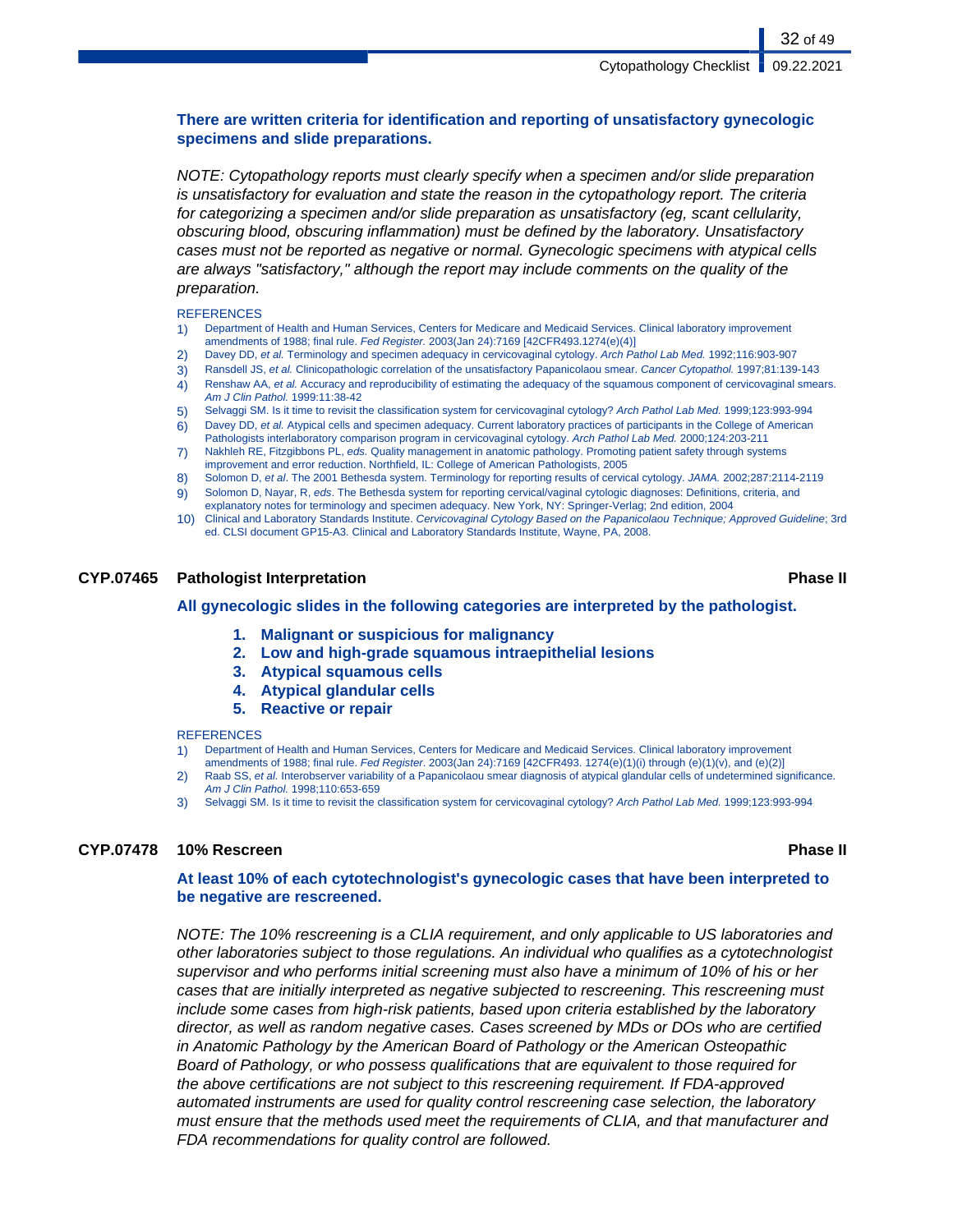**There are written criteria for identification and reporting of unsatisfactory gynecologic specimens and slide preparations.**

*NOTE: Cytopathology reports must clearly specify when a specimen and/or slide preparation is unsatisfactory for evaluation and state the reason in the cytopathology report. The criteria for categorizing a specimen and/or slide preparation as unsatisfactory (eg, scant cellularity, obscuring blood, obscuring inflammation) must be defined by the laboratory. Unsatisfactory cases must not be reported as negative or normal. Gynecologic specimens with atypical cells are always "satisfactory," although the report may include comments on the quality of the preparation.*

REFERENCES

1) Department of Health and Human Services, Centers for Medicare and Medicaid Services. Clinical laboratory improvement amendments of 1988; final rule. *Fed Register.* 2003(Jan 24):7169 [42CFR493.1274(e)(4)]
2) Davey DD, *et al.* Terminology and specimen adequacy in cervicovaginal cytology. *Arch Pathol Lab Med.* 1992;116:903-907
3) Ransdell JS, *et al.* Clinicopathologic correlation of the unsatisfactory Papanicolaou smear. *Cancer Cytopathol.* 1997;81:139-143
4) Renshaw AA, *et al.* Accuracy and reproducibility of estimating the adequacy of the squamous component of cervicovaginal smears. *Am J Clin Pathol.* 1999:11:38-42
5) Selvaggi SM. Is it time to revisit the classification system for cervicovaginal cytology? *Arch Pathol Lab Med.* 1999;123:993-994
6) Davey DD, *et al.* Atypical cells and specimen adequacy. Current laboratory practices of participants in the College of American Pathologists interlaboratory comparison program in cervicovaginal cytology. *Arch Pathol Lab Med.* 2000;124:203-211
7) Nakhleh RE, Fitzgibbons PL, *eds.* Quality management in anatomic pathology. Promoting patient safety through systems improvement and error reduction. Northfield, IL: College of American Pathologists, 2005
8) Solomon D, *et al*. The 2001 Bethesda system. Terminology for reporting results of cervical cytology. *JAMA.* 2002;287:2114-2119
9) Solomon D, Nayar, R, *eds*. The Bethesda system for reporting cervical/vaginal cytologic diagnoses: Definitions, criteria, and explanatory notes for terminology and specimen adequacy. New York, NY: Springer-Verlag; 2nd edition, 2004
10) Clinical and Laboratory Standards Institute. *Cervicovaginal Cytology Based on the Papanicolaou Technique; Approved Guideline*; 3rd ed. CLSI document GP15-A3. Clinical and Laboratory Standards Institute, Wayne, PA, 2008.

### CYP.07465 Pathologist Interpretation — Phase II

**All gynecologic slides in the following categories are interpreted by the pathologist.**

1. **Malignant or suspicious for malignancy**
2. **Low and high-grade squamous intraepithelial lesions**
3. **Atypical squamous cells**
4. **Atypical glandular cells**
5. **Reactive or repair**

REFERENCES

1) Department of Health and Human Services, Centers for Medicare and Medicaid Services. Clinical laboratory improvement amendments of 1988; final rule. *Fed Register*. 2003(Jan 24):7169 [42CFR493. 1274(e)(1)(i) through (e)(1)(v), and (e)(2)]
2) Raab SS, *et al.* Interobserver variability of a Papanicolaou smear diagnosis of atypical glandular cells of undetermined significance. *Am J Clin Pathol.* 1998;110:653-659
3) Selvaggi SM. Is it time to revisit the classification system for cervicovaginal cytology? *Arch Pathol Lab Med.* 1999;123:993-994

### CYP.07478 10% Rescreen — Phase II

**At least 10% of each cytotechnologist's gynecologic cases that have been interpreted to be negative are rescreened.**

*NOTE: The 10% rescreening is a CLIA requirement, and only applicable to US laboratories and other laboratories subject to those regulations. An individual who qualifies as a cytotechnologist supervisor and who performs initial screening must also have a minimum of 10% of his or her cases that are initially interpreted as negative subjected to rescreening. This rescreening must include some cases from high-risk patients, based upon criteria established by the laboratory director, as well as random negative cases. Cases screened by MDs or DOs who are certified in Anatomic Pathology by the American Board of Pathology or the American Osteopathic Board of Pathology, or who possess qualifications that are equivalent to those required for the above certifications are not subject to this rescreening requirement. If FDA-approved automated instruments are used for quality control rescreening case selection, the laboratory must ensure that the methods used meet the requirements of CLIA, and that manufacturer and FDA recommendations for quality control are followed.*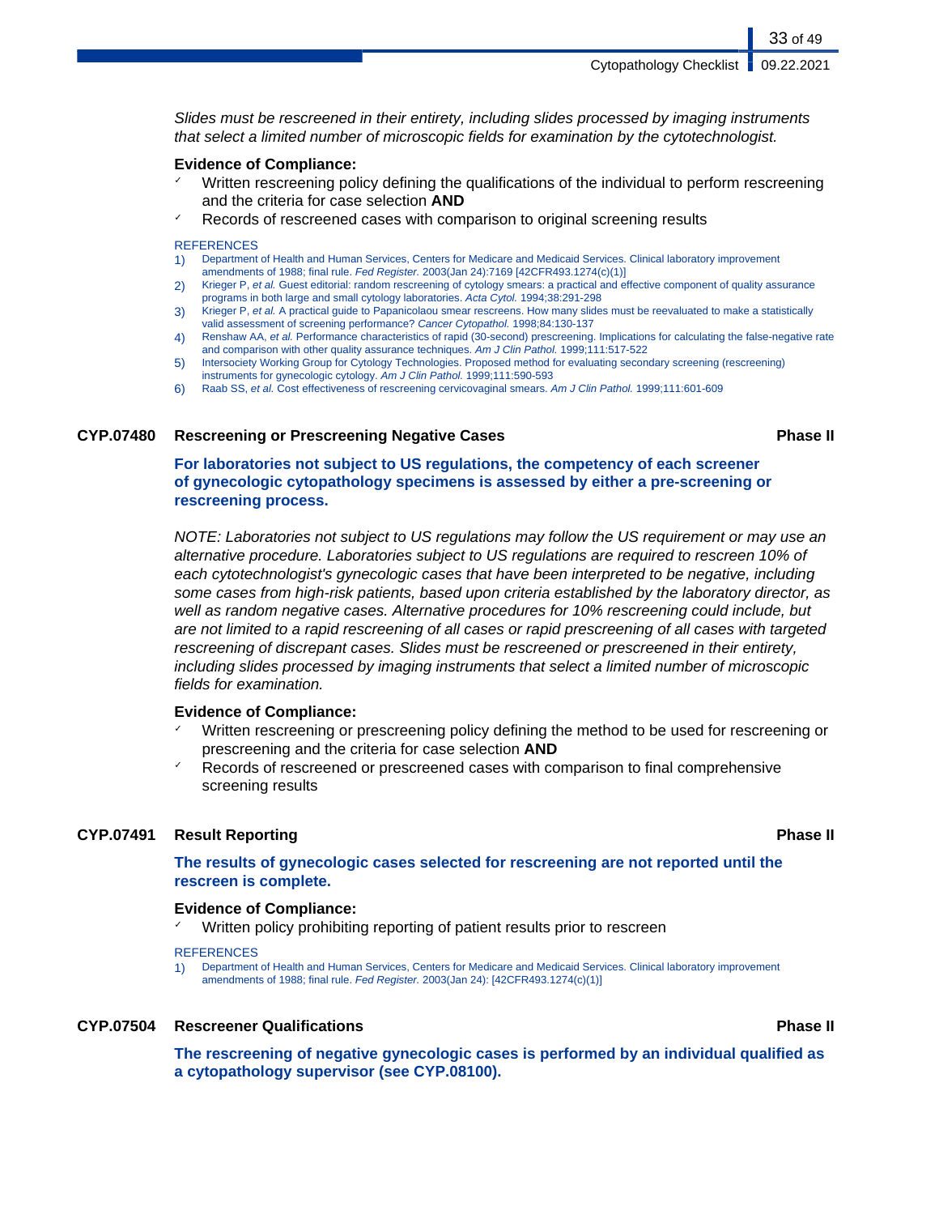*Slides must be rescreened in their entirety, including slides processed by imaging instruments that select a limited number of microscopic fields for examination by the cytotechnologist.*

**Evidence of Compliance:**

- ✓ Written rescreening policy defining the qualifications of the individual to perform rescreening and the criteria for case selection **AND**
- ✓ Records of rescreened cases with comparison to original screening results

REFERENCES

1) Department of Health and Human Services, Centers for Medicare and Medicaid Services. Clinical laboratory improvement amendments of 1988; final rule. *Fed Register.* 2003(Jan 24):7169 [42CFR493.1274(c)(1)]
2) Krieger P, *et al.* Guest editorial: random rescreening of cytology smears: a practical and effective component of quality assurance programs in both large and small cytology laboratories. *Acta Cytol.* 1994;38:291-298
3) Krieger P, *et al.* A practical guide to Papanicolaou smear rescreens. How many slides must be reevaluated to make a statistically valid assessment of screening performance? *Cancer Cytopathol.* 1998;84:130-137
4) Renshaw AA, *et al.* Performance characteristics of rapid (30-second) prescreening. Implications for calculating the false-negative rate and comparison with other quality assurance techniques. *Am J Clin Pathol.* 1999;111:517-522
5) Intersociety Working Group for Cytology Technologies. Proposed method for evaluating secondary screening (rescreening) instruments for gynecologic cytology. *Am J Clin Pathol.* 1999;111:590-593
6) Raab SS, *et al.* Cost effectiveness of rescreening cervicovaginal smears. *Am J Clin Pathol.* 1999;111:601-609

### CYP.07480 Rescreening or Prescreening Negative Cases — Phase II

**For laboratories not subject to US regulations, the competency of each screener of gynecologic cytopathology specimens is assessed by either a pre-screening or rescreening process.**

*NOTE: Laboratories not subject to US regulations may follow the US requirement or may use an alternative procedure. Laboratories subject to US regulations are required to rescreen 10% of each cytotechnologist's gynecologic cases that have been interpreted to be negative, including some cases from high-risk patients, based upon criteria established by the laboratory director, as well as random negative cases. Alternative procedures for 10% rescreening could include, but are not limited to a rapid rescreening of all cases or rapid prescreening of all cases with targeted rescreening of discrepant cases. Slides must be rescreened or prescreened in their entirety, including slides processed by imaging instruments that select a limited number of microscopic fields for examination.*

**Evidence of Compliance:**

- ✓ Written rescreening or prescreening policy defining the method to be used for rescreening or prescreening and the criteria for case selection **AND**
- ✓ Records of rescreened or prescreened cases with comparison to final comprehensive screening results

### CYP.07491 Result Reporting — Phase II

**The results of gynecologic cases selected for rescreening are not reported until the rescreen is complete.**

**Evidence of Compliance:**

- ✓ Written policy prohibiting reporting of patient results prior to rescreen

REFERENCES

1) Department of Health and Human Services, Centers for Medicare and Medicaid Services. Clinical laboratory improvement amendments of 1988; final rule. *Fed Register.* 2003(Jan 24): [42CFR493.1274(c)(1)]

### CYP.07504 Rescreener Qualifications — Phase II

**The rescreening of negative gynecologic cases is performed by an individual qualified as a cytopathology supervisor (see CYP.08100).**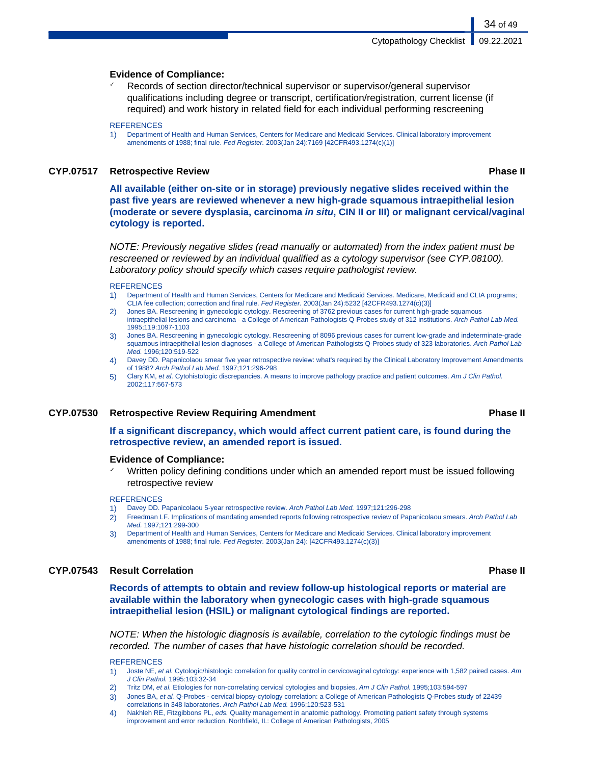**Evidence of Compliance:**

- ✓ Records of section director/technical supervisor or supervisor/general supervisor qualifications including degree or transcript, certification/registration, current license (if required) and work history in related field for each individual performing rescreening

REFERENCES

1) Department of Health and Human Services, Centers for Medicare and Medicaid Services. Clinical laboratory improvement amendments of 1988; final rule. *Fed Register.* 2003(Jan 24):7169 [42CFR493.1274(c)(1)]

## CYP.07517 Retrospective Review — Phase II

**All available (either on-site or in storage) previously negative slides received within the past five years are reviewed whenever a new high-grade squamous intraepithelial lesion (moderate or severe dysplasia, carcinoma *in situ*, CIN II or III) or malignant cervical/vaginal cytology is reported.**

*NOTE: Previously negative slides (read manually or automated) from the index patient must be rescreened or reviewed by an individual qualified as a cytology supervisor (see CYP.08100). Laboratory policy should specify which cases require pathologist review.*

REFERENCES

1) Department of Health and Human Services, Centers for Medicare and Medicaid Services. Medicare, Medicaid and CLIA programs; CLIA fee collection; correction and final rule. *Fed Register.* 2003(Jan 24):5232 [42CFR493.1274(c)(3)]
2) Jones BA. Rescreening in gynecologic cytology. Rescreening of 3762 previous cases for current high-grade squamous intraepithelial lesions and carcinoma - a College of American Pathologists Q-Probes study of 312 institutions. *Arch Pathol Lab Med.* 1995;119:1097-1103
3) Jones BA. Rescreening in gynecologic cytology. Rescreening of 8096 previous cases for current low-grade and indeterminate-grade squamous intraepithelial lesion diagnoses - a College of American Pathologists Q-Probes study of 323 laboratories. *Arch Pathol Lab Med.* 1996;120:519-522
4) Davey DD. Papanicolaou smear five year retrospective review: what's required by the Clinical Laboratory Improvement Amendments of 1988? *Arch Pathol Lab Med.* 1997;121:296-298
5) Clary KM, *et al.* Cytohistologic discrepancies. A means to improve pathology practice and patient outcomes. *Am J Clin Pathol.* 2002;117:567-573

## CYP.07530 Retrospective Review Requiring Amendment — Phase II

**If a significant discrepancy, which would affect current patient care, is found during the retrospective review, an amended report is issued.**

**Evidence of Compliance:**

- ✓ Written policy defining conditions under which an amended report must be issued following retrospective review

REFERENCES

1) Davey DD. Papanicolaou 5-year retrospective review. *Arch Pathol Lab Med.* 1997;121:296-298
2) Freedman LF. Implications of mandating amended reports following retrospective review of Papanicolaou smears. *Arch Pathol Lab Med.* 1997;121:299-300
3) Department of Health and Human Services, Centers for Medicare and Medicaid Services. Clinical laboratory improvement amendments of 1988; final rule. *Fed Register.* 2003(Jan 24): [42CFR493.1274(c)(3)]

## CYP.07543 Result Correlation — Phase II

**Records of attempts to obtain and review follow-up histological reports or material are available within the laboratory when gynecologic cases with high-grade squamous intraepithelial lesion (HSIL) or malignant cytological findings are reported.**

*NOTE: When the histologic diagnosis is available, correlation to the cytologic findings must be recorded. The number of cases that have histologic correlation should be recorded.*

REFERENCES

1) Joste NE, *et al.* Cytologic/histologic correlation for quality control in cervicovaginal cytology: experience with 1,582 paired cases. *Am J Clin Pathol.* 1995:103:32-34
2) Tritz DM, *et al.* Etiologies for non-correlating cervical cytologies and biopsies. *Am J Clin Pathol.* 1995;103:594-597
3) Jones BA, *et al.* Q-Probes - cervical biopsy-cytology correlation: a College of American Pathologists Q-Probes study of 22439 correlations in 348 laboratories. *Arch Pathol Lab Med.* 1996;120:523-531
4) Nakhleh RE, Fitzgibbons PL, *eds.* Quality management in anatomic pathology. Promoting patient safety through systems improvement and error reduction. Northfield, IL: College of American Pathologists, 2005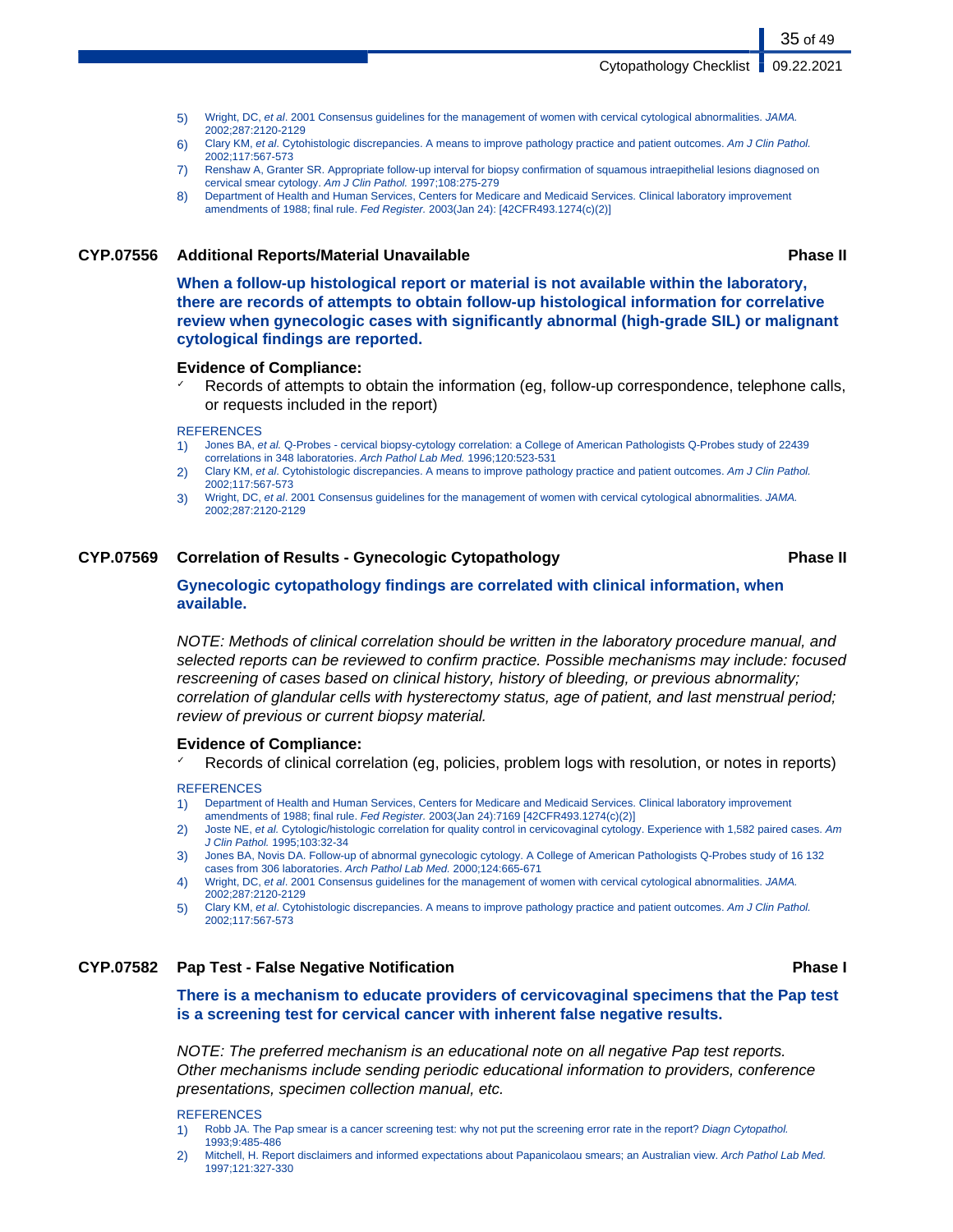5) Wright, DC, *et al*. 2001 Consensus guidelines for the management of women with cervical cytological abnormalities. *JAMA.* 2002;287:2120-2129
6) Clary KM, *et al*. Cytohistologic discrepancies. A means to improve pathology practice and patient outcomes. *Am J Clin Pathol.* 2002;117:567-573
7) Renshaw A, Granter SR. Appropriate follow-up interval for biopsy confirmation of squamous intraepithelial lesions diagnosed on cervical smear cytology. *Am J Clin Pathol.* 1997;108:275-279
8) Department of Health and Human Services, Centers for Medicare and Medicaid Services. Clinical laboratory improvement amendments of 1988; final rule. *Fed Register.* 2003(Jan 24): [42CFR493.1274(c)(2)]

## CYP.07556 Additional Reports/Material Unavailable — Phase II

**When a follow-up histological report or material is not available within the laboratory, there are records of attempts to obtain follow-up histological information for correlative review when gynecologic cases with significantly abnormal (high-grade SIL) or malignant cytological findings are reported.**

**Evidence of Compliance:**

- ✓ Records of attempts to obtain the information (eg, follow-up correspondence, telephone calls, or requests included in the report)

REFERENCES

1) Jones BA, *et al.* Q-Probes - cervical biopsy-cytology correlation: a College of American Pathologists Q-Probes study of 22439 correlations in 348 laboratories. *Arch Pathol Lab Med.* 1996;120:523-531
2) Clary KM, *et al*. Cytohistologic discrepancies. A means to improve pathology practice and patient outcomes. *Am J Clin Pathol.* 2002;117:567-573
3) Wright, DC, *et al*. 2001 Consensus guidelines for the management of women with cervical cytological abnormalities. *JAMA.* 2002;287:2120-2129

## CYP.07569 Correlation of Results - Gynecologic Cytopathology — Phase II

**Gynecologic cytopathology findings are correlated with clinical information, when available.**

*NOTE: Methods of clinical correlation should be written in the laboratory procedure manual, and selected reports can be reviewed to confirm practice. Possible mechanisms may include: focused rescreening of cases based on clinical history, history of bleeding, or previous abnormality; correlation of glandular cells with hysterectomy status, age of patient, and last menstrual period; review of previous or current biopsy material.*

**Evidence of Compliance:**

- ✓ Records of clinical correlation (eg, policies, problem logs with resolution, or notes in reports)

REFERENCES

1) Department of Health and Human Services, Centers for Medicare and Medicaid Services. Clinical laboratory improvement amendments of 1988; final rule. *Fed Register.* 2003(Jan 24):7169 [42CFR493.1274(c)(2)]
2) Joste NE, *et al.* Cytologic/histologic correlation for quality control in cervicovaginal cytology. Experience with 1,582 paired cases. *Am J Clin Pathol.* 1995;103:32-34
3) Jones BA, Novis DA. Follow-up of abnormal gynecologic cytology. A College of American Pathologists Q-Probes study of 16 132 cases from 306 laboratories. *Arch Pathol Lab Med.* 2000;124:665-671
4) Wright, DC, *et al*. 2001 Consensus guidelines for the management of women with cervical cytological abnormalities. *JAMA.* 2002;287:2120-2129
5) Clary KM, *et al*. Cytohistologic discrepancies. A means to improve pathology practice and patient outcomes. *Am J Clin Pathol.* 2002;117:567-573

## CYP.07582 Pap Test - False Negative Notification — Phase I

**There is a mechanism to educate providers of cervicovaginal specimens that the Pap test is a screening test for cervical cancer with inherent false negative results.**

*NOTE: The preferred mechanism is an educational note on all negative Pap test reports. Other mechanisms include sending periodic educational information to providers, conference presentations, specimen collection manual, etc.*

REFERENCES

1) Robb JA. The Pap smear is a cancer screening test: why not put the screening error rate in the report? *Diagn Cytopathol.* 1993;9:485-486
2) Mitchell, H. Report disclaimers and informed expectations about Papanicolaou smears; an Australian view. *Arch Pathol Lab Med.* 1997;121:327-330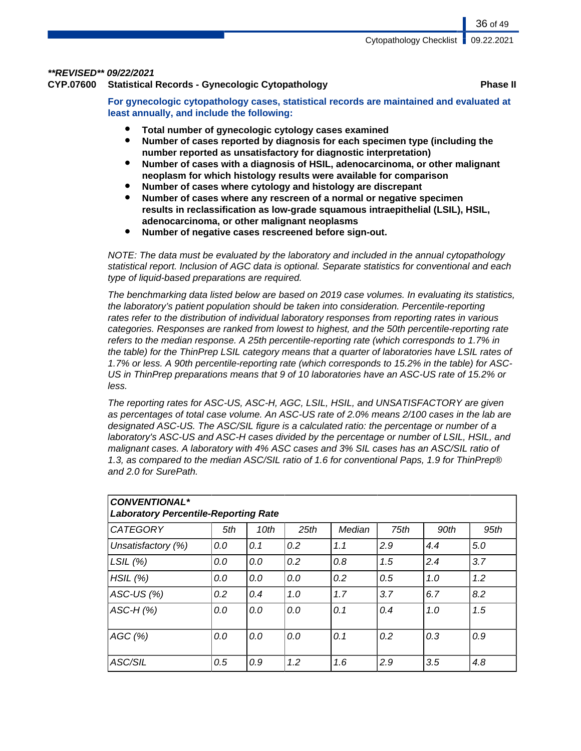***REVISED** 09/22/2021*

**CYP.07600 Statistical Records - Gynecologic Cytopathology** **Phase II**

**For gynecologic cytopathology cases, statistical records are maintained and evaluated at least annually, and include the following:**

- **Total number of gynecologic cytology cases examined**
- **Number of cases reported by diagnosis for each specimen type (including the number reported as unsatisfactory for diagnostic interpretation)**
- **Number of cases with a diagnosis of HSIL, adenocarcinoma, or other malignant neoplasm for which histology results were available for comparison**
- **Number of cases where cytology and histology are discrepant**
- **Number of cases where any rescreen of a normal or negative specimen results in reclassification as low-grade squamous intraepithelial (LSIL), HSIL, adenocarcinoma, or other malignant neoplasms**
- **Number of negative cases rescreened before sign-out.**

*NOTE: The data must be evaluated by the laboratory and included in the annual cytopathology statistical report. Inclusion of AGC data is optional. Separate statistics for conventional and each type of liquid-based preparations are required.*

*The benchmarking data listed below are based on 2019 case volumes. In evaluating its statistics, the laboratory's patient population should be taken into consideration. Percentile-reporting rates refer to the distribution of individual laboratory responses from reporting rates in various categories. Responses are ranked from lowest to highest, and the 50th percentile-reporting rate refers to the median response. A 25th percentile-reporting rate (which corresponds to 1.7% in the table) for the ThinPrep LSIL category means that a quarter of laboratories have LSIL rates of 1.7% or less. A 90th percentile-reporting rate (which corresponds to 15.2% in the table) for ASC-US in ThinPrep preparations means that 9 of 10 laboratories have an ASC-US rate of 15.2% or less.*

*The reporting rates for ASC-US, ASC-H, AGC, LSIL, HSIL, and UNSATISFACTORY are given as percentages of total case volume. An ASC-US rate of 2.0% means 2/100 cases in the lab are designated ASC-US. The ASC/SIL figure is a calculated ratio: the percentage or number of a laboratory's ASC-US and ASC-H cases divided by the percentage or number of LSIL, HSIL, and malignant cases. A laboratory with 4% ASC cases and 3% SIL cases has an ASC/SIL ratio of 1.3, as compared to the median ASC/SIL ratio of 1.6 for conventional Paps, 1.9 for ThinPrep® and 2.0 for SurePath.*

| ***CONVENTIONAL**** ***Laboratory Percentile-Reporting Rate*** | | | | | | | |
|---|---|---|---|---|---|---|---|
| *CATEGORY* | *5th* | *10th* | *25th* | *Median* | *75th* | *90th* | *95th* |
| *Unsatisfactory (%)* | *0.0* | *0.1* | *0.2* | *1.1* | *2.9* | *4.4* | *5.0* |
| *LSIL (%)* | *0.0* | *0.0* | *0.2* | *0.8* | *1.5* | *2.4* | *3.7* |
| *HSIL (%)* | *0.0* | *0.0* | *0.0* | *0.2* | *0.5* | *1.0* | *1.2* |
| *ASC-US (%)* | *0.2* | *0.4* | *1.0* | *1.7* | *3.7* | *6.7* | *8.2* |
| *ASC-H (%)* | *0.0* | *0.0* | *0.0* | *0.1* | *0.4* | *1.0* | *1.5* |
| *AGC (%)* | *0.0* | *0.0* | *0.0* | *0.1* | *0.2* | *0.3* | *0.9* |
| *ASC/SIL* | *0.5* | *0.9* | *1.2* | *1.6* | *2.9* | *3.5* | *4.8* |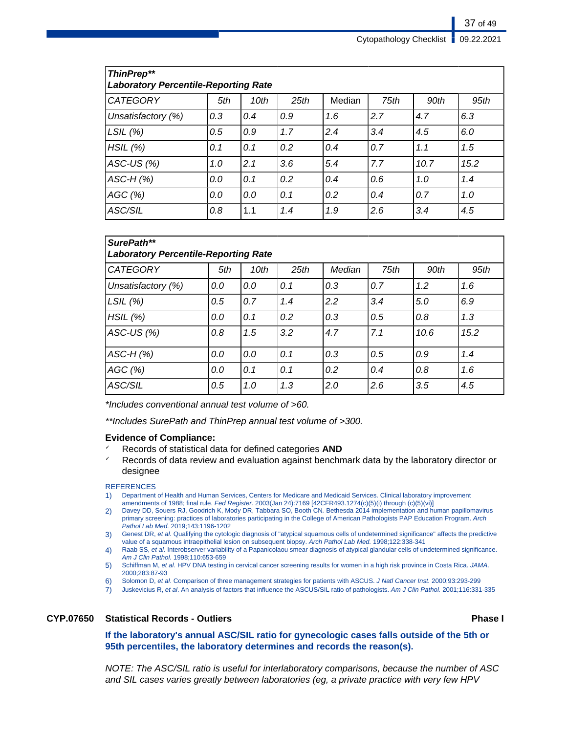| ***ThinPrep\*\**** <br> ***Laboratory Percentile-Reporting Rate*** | | | | | | | |
|---|---|---|---|---|---|---|---|
| *CATEGORY* | *5th* | *10th* | *25th* | Median | *75th* | *90th* | *95th* |
| *Unsatisfactory (%)* | *0.3* | *0.4* | *0.9* | *1.6* | *2.7* | *4.7* | *6.3* |
| *LSIL (%)* | *0.5* | *0.9* | *1.7* | *2.4* | *3.4* | *4.5* | *6.0* |
| *HSIL (%)* | *0.1* | *0.1* | *0.2* | *0.4* | *0.7* | *1.1* | *1.5* |
| *ASC-US (%)* | *1.0* | *2.1* | *3.6* | *5.4* | *7.7* | *10.7* | *15.2* |
| *ASC-H (%)* | *0.0* | *0.1* | *0.2* | *0.4* | *0.6* | *1.0* | *1.4* |
| *AGC (%)* | *0.0* | *0.0* | *0.1* | *0.2* | *0.4* | *0.7* | *1.0* |
| *ASC/SIL* | *0.8* | 1.1 | *1.4* | *1.9* | *2.6* | *3.4* | *4.5* |

| ***SurePath\*\**** <br> ***Laboratory Percentile-Reporting Rate*** | | | | | | | |
|---|---|---|---|---|---|---|---|
| *CATEGORY* | *5th* | *10th* | *25th* | *Median* | *75th* | *90th* | *95th* |
| *Unsatisfactory (%)* | *0.0* | *0.0* | *0.1* | *0.3* | *0.7* | *1.2* | *1.6* |
| *LSIL (%)* | *0.5* | *0.7* | *1.4* | *2.2* | *3.4* | *5.0* | *6.9* |
| *HSIL (%)* | *0.0* | *0.1* | *0.2* | *0.3* | *0.5* | *0.8* | *1.3* |
| *ASC-US (%)* | *0.8* | *1.5* | *3.2* | *4.7* | *7.1* | *10.6* | *15.2* |
| *ASC-H (%)* | *0.0* | *0.0* | *0.1* | *0.3* | *0.5* | *0.9* | *1.4* |
| *AGC (%)* | *0.0* | *0.1* | *0.1* | *0.2* | *0.4* | *0.8* | *1.6* |
| *ASC/SIL* | *0.5* | *1.0* | *1.3* | *2.0* | *2.6* | *3.5* | *4.5* |

*\*Includes conventional annual test volume of >60.*

*\*\*Includes SurePath and ThinPrep annual test volume of >300.*

**Evidence of Compliance:**

- Records of statistical data for defined categories **AND**
- Records of data review and evaluation against benchmark data by the laboratory director or designee

REFERENCES

1) Department of Health and Human Services, Centers for Medicare and Medicaid Services. Clinical laboratory improvement amendments of 1988; final rule. *Fed Register.* 2003(Jan 24):7169 [42CFR493.1274(c)(5)(i) through (c)(5)(vi)]
2) Davey DD, Souers RJ, Goodrich K, Mody DR, Tabbara SO, Booth CN. Bethesda 2014 implementation and human papillomavirus primary screening: practices of laboratories participating in the College of American Pathologists PAP Education Program. *Arch Pathol Lab Med.* 2019;143:1196-1202
3) Genest DR, *et al.* Qualifying the cytologic diagnosis of "atypical squamous cells of undetermined significance" affects the predictive value of a squamous intraepithelial lesion on subsequent biopsy. *Arch Pathol Lab Med.* 1998;122:338-341
4) Raab SS, *et al.* Interobserver variability of a Papanicolaou smear diagnosis of atypical glandular cells of undetermined significance. *Am J Clin Pathol.* 1998;110:653-659
5) Schiffman M, *et al*. HPV DNA testing in cervical cancer screening results for women in a high risk province in Costa Rica. *JAMA*. 2000;283:87-93
6) Solomon D, *et al*. Comparison of three management strategies for patients with ASCUS. *J Natl Cancer Inst.* 2000;93:293-299
7) Juskevicius R, *et al*. An analysis of factors that influence the ASCUS/SIL ratio of pathologists. *Am J Clin Pathol.* 2001;116:331-335

### CYP.07650 Statistical Records - Outliers — Phase I

**If the laboratory's annual ASC/SIL ratio for gynecologic cases falls outside of the 5th or 95th percentiles, the laboratory determines and records the reason(s).**

*NOTE: The ASC/SIL ratio is useful for interlaboratory comparisons, because the number of ASC and SIL cases varies greatly between laboratories (eg, a private practice with very few HPV*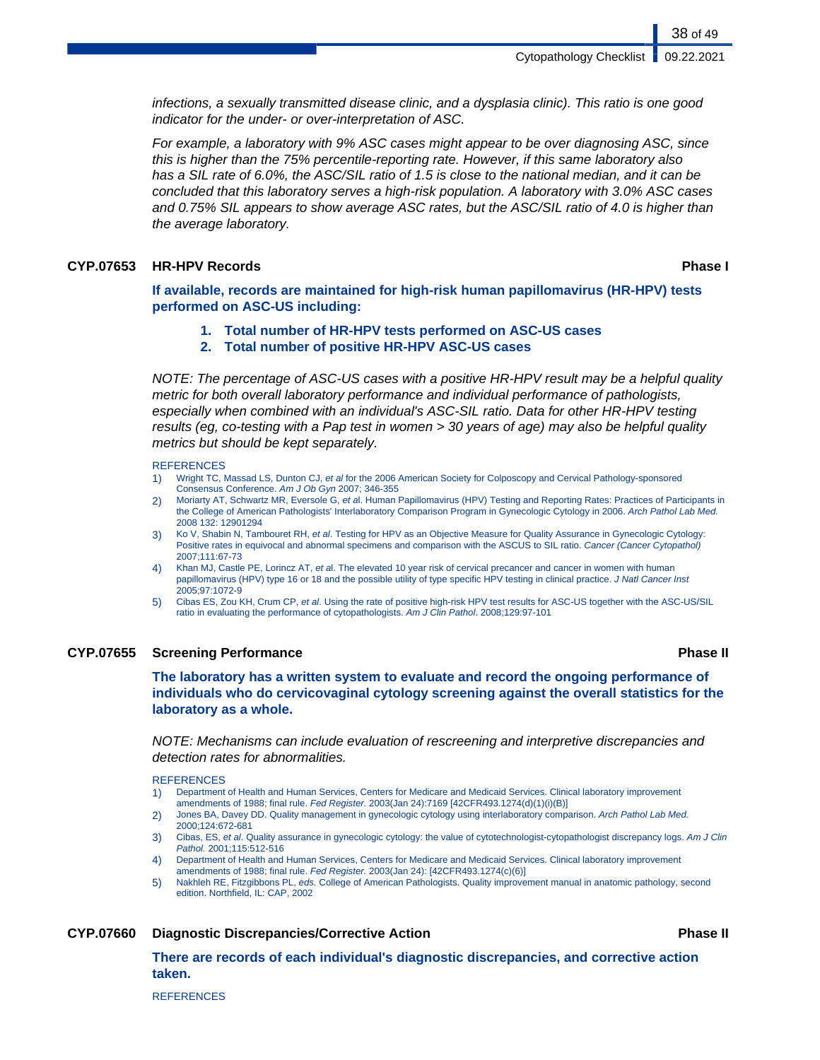*infections, a sexually transmitted disease clinic, and a dysplasia clinic). This ratio is one good indicator for the under- or over-interpretation of ASC.*

*For example, a laboratory with 9% ASC cases might appear to be over diagnosing ASC, since this is higher than the 75% percentile-reporting rate. However, if this same laboratory also has a SIL rate of 6.0%, the ASC/SIL ratio of 1.5 is close to the national median, and it can be concluded that this laboratory serves a high-risk population. A laboratory with 3.0% ASC cases and 0.75% SIL appears to show average ASC rates, but the ASC/SIL ratio of 4.0 is higher than the average laboratory.*

## CYP.07653 HR-HPV Records — Phase I

**If available, records are maintained for high-risk human papillomavirus (HR-HPV) tests performed on ASC-US including:**

1. **Total number of HR-HPV tests performed on ASC-US cases**
2. **Total number of positive HR-HPV ASC-US cases**

*NOTE: The percentage of ASC-US cases with a positive HR-HPV result may be a helpful quality metric for both overall laboratory performance and individual performance of pathologists, especially when combined with an individual's ASC-SIL ratio. Data for other HR-HPV testing results (eg, co-testing with a Pap test in women > 30 years of age) may also be helpful quality metrics but should be kept separately.*

REFERENCES

1) Wright TC, Massad LS, Dunton CJ, *et al* for the 2006 American Society for Colposcopy and Cervical Pathology-sponsored Consensus Conference. *Am J Ob Gyn* 2007; 346-355
2) Moriarty AT, Schwartz MR, Eversole G, *et a*l. Human Papillomavirus (HPV) Testing and Reporting Rates: Practices of Participants in the College of American Pathologists' Interlaboratory Comparison Program in Gynecologic Cytology in 2006. *Arch Pathol Lab Med.* 2008 132: 12901294
3) Ko V, Shabin N, Tambouret RH, *et al*. Testing for HPV as an Objective Measure for Quality Assurance in Gynecologic Cytology: Positive rates in equivocal and abnormal specimens and comparison with the ASCUS to SIL ratio. *Cancer (Cancer Cytopathol)* 2007;111:67-73
4) Khan MJ, Castle PE, Lorincz AT, *et a*l. The elevated 10 year risk of cervical precancer and cancer in women with human papillomavirus (HPV) type 16 or 18 and the possible utility of type specific HPV testing in clinical practice. *J Natl Cancer Inst* 2005;97:1072-9
5) Cibas ES, Zou KH, Crum CP, *et al*. Using the rate of positive high-risk HPV test results for ASC-US together with the ASC-US/SIL ratio in evaluating the performance of cytopathologists. *Am J Clin Pathol*. 2008;129:97-101

## CYP.07655 Screening Performance — Phase II

**The laboratory has a written system to evaluate and record the ongoing performance of individuals who do cervicovaginal cytology screening against the overall statistics for the laboratory as a whole.**

*NOTE: Mechanisms can include evaluation of rescreening and interpretive discrepancies and detection rates for abnormalities.*

REFERENCES

1) Department of Health and Human Services, Centers for Medicare and Medicaid Services. Clinical laboratory improvement amendments of 1988; final rule. *Fed Register.* 2003(Jan 24):7169 [42CFR493.1274(d)(1)(i)(B)]
2) Jones BA, Davey DD. Quality management in gynecologic cytology using interlaboratory comparison. *Arch Pathol Lab Med.* 2000;124:672-681
3) Cibas, ES, *et al*. Quality assurance in gynecologic cytology: the value of cytotechnologist-cytopathologist discrepancy logs. *Am J Clin Pathol.* 2001;115:512-516
4) Department of Health and Human Services, Centers for Medicare and Medicaid Services. Clinical laboratory improvement amendments of 1988; final rule. *Fed Register.* 2003(Jan 24): [42CFR493.1274(c)(6)]
5) Nakhleh RE, Fitzgibbons PL, *eds.* College of American Pathologists. Quality improvement manual in anatomic pathology, second edition. Northfield, IL: CAP, 2002

## CYP.07660 Diagnostic Discrepancies/Corrective Action — Phase II

**There are records of each individual's diagnostic discrepancies, and corrective action taken.**

REFERENCES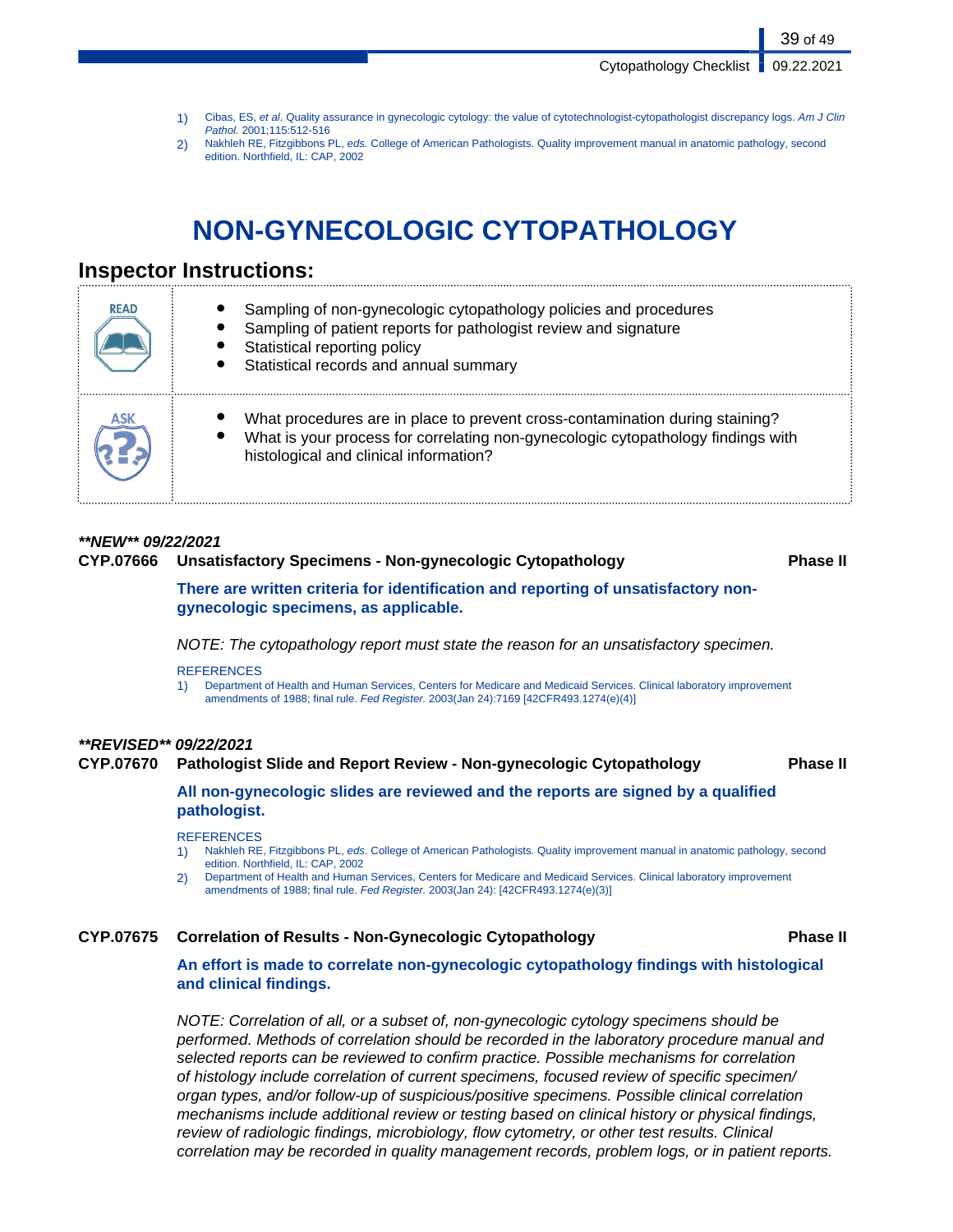1) Cibas, ES, *et al*. Quality assurance in gynecologic cytology: the value of cytotechnologist-cytopathologist discrepancy logs. *Am J Clin Pathol.* 2001;115:512-516
2) Nakhleh RE, Fitzgibbons PL, *eds.* College of American Pathologists. Quality improvement manual in anatomic pathology, second edition. Northfield, IL: CAP, 2002

# NON-GYNECOLOGIC CYTOPATHOLOGY

## Inspector Instructions:

| | |
|---|---|
| READ | • Sampling of non-gynecologic cytopathology policies and procedures<br>• Sampling of patient reports for pathologist review and signature<br>• Statistical reporting policy<br>• Statistical records and annual summary |
| ASK | • What procedures are in place to prevent cross-contamination during staining?<br>• What is your process for correlating non-gynecologic cytopathology findings with histological and clinical information? |

***NEW** 09/22/2021*

**CYP.07666 Unsatisfactory Specimens - Non-gynecologic Cytopathology** **Phase II**

**There are written criteria for identification and reporting of unsatisfactory non-gynecologic specimens, as applicable.**

*NOTE: The cytopathology report must state the reason for an unsatisfactory specimen.*

REFERENCES

1) Department of Health and Human Services, Centers for Medicare and Medicaid Services. Clinical laboratory improvement amendments of 1988; final rule. *Fed Register.* 2003(Jan 24):7169 [42CFR493.1274(e)(4)]

***REVISED** 09/22/2021*

**CYP.07670 Pathologist Slide and Report Review - Non-gynecologic Cytopathology** **Phase II**

**All non-gynecologic slides are reviewed and the reports are signed by a qualified pathologist.**

REFERENCES

1) Nakhleh RE, Fitzgibbons PL, *eds.* College of American Pathologists. Quality improvement manual in anatomic pathology, second edition. Northfield, IL: CAP, 2002
2) Department of Health and Human Services, Centers for Medicare and Medicaid Services. Clinical laboratory improvement amendments of 1988; final rule. *Fed Register.* 2003(Jan 24): [42CFR493.1274(e)(3)]

**CYP.07675 Correlation of Results - Non-Gynecologic Cytopathology** **Phase II**

**An effort is made to correlate non-gynecologic cytopathology findings with histological and clinical findings.**

*NOTE: Correlation of all, or a subset of, non-gynecologic cytology specimens should be performed. Methods of correlation should be recorded in the laboratory procedure manual and selected reports can be reviewed to confirm practice. Possible mechanisms for correlation of histology include correlation of current specimens, focused review of specific specimen/organ types, and/or follow-up of suspicious/positive specimens. Possible clinical correlation mechanisms include additional review or testing based on clinical history or physical findings, review of radiologic findings, microbiology, flow cytometry, or other test results. Clinical correlation may be recorded in quality management records, problem logs, or in patient reports.*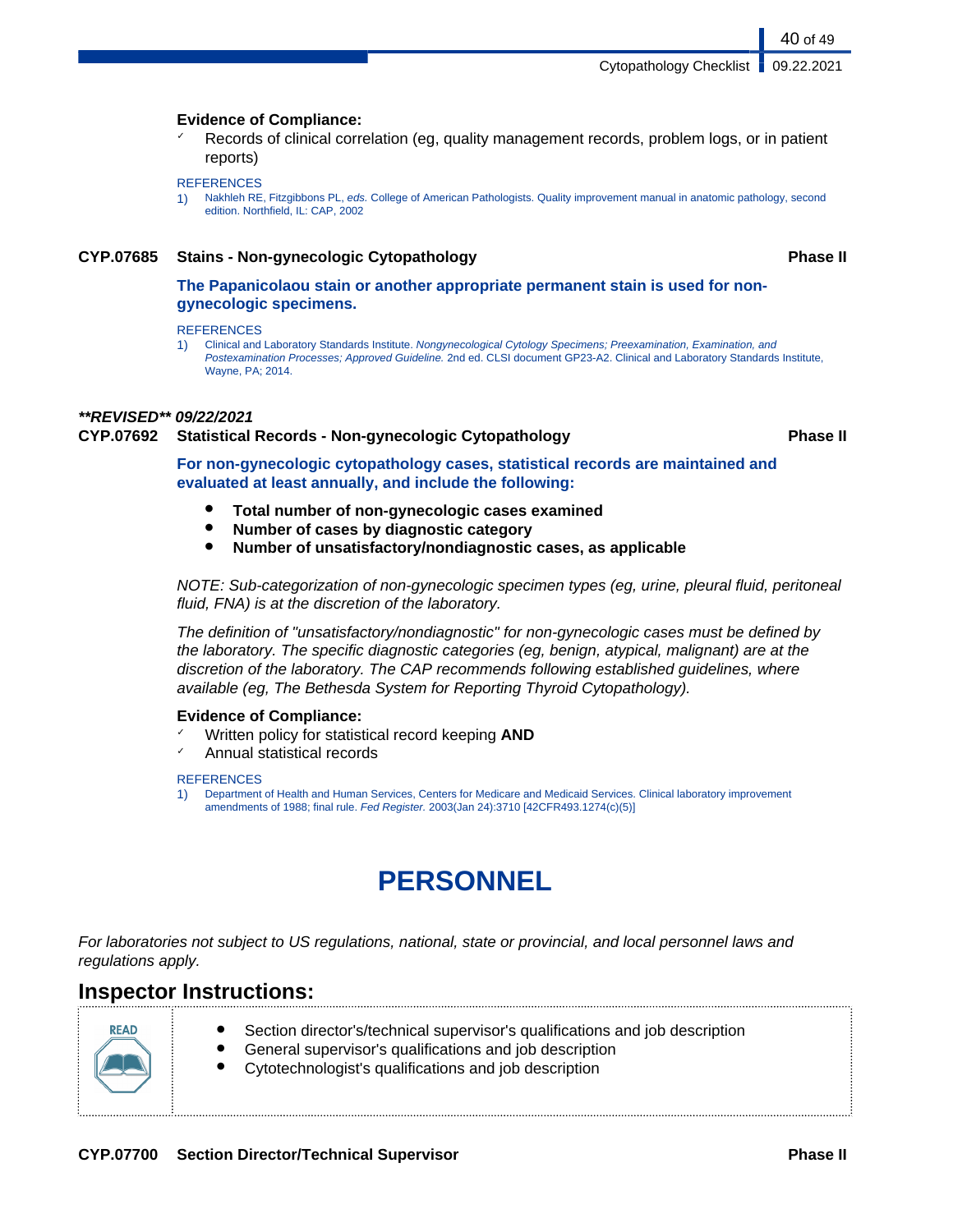**Evidence of Compliance:**

- ✓ Records of clinical correlation (eg, quality management records, problem logs, or in patient reports)

REFERENCES

1) Nakhleh RE, Fitzgibbons PL, *eds.* College of American Pathologists. Quality improvement manual in anatomic pathology, second edition. Northfield, IL: CAP, 2002

**CYP.07685 Stains - Non-gynecologic Cytopathology** **Phase II**

**The Papanicolaou stain or another appropriate permanent stain is used for non-gynecologic specimens.**

REFERENCES

1) Clinical and Laboratory Standards Institute. *Nongynecological Cytology Specimens; Preexamination, Examination, and Postexamination Processes; Approved Guideline.* 2nd ed. CLSI document GP23-A2. Clinical and Laboratory Standards Institute, Wayne, PA; 2014.

***\*\*REVISED\*\* 09/22/2021***

**CYP.07692 Statistical Records - Non-gynecologic Cytopathology** **Phase II**

**For non-gynecologic cytopathology cases, statistical records are maintained and evaluated at least annually, and include the following:**

- **Total number of non-gynecologic cases examined**
- **Number of cases by diagnostic category**
- **Number of unsatisfactory/nondiagnostic cases, as applicable**

*NOTE: Sub-categorization of non-gynecologic specimen types (eg, urine, pleural fluid, peritoneal fluid, FNA) is at the discretion of the laboratory.*

*The definition of "unsatisfactory/nondiagnostic" for non-gynecologic cases must be defined by the laboratory. The specific diagnostic categories (eg, benign, atypical, malignant) are at the discretion of the laboratory. The CAP recommends following established guidelines, where available (eg, The Bethesda System for Reporting Thyroid Cytopathology).*

**Evidence of Compliance:**

- ✓ Written policy for statistical record keeping **AND**
- ✓ Annual statistical records

REFERENCES

1) Department of Health and Human Services, Centers for Medicare and Medicaid Services. Clinical laboratory improvement amendments of 1988; final rule. *Fed Register.* 2003(Jan 24):3710 [42CFR493.1274(c)(5)]

# PERSONNEL

*For laboratories not subject to US regulations, national, state or provincial, and local personnel laws and regulations apply.*

## Inspector Instructions:

READ

- Section director's/technical supervisor's qualifications and job description
- General supervisor's qualifications and job description
- Cytotechnologist's qualifications and job description

**CYP.07700 Section Director/Technical Supervisor** **Phase II**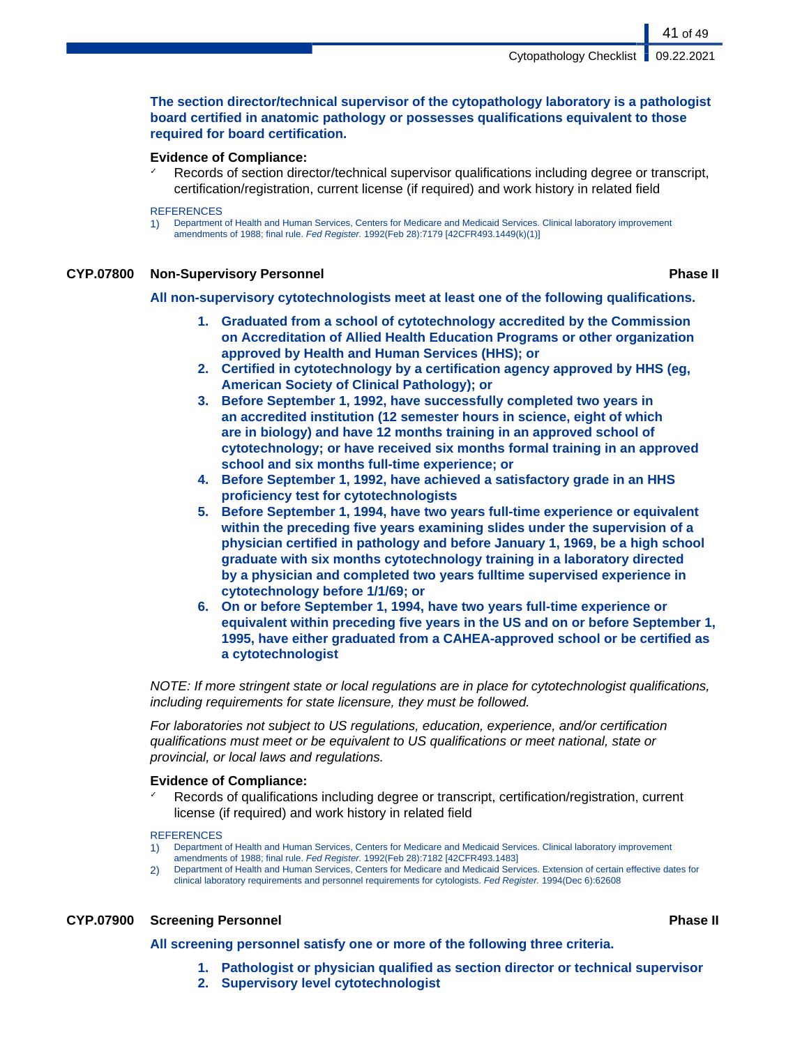**The section director/technical supervisor of the cytopathology laboratory is a pathologist board certified in anatomic pathology or possesses qualifications equivalent to those required for board certification.**

**Evidence of Compliance:**

- ✓ Records of section director/technical supervisor qualifications including degree or transcript, certification/registration, current license (if required) and work history in related field

REFERENCES

1) Department of Health and Human Services, Centers for Medicare and Medicaid Services. Clinical laboratory improvement amendments of 1988; final rule. *Fed Register.* 1992(Feb 28):7179 [42CFR493.1449(k)(1)]

### CYP.07800 Non-Supervisory Personnel — Phase II

**All non-supervisory cytotechnologists meet at least one of the following qualifications.**

1. **Graduated from a school of cytotechnology accredited by the Commission on Accreditation of Allied Health Education Programs or other organization approved by Health and Human Services (HHS); or**
2. **Certified in cytotechnology by a certification agency approved by HHS (eg, American Society of Clinical Pathology); or**
3. **Before September 1, 1992, have successfully completed two years in an accredited institution (12 semester hours in science, eight of which are in biology) and have 12 months training in an approved school of cytotechnology; or have received six months formal training in an approved school and six months full-time experience; or**
4. **Before September 1, 1992, have achieved a satisfactory grade in an HHS proficiency test for cytotechnologists**
5. **Before September 1, 1994, have two years full-time experience or equivalent within the preceding five years examining slides under the supervision of a physician certified in pathology and before January 1, 1969, be a high school graduate with six months cytotechnology training in a laboratory directed by a physician and completed two years fulltime supervised experience in cytotechnology before 1/1/69; or**
6. **On or before September 1, 1994, have two years full-time experience or equivalent within preceding five years in the US and on or before September 1, 1995, have either graduated from a CAHEA-approved school or be certified as a cytotechnologist**

*NOTE: If more stringent state or local regulations are in place for cytotechnologist qualifications, including requirements for state licensure, they must be followed.*

*For laboratories not subject to US regulations, education, experience, and/or certification qualifications must meet or be equivalent to US qualifications or meet national, state or provincial, or local laws and regulations.*

**Evidence of Compliance:**

- ✓ Records of qualifications including degree or transcript, certification/registration, current license (if required) and work history in related field

REFERENCES

1) Department of Health and Human Services, Centers for Medicare and Medicaid Services. Clinical laboratory improvement amendments of 1988; final rule. *Fed Register.* 1992(Feb 28):7182 [42CFR493.1483]
2) Department of Health and Human Services, Centers for Medicare and Medicaid Services. Extension of certain effective dates for clinical laboratory requirements and personnel requirements for cytologists. *Fed Register.* 1994(Dec 6):62608

### CYP.07900 Screening Personnel — Phase II

**All screening personnel satisfy one or more of the following three criteria.**

1. **Pathologist or physician qualified as section director or technical supervisor**
2. **Supervisory level cytotechnologist**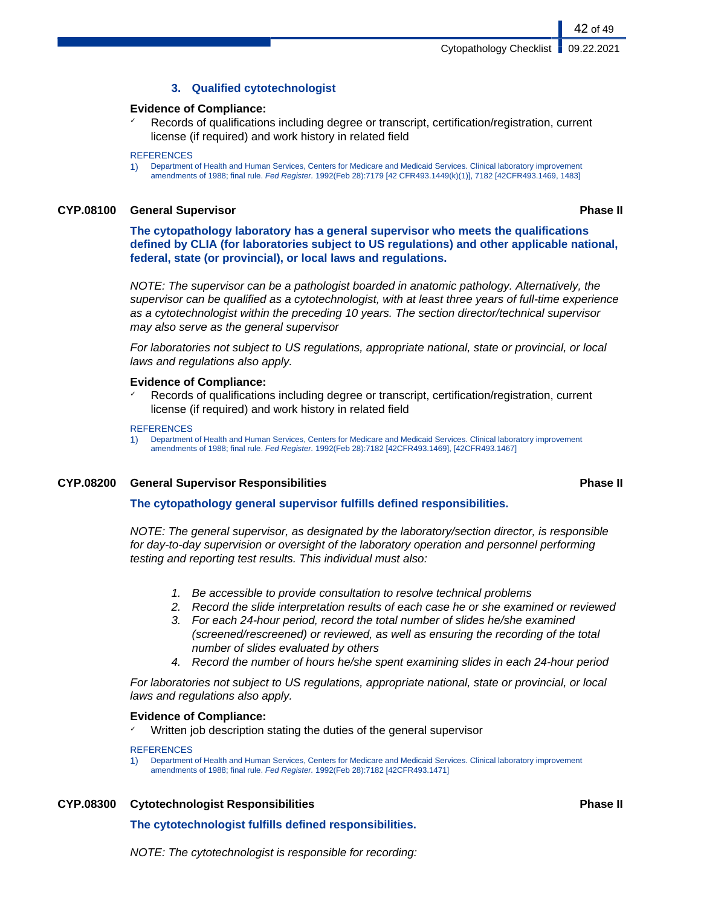3. **Qualified cytotechnologist**

**Evidence of Compliance:**

- ✓ Records of qualifications including degree or transcript, certification/registration, current license (if required) and work history in related field

REFERENCES

1) Department of Health and Human Services, Centers for Medicare and Medicaid Services. Clinical laboratory improvement amendments of 1988; final rule. *Fed Register.* 1992(Feb 28):7179 [42 CFR493.1449(k)(1)], 7182 [42CFR493.1469, 1483]

### CYP.08100 General Supervisor — Phase II

**The cytopathology laboratory has a general supervisor who meets the qualifications defined by CLIA (for laboratories subject to US regulations) and other applicable national, federal, state (or provincial), or local laws and regulations.**

*NOTE: The supervisor can be a pathologist boarded in anatomic pathology. Alternatively, the supervisor can be qualified as a cytotechnologist, with at least three years of full-time experience as a cytotechnologist within the preceding 10 years. The section director/technical supervisor may also serve as the general supervisor*

*For laboratories not subject to US regulations, appropriate national, state or provincial, or local laws and regulations also apply.*

**Evidence of Compliance:**

- ✓ Records of qualifications including degree or transcript, certification/registration, current license (if required) and work history in related field

REFERENCES

1) Department of Health and Human Services, Centers for Medicare and Medicaid Services. Clinical laboratory improvement amendments of 1988; final rule. *Fed Register.* 1992(Feb 28):7182 [42CFR493.1469], [42CFR493.1467]

### CYP.08200 General Supervisor Responsibilities — Phase II

**The cytopathology general supervisor fulfills defined responsibilities.**

*NOTE: The general supervisor, as designated by the laboratory/section director, is responsible for day-to-day supervision or oversight of the laboratory operation and personnel performing testing and reporting test results. This individual must also:*

1. *Be accessible to provide consultation to resolve technical problems*
2. *Record the slide interpretation results of each case he or she examined or reviewed*
3. *For each 24-hour period, record the total number of slides he/she examined (screened/rescreened) or reviewed, as well as ensuring the recording of the total number of slides evaluated by others*
4. *Record the number of hours he/she spent examining slides in each 24-hour period*

*For laboratories not subject to US regulations, appropriate national, state or provincial, or local laws and regulations also apply.*

**Evidence of Compliance:**

- ✓ Written job description stating the duties of the general supervisor

REFERENCES

1) Department of Health and Human Services, Centers for Medicare and Medicaid Services. Clinical laboratory improvement amendments of 1988; final rule. *Fed Register.* 1992(Feb 28):7182 [42CFR493.1471]

### CYP.08300 Cytotechnologist Responsibilities — Phase II

**The cytotechnologist fulfills defined responsibilities.**

*NOTE: The cytotechnologist is responsible for recording:*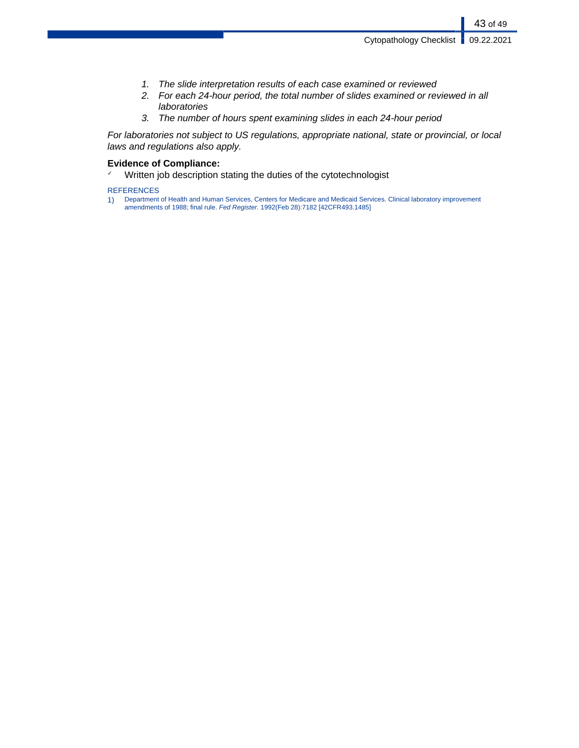1. *The slide interpretation results of each case examined or reviewed*
2. *For each 24-hour period, the total number of slides examined or reviewed in all laboratories*
3. *The number of hours spent examining slides in each 24-hour period*

*For laboratories not subject to US regulations, appropriate national, state or provincial, or local laws and regulations also apply.*

**Evidence of Compliance:**

- ✓ Written job description stating the duties of the cytotechnologist

REFERENCES

1) Department of Health and Human Services, Centers for Medicare and Medicaid Services. Clinical laboratory improvement amendments of 1988; final rule. *Fed Register.* 1992(Feb 28):7182 [42CFR493.1485]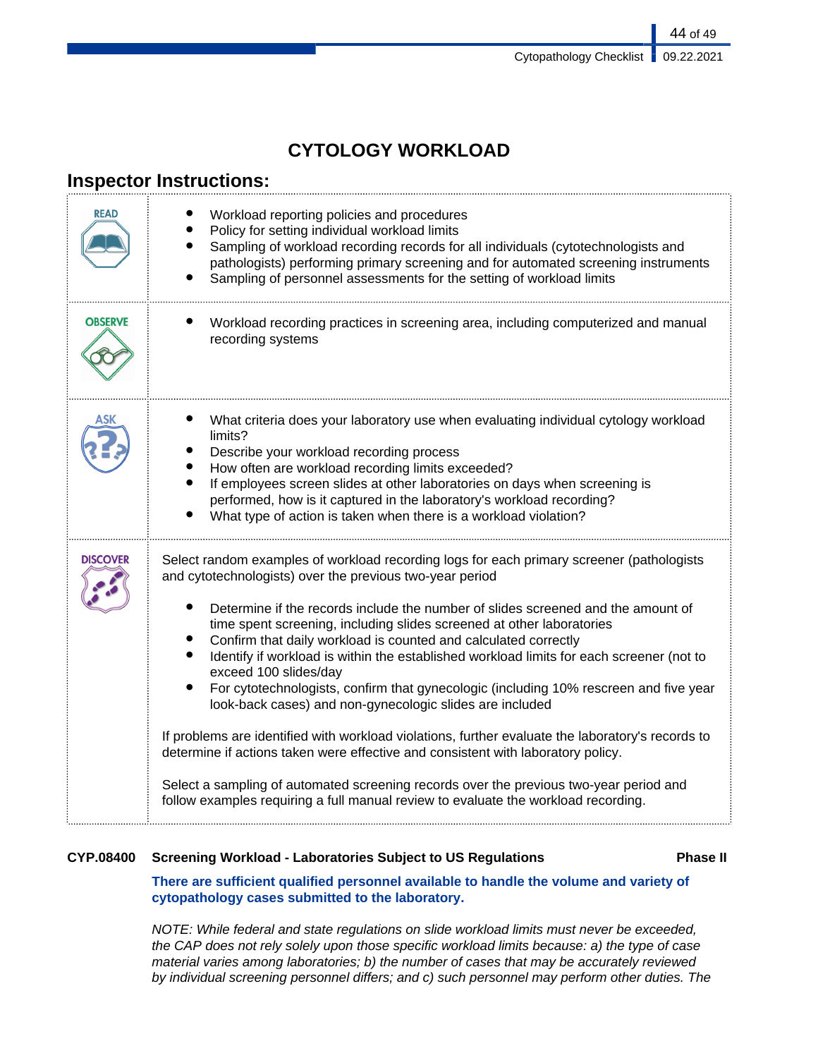# CYTOLOGY WORKLOAD

## Inspector Instructions:

| | |
|---|---|
| **READ** | • Workload reporting policies and procedures<br>• Policy for setting individual workload limits<br>• Sampling of workload recording records for all individuals (cytotechnologists and pathologists) performing primary screening and for automated screening instruments<br>• Sampling of personnel assessments for the setting of workload limits |
| **OBSERVE** | • Workload recording practices in screening area, including computerized and manual recording systems |
| **ASK** | • What criteria does your laboratory use when evaluating individual cytology workload limits?<br>• Describe your workload recording process<br>• How often are workload recording limits exceeded?<br>• If employees screen slides at other laboratories on days when screening is performed, how is it captured in the laboratory's workload recording?<br>• What type of action is taken when there is a workload violation? |
| **DISCOVER** | Select random examples of workload recording logs for each primary screener (pathologists and cytotechnologists) over the previous two-year period<br><br>• Determine if the records include the number of slides screened and the amount of time spent screening, including slides screened at other laboratories<br>• Confirm that daily workload is counted and calculated correctly<br>• Identify if workload is within the established workload limits for each screener (not to exceed 100 slides/day<br>• For cytotechnologists, confirm that gynecologic (including 10% rescreen and five year look-back cases) and non-gynecologic slides are included<br><br>If problems are identified with workload violations, further evaluate the laboratory's records to determine if actions taken were effective and consistent with laboratory policy.<br><br>Select a sampling of automated screening records over the previous two-year period and follow examples requiring a full manual review to evaluate the workload recording. |

**CYP.08400 Screening Workload - Laboratories Subject to US Regulations** **Phase II**

**There are sufficient qualified personnel available to handle the volume and variety of cytopathology cases submitted to the laboratory.**

*NOTE: While federal and state regulations on slide workload limits must never be exceeded, the CAP does not rely solely upon those specific workload limits because: a) the type of case material varies among laboratories; b) the number of cases that may be accurately reviewed by individual screening personnel differs; and c) such personnel may perform other duties. The*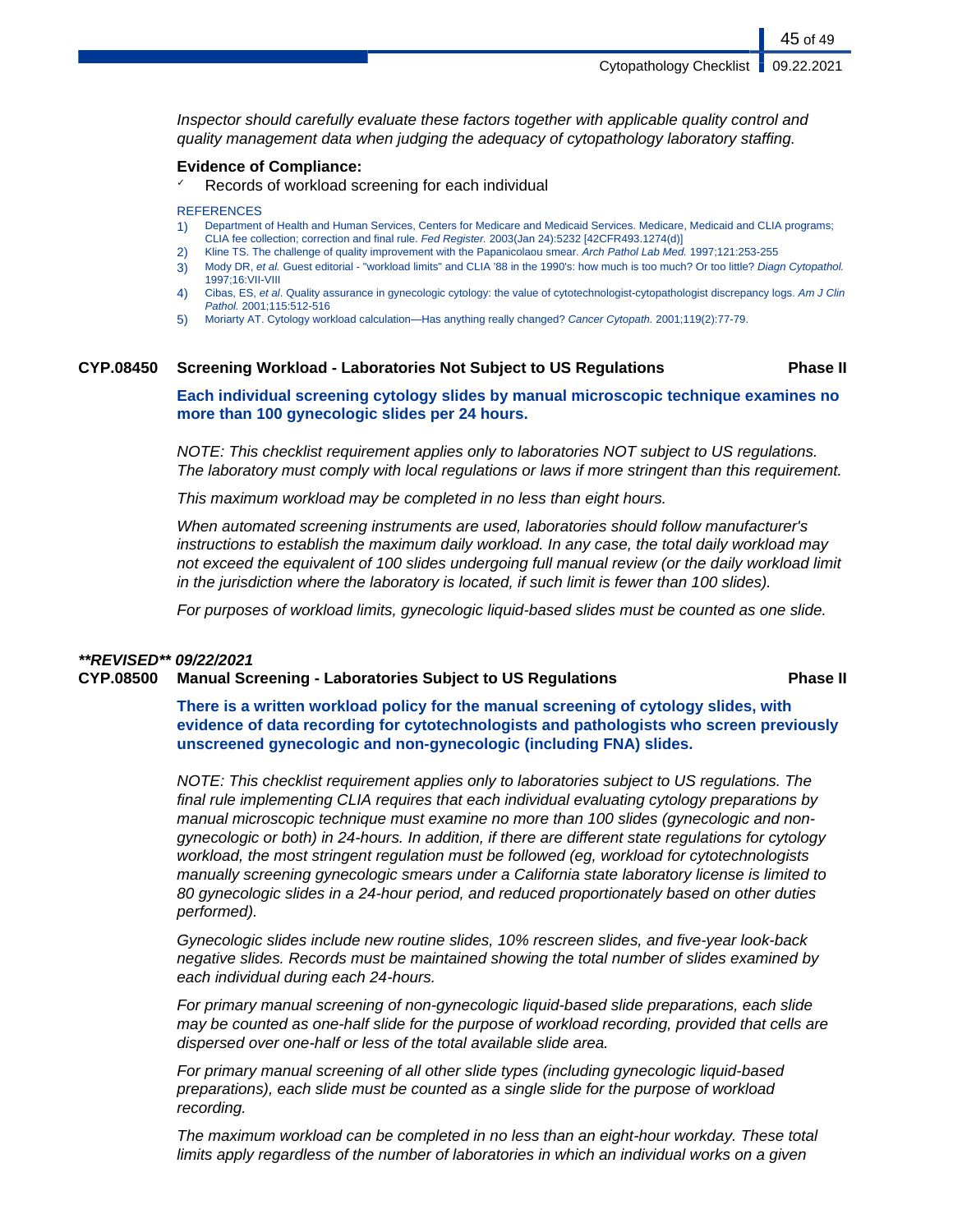*Inspector should carefully evaluate these factors together with applicable quality control and quality management data when judging the adequacy of cytopathology laboratory staffing.*

**Evidence of Compliance:**

- ✓ Records of workload screening for each individual

REFERENCES

1) Department of Health and Human Services, Centers for Medicare and Medicaid Services. Medicare, Medicaid and CLIA programs; CLIA fee collection; correction and final rule. *Fed Register.* 2003(Jan 24):5232 [42CFR493.1274(d)]
2) Kline TS. The challenge of quality improvement with the Papanicolaou smear. *Arch Pathol Lab Med.* 1997;121:253-255
3) Mody DR, *et al.* Guest editorial - "workload limits" and CLIA '88 in the 1990's: how much is too much? Or too little? *Diagn Cytopathol.* 1997;16:VII-VIII
4) Cibas, ES, *et al*. Quality assurance in gynecologic cytology: the value of cytotechnologist-cytopathologist discrepancy logs. *Am J Clin Pathol.* 2001;115:512-516
5) Moriarty AT. Cytology workload calculation—Has anything really changed? *Cancer Cytopath.* 2001;119(2):77-79.

### CYP.08450 Screening Workload - Laboratories Not Subject to US Regulations — Phase II

**Each individual screening cytology slides by manual microscopic technique examines no more than 100 gynecologic slides per 24 hours.**

*NOTE: This checklist requirement applies only to laboratories NOT subject to US regulations. The laboratory must comply with local regulations or laws if more stringent than this requirement.*

*This maximum workload may be completed in no less than eight hours.*

*When automated screening instruments are used, laboratories should follow manufacturer's instructions to establish the maximum daily workload. In any case, the total daily workload may not exceed the equivalent of 100 slides undergoing full manual review (or the daily workload limit in the jurisdiction where the laboratory is located, if such limit is fewer than 100 slides).*

*For purposes of workload limits, gynecologic liquid-based slides must be counted as one slide.*

***\*\*REVISED\*\* 09/22/2021***

### CYP.08500 Manual Screening - Laboratories Subject to US Regulations — Phase II

**There is a written workload policy for the manual screening of cytology slides, with evidence of data recording for cytotechnologists and pathologists who screen previously unscreened gynecologic and non-gynecologic (including FNA) slides.**

*NOTE: This checklist requirement applies only to laboratories subject to US regulations. The final rule implementing CLIA requires that each individual evaluating cytology preparations by manual microscopic technique must examine no more than 100 slides (gynecologic and non-gynecologic or both) in 24-hours. In addition, if there are different state regulations for cytology workload, the most stringent regulation must be followed (eg, workload for cytotechnologists manually screening gynecologic smears under a California state laboratory license is limited to 80 gynecologic slides in a 24-hour period, and reduced proportionately based on other duties performed).*

*Gynecologic slides include new routine slides, 10% rescreen slides, and five-year look-back negative slides. Records must be maintained showing the total number of slides examined by each individual during each 24-hours.*

*For primary manual screening of non-gynecologic liquid-based slide preparations, each slide may be counted as one-half slide for the purpose of workload recording, provided that cells are dispersed over one-half or less of the total available slide area.*

*For primary manual screening of all other slide types (including gynecologic liquid-based preparations), each slide must be counted as a single slide for the purpose of workload recording.*

*The maximum workload can be completed in no less than an eight-hour workday. These total limits apply regardless of the number of laboratories in which an individual works on a given*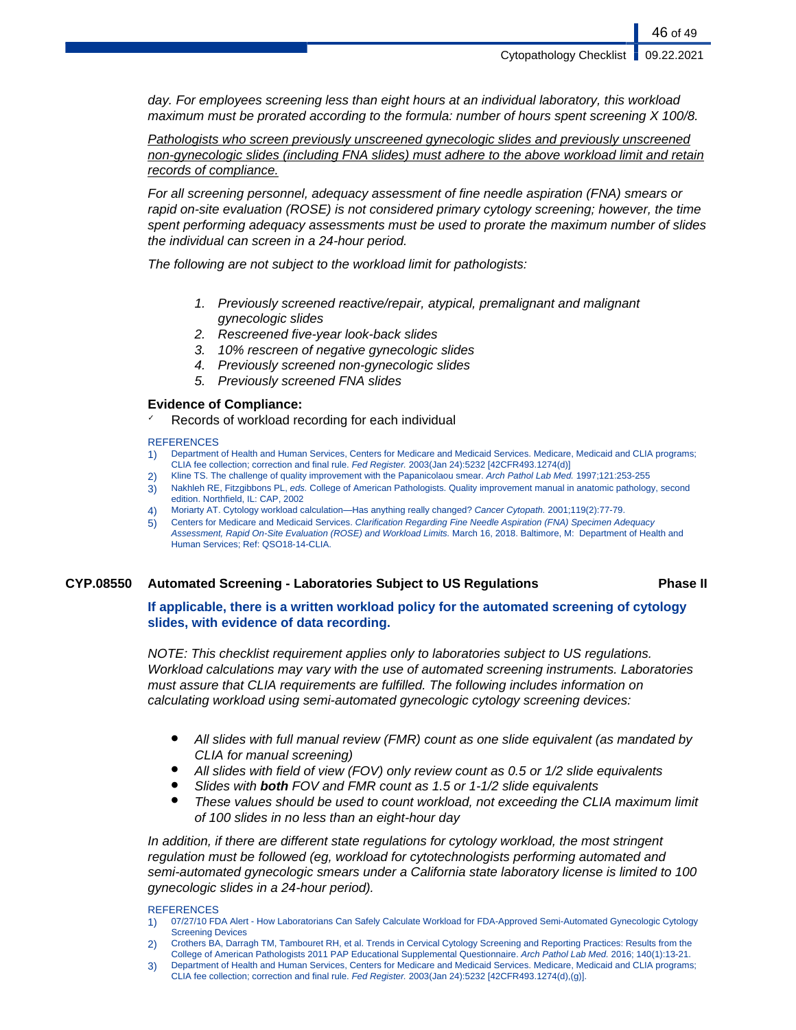*day. For employees screening less than eight hours at an individual laboratory, this workload maximum must be prorated according to the formula: number of hours spent screening X 100/8.*

*<u>Pathologists who screen previously unscreened gynecologic slides and previously unscreened non-gynecologic slides (including FNA slides) must adhere to the above workload limit and retain records of compliance.</u>*

*For all screening personnel, adequacy assessment of fine needle aspiration (FNA) smears or rapid on-site evaluation (ROSE) is not considered primary cytology screening; however, the time spent performing adequacy assessments must be used to prorate the maximum number of slides the individual can screen in a 24-hour period.*

*The following are not subject to the workload limit for pathologists:*

1. *Previously screened reactive/repair, atypical, premalignant and malignant gynecologic slides*
2. *Rescreened five-year look-back slides*
3. *10% rescreen of negative gynecologic slides*
4. *Previously screened non-gynecologic slides*
5. *Previously screened FNA slides*

**Evidence of Compliance:**

- ✓ Records of workload recording for each individual

REFERENCES

1) Department of Health and Human Services, Centers for Medicare and Medicaid Services. Medicare, Medicaid and CLIA programs; CLIA fee collection; correction and final rule. *Fed Register.* 2003(Jan 24):5232 [42CFR493.1274(d)]
2) Kline TS. The challenge of quality improvement with the Papanicolaou smear. *Arch Pathol Lab Med.* 1997;121:253-255
3) Nakhleh RE, Fitzgibbons PL, *eds.* College of American Pathologists. Quality improvement manual in anatomic pathology, second edition. Northfield, IL: CAP, 2002
4) Moriarty AT. Cytology workload calculation—Has anything really changed? *Cancer Cytopath.* 2001;119(2):77-79.
5) Centers for Medicare and Medicaid Services. *Clarification Regarding Fine Needle Aspiration (FNA) Specimen Adequacy Assessment, Rapid On-Site Evaluation (ROSE) and Workload Limits.* March 16, 2018. Baltimore, M: Department of Health and Human Services; Ref: QSO18-14-CLIA.

### CYP.08550 Automated Screening - Laboratories Subject to US Regulations — Phase II

**If applicable, there is a written workload policy for the automated screening of cytology slides, with evidence of data recording.**

*NOTE: This checklist requirement applies only to laboratories subject to US regulations. Workload calculations may vary with the use of automated screening instruments. Laboratories must assure that CLIA requirements are fulfilled. The following includes information on calculating workload using semi-automated gynecologic cytology screening devices:*

- *All slides with full manual review (FMR) count as one slide equivalent (as mandated by CLIA for manual screening)*
- *All slides with field of view (FOV) only review count as 0.5 or 1/2 slide equivalents*
- *Slides with **both** FOV and FMR count as 1.5 or 1-1/2 slide equivalents*
- *These values should be used to count workload, not exceeding the CLIA maximum limit of 100 slides in no less than an eight-hour day*

*In addition, if there are different state regulations for cytology workload, the most stringent regulation must be followed (eg, workload for cytotechnologists performing automated and semi-automated gynecologic smears under a California state laboratory license is limited to 100 gynecologic slides in a 24-hour period).*

REFERENCES

1) 07/27/10 FDA Alert - How Laboratorians Can Safely Calculate Workload for FDA-Approved Semi-Automated Gynecologic Cytology Screening Devices
2) Crothers BA, Darragh TM, Tambouret RH, et al. Trends in Cervical Cytology Screening and Reporting Practices: Results from the College of American Pathologists 2011 PAP Educational Supplemental Questionnaire. *Arch Pathol Lab Med.* 2016; 140(1):13-21.
3) Department of Health and Human Services, Centers for Medicare and Medicaid Services. Medicare, Medicaid and CLIA programs; CLIA fee collection; correction and final rule. *Fed Register.* 2003(Jan 24):5232 [42CFR493.1274(d),(g)].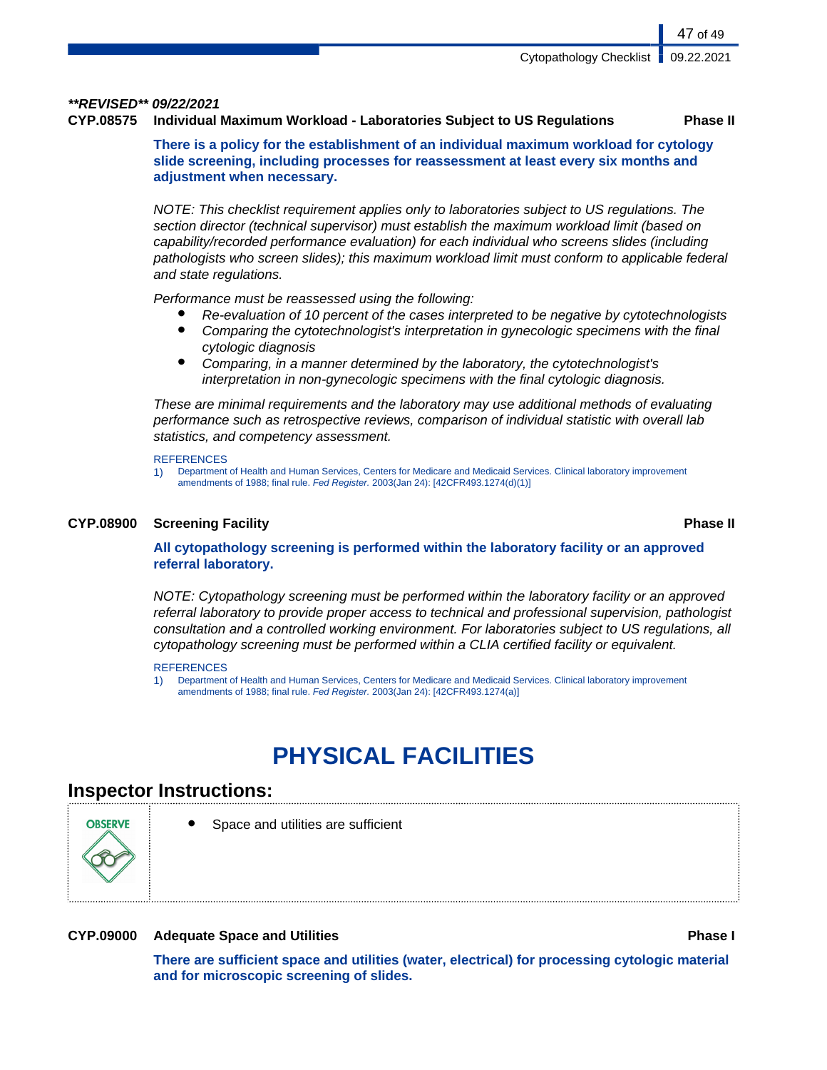***\*\*REVISED\*\* 09/22/2021***

**CYP.08575 Individual Maximum Workload - Laboratories Subject to US Regulations** **Phase II**

**There is a policy for the establishment of an individual maximum workload for cytology slide screening, including processes for reassessment at least every six months and adjustment when necessary.**

*NOTE: This checklist requirement applies only to laboratories subject to US regulations. The section director (technical supervisor) must establish the maximum workload limit (based on capability/recorded performance evaluation) for each individual who screens slides (including pathologists who screen slides); this maximum workload limit must conform to applicable federal and state regulations.*

*Performance must be reassessed using the following:*

- *Re-evaluation of 10 percent of the cases interpreted to be negative by cytotechnologists*
- *Comparing the cytotechnologist's interpretation in gynecologic specimens with the final cytologic diagnosis*
- *Comparing, in a manner determined by the laboratory, the cytotechnologist's interpretation in non-gynecologic specimens with the final cytologic diagnosis.*

*These are minimal requirements and the laboratory may use additional methods of evaluating performance such as retrospective reviews, comparison of individual statistic with overall lab statistics, and competency assessment.*

REFERENCES

1) Department of Health and Human Services, Centers for Medicare and Medicaid Services. Clinical laboratory improvement amendments of 1988; final rule. *Fed Register.* 2003(Jan 24): [42CFR493.1274(d)(1)]

**CYP.08900 Screening Facility** **Phase II**

**All cytopathology screening is performed within the laboratory facility or an approved referral laboratory.**

*NOTE: Cytopathology screening must be performed within the laboratory facility or an approved referral laboratory to provide proper access to technical and professional supervision, pathologist consultation and a controlled working environment. For laboratories subject to US regulations, all cytopathology screening must be performed within a CLIA certified facility or equivalent.*

REFERENCES

1) Department of Health and Human Services, Centers for Medicare and Medicaid Services. Clinical laboratory improvement amendments of 1988; final rule. *Fed Register.* 2003(Jan 24): [42CFR493.1274(a)]

# PHYSICAL FACILITIES

## Inspector Instructions:

| OBSERVE | • Space and utilities are sufficient |
|---|---|

**CYP.09000 Adequate Space and Utilities** **Phase I**

**There are sufficient space and utilities (water, electrical) for processing cytologic material and for microscopic screening of slides.**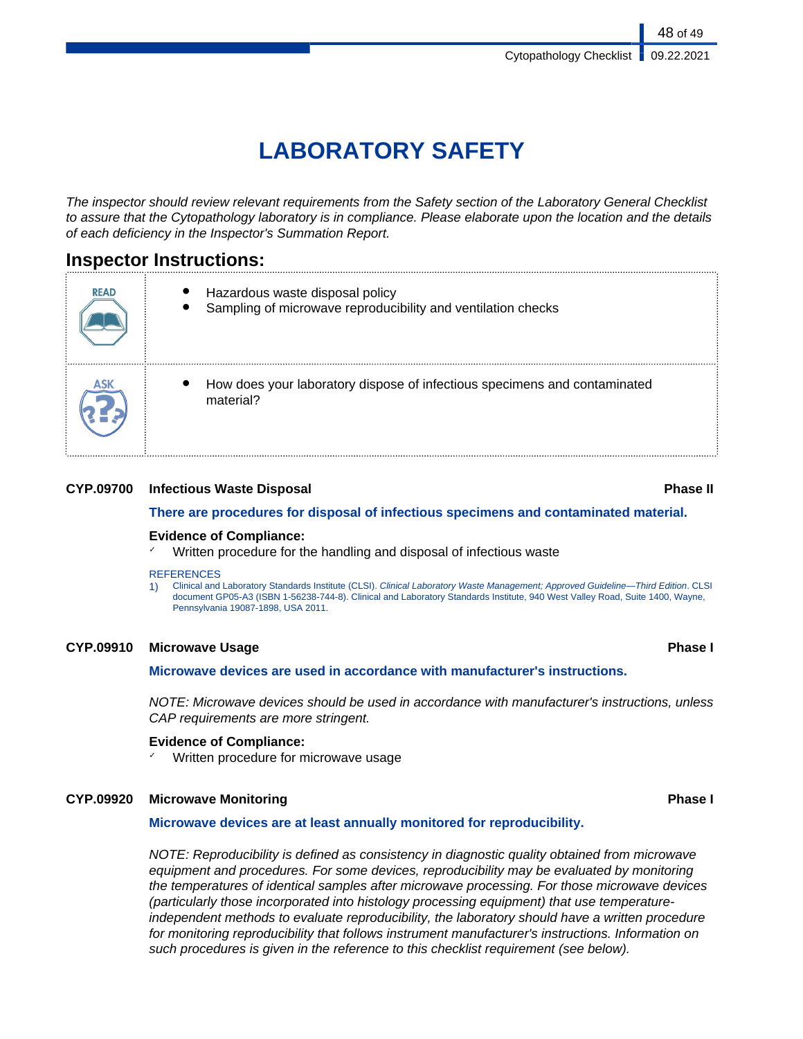# LABORATORY SAFETY

*The inspector should review relevant requirements from the Safety section of the Laboratory General Checklist to assure that the Cytopathology laboratory is in compliance. Please elaborate upon the location and the details of each deficiency in the Inspector's Summation Report.*

## Inspector Instructions:

| | |
|---|---|
| READ | • Hazardous waste disposal policy<br>• Sampling of microwave reproducibility and ventilation checks |
| ASK | • How does your laboratory dispose of infectious specimens and contaminated material? |

**CYP.09700 Infectious Waste Disposal** — **Phase II**

**There are procedures for disposal of infectious specimens and contaminated material.**

**Evidence of Compliance:**

- ✓ Written procedure for the handling and disposal of infectious waste

REFERENCES

1) Clinical and Laboratory Standards Institute (CLSI). *Clinical Laboratory Waste Management; Approved Guideline—Third Edition*. CLSI document GP05-A3 (ISBN 1-56238-744-8). Clinical and Laboratory Standards Institute, 940 West Valley Road, Suite 1400, Wayne, Pennsylvania 19087-1898, USA 2011.

**CYP.09910 Microwave Usage** — **Phase I**

**Microwave devices are used in accordance with manufacturer's instructions.**

*NOTE: Microwave devices should be used in accordance with manufacturer's instructions, unless CAP requirements are more stringent.*

**Evidence of Compliance:**

- ✓ Written procedure for microwave usage

**CYP.09920 Microwave Monitoring** — **Phase I**

**Microwave devices are at least annually monitored for reproducibility.**

*NOTE: Reproducibility is defined as consistency in diagnostic quality obtained from microwave equipment and procedures. For some devices, reproducibility may be evaluated by monitoring the temperatures of identical samples after microwave processing. For those microwave devices (particularly those incorporated into histology processing equipment) that use temperature-independent methods to evaluate reproducibility, the laboratory should have a written procedure for monitoring reproducibility that follows instrument manufacturer's instructions. Information on such procedures is given in the reference to this checklist requirement (see below).*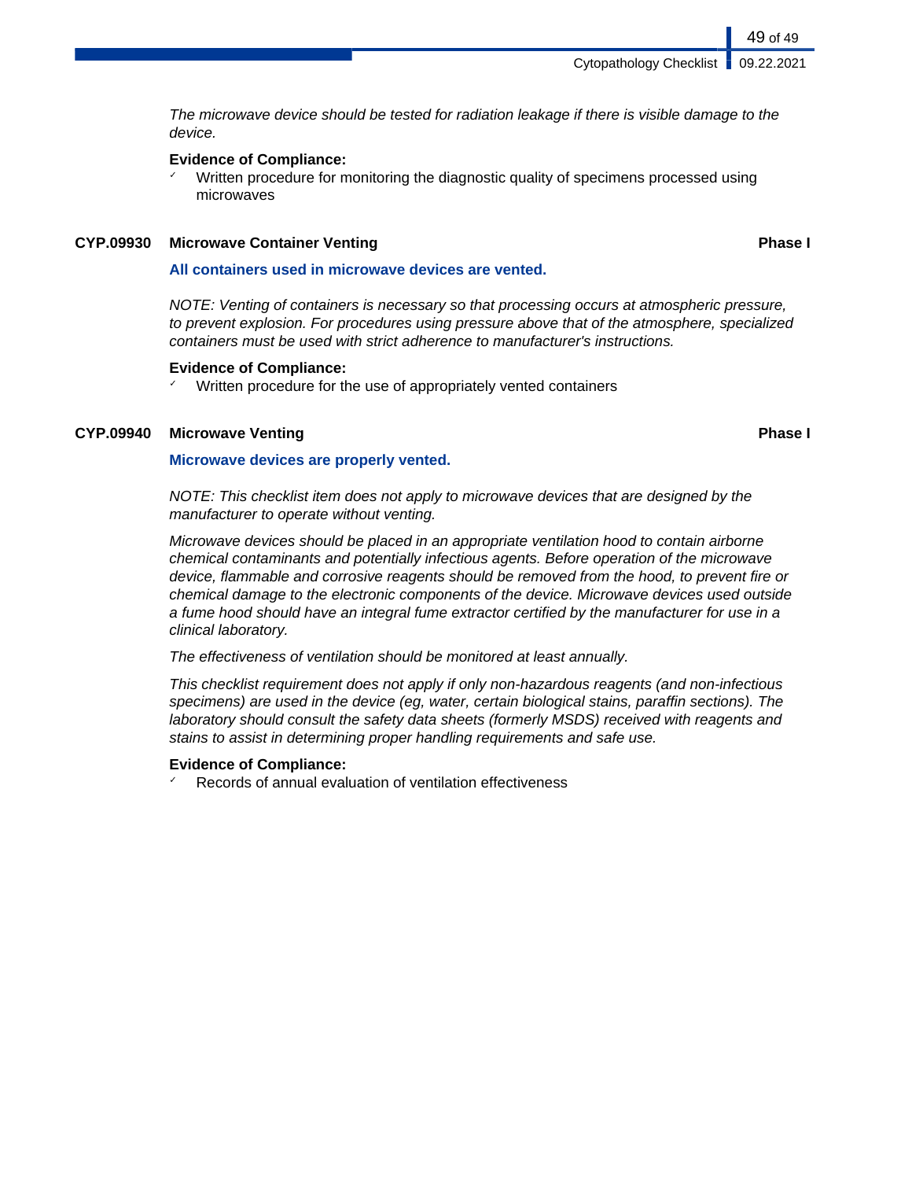*The microwave device should be tested for radiation leakage if there is visible damage to the device.*

**Evidence of Compliance:**

- ✓ Written procedure for monitoring the diagnostic quality of specimens processed using microwaves

### CYP.09930 Microwave Container Venting — Phase I

**All containers used in microwave devices are vented.**

*NOTE: Venting of containers is necessary so that processing occurs at atmospheric pressure, to prevent explosion. For procedures using pressure above that of the atmosphere, specialized containers must be used with strict adherence to manufacturer's instructions.*

**Evidence of Compliance:**

- ✓ Written procedure for the use of appropriately vented containers

### CYP.09940 Microwave Venting — Phase I

**Microwave devices are properly vented.**

*NOTE: This checklist item does not apply to microwave devices that are designed by the manufacturer to operate without venting.*

*Microwave devices should be placed in an appropriate ventilation hood to contain airborne chemical contaminants and potentially infectious agents. Before operation of the microwave device, flammable and corrosive reagents should be removed from the hood, to prevent fire or chemical damage to the electronic components of the device. Microwave devices used outside a fume hood should have an integral fume extractor certified by the manufacturer for use in a clinical laboratory.*

*The effectiveness of ventilation should be monitored at least annually.*

*This checklist requirement does not apply if only non-hazardous reagents (and non-infectious specimens) are used in the device (eg, water, certain biological stains, paraffin sections). The laboratory should consult the safety data sheets (formerly MSDS) received with reagents and stains to assist in determining proper handling requirements and safe use.*

**Evidence of Compliance:**

- ✓ Records of annual evaluation of ventilation effectiveness